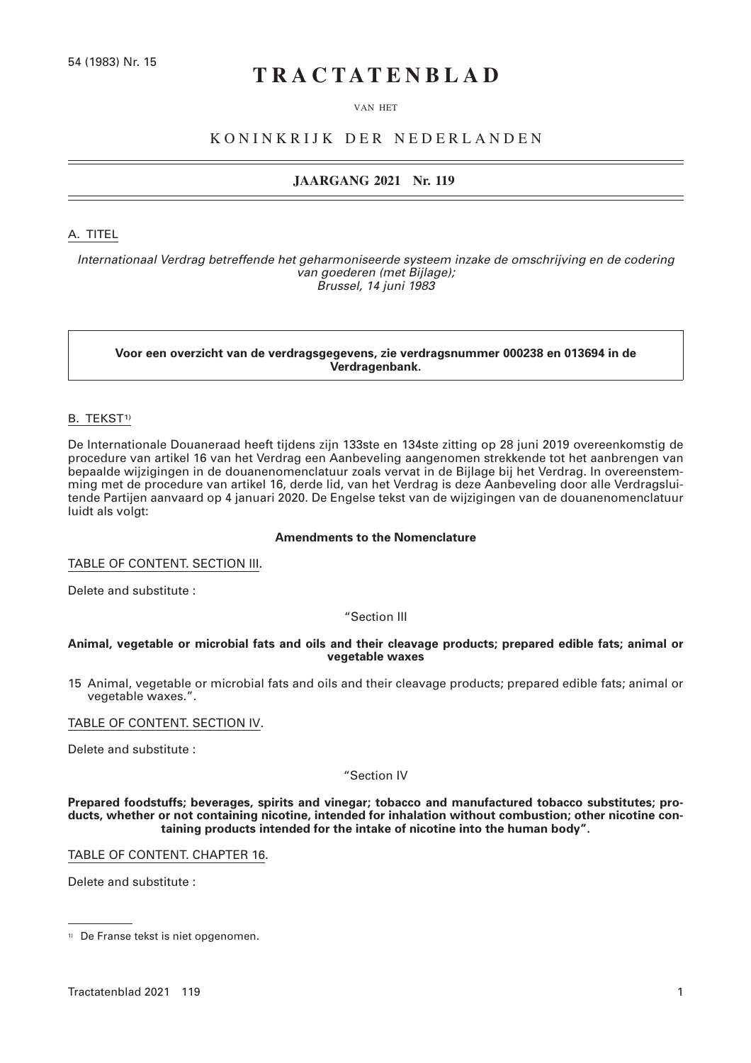54 (1983) Nr. 15

# TRACTATENBLAD

VAN HET

## KONINKRIJK DER NEDERLANDEN

### JAARGANG 2021 Nr. 119

A. TITEL

*Internationaal Verdrag betreffende het geharmoniseerde systeem inzake de omschrijving en de codering van goederen (met Bijlage);*
*Brussel, 14 juni 1983*

**Voor een overzicht van de verdragsgegevens, zie verdragsnummer 000238 en 013694 in de Verdragenbank.**

B. TEKST[1)]

De Internationale Douaneraad heeft tijdens zijn 133ste en 134ste zitting op 28 juni 2019 overeenkomstig de procedure van artikel 16 van het Verdrag een Aanbeveling aangenomen strekkende tot het aanbrengen van bepaalde wijzigingen in de douanenomenclatuur zoals vervat in de Bijlage bij het Verdrag. In overeenstemming met de procedure van artikel 16, derde lid, van het Verdrag is deze Aanbeveling door alle Verdragsluitende Partijen aanvaard op 4 januari 2020. De Engelse tekst van de wijzigingen van de douanenomenclatuur luidt als volgt:

**Amendments to the Nomenclature**

TABLE OF CONTENT. SECTION III.

Delete and substitute :

"Section III

**Animal, vegetable or microbial fats and oils and their cleavage products; prepared edible fats; animal or vegetable waxes**

15 Animal, vegetable or microbial fats and oils and their cleavage products; prepared edible fats; animal or vegetable waxes.".

TABLE OF CONTENT. SECTION IV.

Delete and substitute :

"Section IV

**Prepared foodstuffs; beverages, spirits and vinegar; tobacco and manufactured tobacco substitutes; products, whether or not containing nicotine, intended for inhalation without combustion; other nicotine containing products intended for the intake of nicotine into the human body".**

TABLE OF CONTENT. CHAPTER 16.

Delete and substitute :

1) De Franse tekst is niet opgenomen.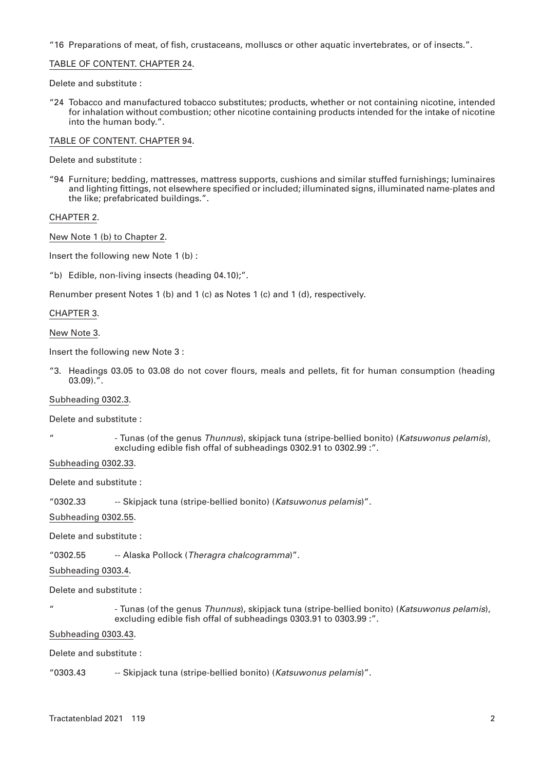"16 Preparations of meat, of fish, crustaceans, molluscs or other aquatic invertebrates, or of insects.".

TABLE OF CONTENT. CHAPTER 24.

Delete and substitute :

"24 Tobacco and manufactured tobacco substitutes; products, whether or not containing nicotine, intended for inhalation without combustion; other nicotine containing products intended for the intake of nicotine into the human body.".

TABLE OF CONTENT. CHAPTER 94.

Delete and substitute :

"94 Furniture; bedding, mattresses, mattress supports, cushions and similar stuffed furnishings; luminaires and lighting fittings, not elsewhere specified or included; illuminated signs, illuminated name-plates and the like; prefabricated buildings.".

CHAPTER 2.

New Note 1 (b) to Chapter 2.

Insert the following new Note 1 (b) :

"b) Edible, non-living insects (heading 04.10);".

Renumber present Notes 1 (b) and 1 (c) as Notes 1 (c) and 1 (d), respectively.

CHAPTER 3.

New Note 3.

Insert the following new Note 3 :

"3. Headings 03.05 to 03.08 do not cover flours, meals and pellets, fit for human consumption (heading 03.09).".

Subheading 0302.3.

Delete and substitute :

" - Tunas (of the genus *Thunnus*), skipjack tuna (stripe-bellied bonito) (*Katsuwonus pelamis*), excluding edible fish offal of subheadings 0302.91 to 0302.99 :".

Subheading 0302.33.

Delete and substitute :

"0302.33 -- Skipjack tuna (stripe-bellied bonito) (*Katsuwonus pelamis*)".

Subheading 0302.55.

Delete and substitute :

"0302.55 -- Alaska Pollock (*Theragra chalcogramma*)".

Subheading 0303.4.

Delete and substitute :

" - Tunas (of the genus *Thunnus*), skipjack tuna (stripe-bellied bonito) (*Katsuwonus pelamis*), excluding edible fish offal of subheadings 0303.91 to 0303.99 :".

Subheading 0303.43.

Delete and substitute :

"0303.43 -- Skipjack tuna (stripe-bellied bonito) (*Katsuwonus pelamis*)".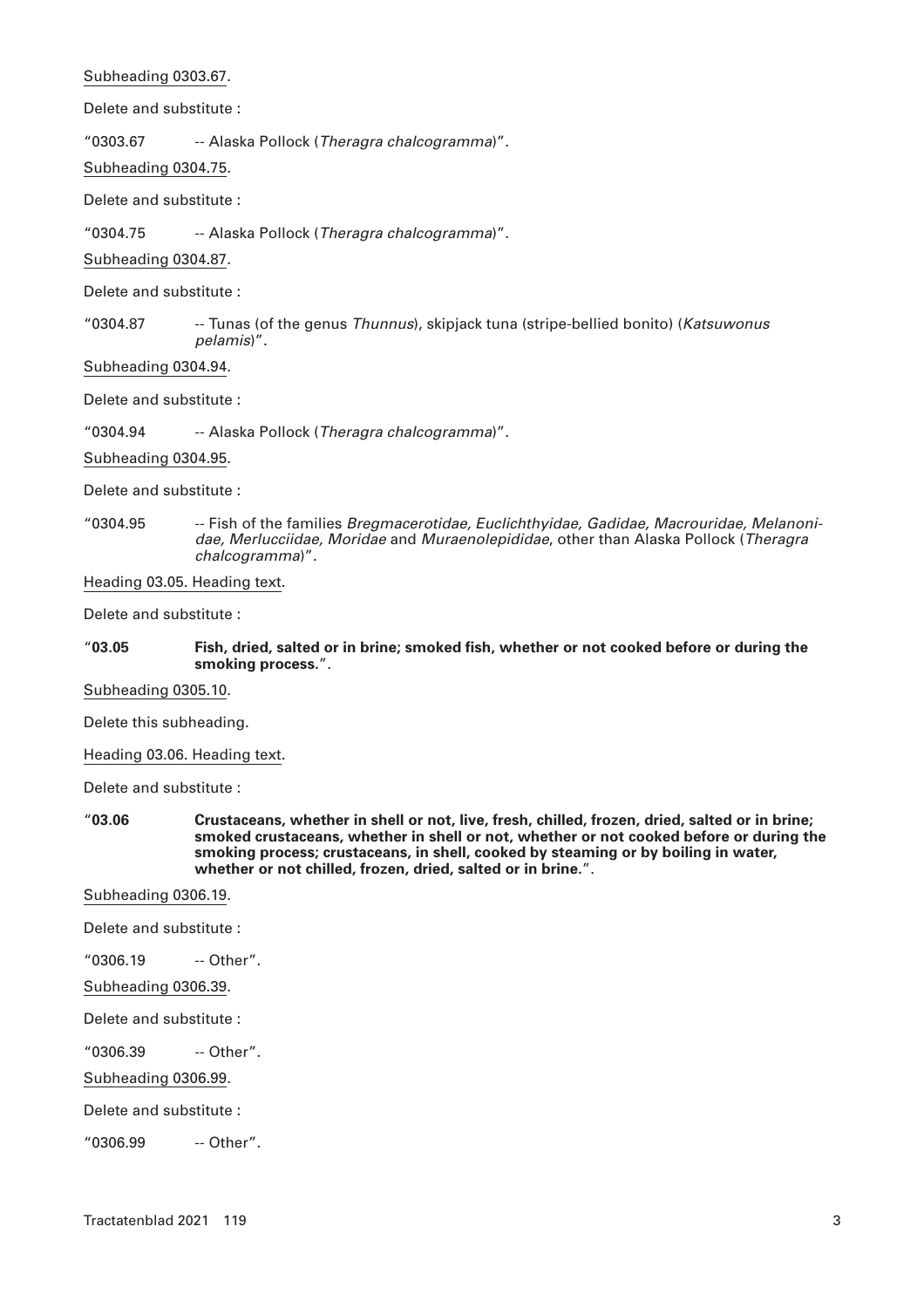Subheading 0303.67.

Delete and substitute :

"0303.67 -- Alaska Pollock (*Theragra chalcogramma*)".

Subheading 0304.75.

Delete and substitute :

"0304.75 -- Alaska Pollock (*Theragra chalcogramma*)".

Subheading 0304.87.

Delete and substitute :

"0304.87 -- Tunas (of the genus *Thunnus*), skipjack tuna (stripe-bellied bonito) (*Katsuwonus pelamis*)".

Subheading 0304.94.

Delete and substitute :

"0304.94 -- Alaska Pollock (*Theragra chalcogramma*)".

Subheading 0304.95.

Delete and substitute :

"0304.95 -- Fish of the families *Bregmacerotidae, Euclichthyidae, Gadidae, Macrouridae, Melanonidae, Merlucciidae, Moridae* and *Muraenolepididae*, other than Alaska Pollock (*Theragra chalcogramma*)".

Heading 03.05. Heading text.

Delete and substitute :

"**03.05 Fish, dried, salted or in brine; smoked fish, whether or not cooked before or during the smoking process.**".

Subheading 0305.10.

Delete this subheading.

Heading 03.06. Heading text.

Delete and substitute :

"**03.06 Crustaceans, whether in shell or not, live, fresh, chilled, frozen, dried, salted or in brine; smoked crustaceans, whether in shell or not, whether or not cooked before or during the smoking process; crustaceans, in shell, cooked by steaming or by boiling in water, whether or not chilled, frozen, dried, salted or in brine.**".

Subheading 0306.19.

Delete and substitute :

"0306.19 -- Other".

Subheading 0306.39.

Delete and substitute :

"0306.39 -- Other".

Subheading 0306.99.

Delete and substitute :

"0306.99 -- Other".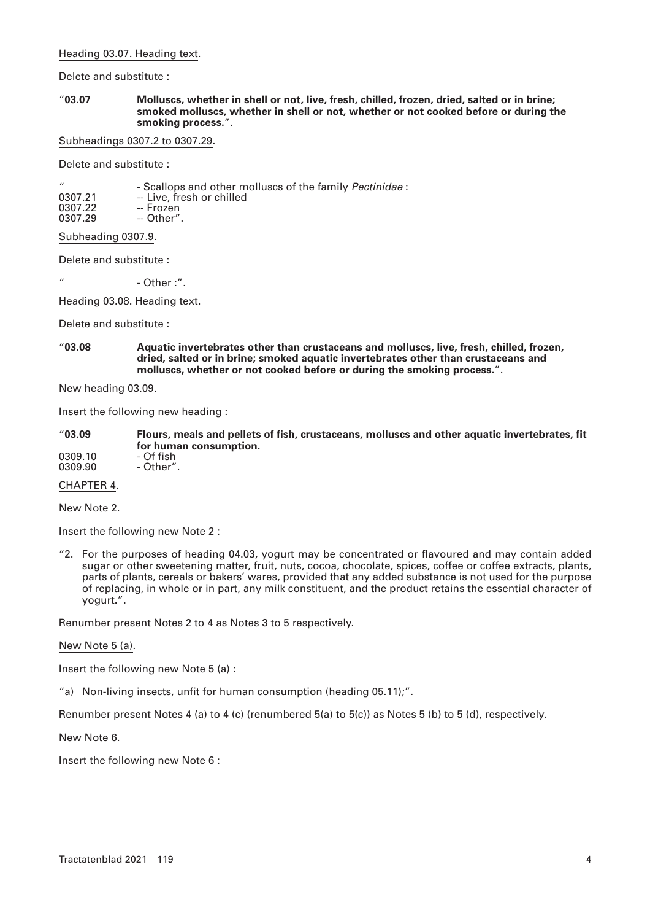Heading 03.07. Heading text.

Delete and substitute :

"**03.07** **Molluscs, whether in shell or not, live, fresh, chilled, frozen, dried, salted or in brine; smoked molluscs, whether in shell or not, whether or not cooked before or during the smoking process.**".

Subheadings 0307.2 to 0307.29.

Delete and substitute :

| | |
|---|---|
| " | - Scallops and other molluscs of the family *Pectinidae* : |
| 0307.21 | -- Live, fresh or chilled |
| 0307.22 | -- Frozen |
| 0307.29 | -- Other". |

Subheading 0307.9.

Delete and substitute :

" - Other :".

Heading 03.08. Heading text.

Delete and substitute :

"**03.08** **Aquatic invertebrates other than crustaceans and molluscs, live, fresh, chilled, frozen, dried, salted or in brine; smoked aquatic invertebrates other than crustaceans and molluscs, whether or not cooked before or during the smoking process.**".

New heading 03.09.

Insert the following new heading :

| | |
|---|---|
| "**03.09** | **Flours, meals and pellets of fish, crustaceans, molluscs and other aquatic invertebrates, fit for human consumption.** |
| 0309.10 | - Of fish |
| 0309.90 | - Other". |

CHAPTER 4.

New Note 2.

Insert the following new Note 2 :

"2. For the purposes of heading 04.03, yogurt may be concentrated or flavoured and may contain added sugar or other sweetening matter, fruit, nuts, cocoa, chocolate, spices, coffee or coffee extracts, plants, parts of plants, cereals or bakers' wares, provided that any added substance is not used for the purpose of replacing, in whole or in part, any milk constituent, and the product retains the essential character of yogurt.".

Renumber present Notes 2 to 4 as Notes 3 to 5 respectively.

New Note 5 (a).

Insert the following new Note 5 (a) :

"a) Non-living insects, unfit for human consumption (heading 05.11);".

Renumber present Notes 4 (a) to 4 (c) (renumbered 5(a) to 5(c)) as Notes 5 (b) to 5 (d), respectively.

New Note 6.

Insert the following new Note 6 :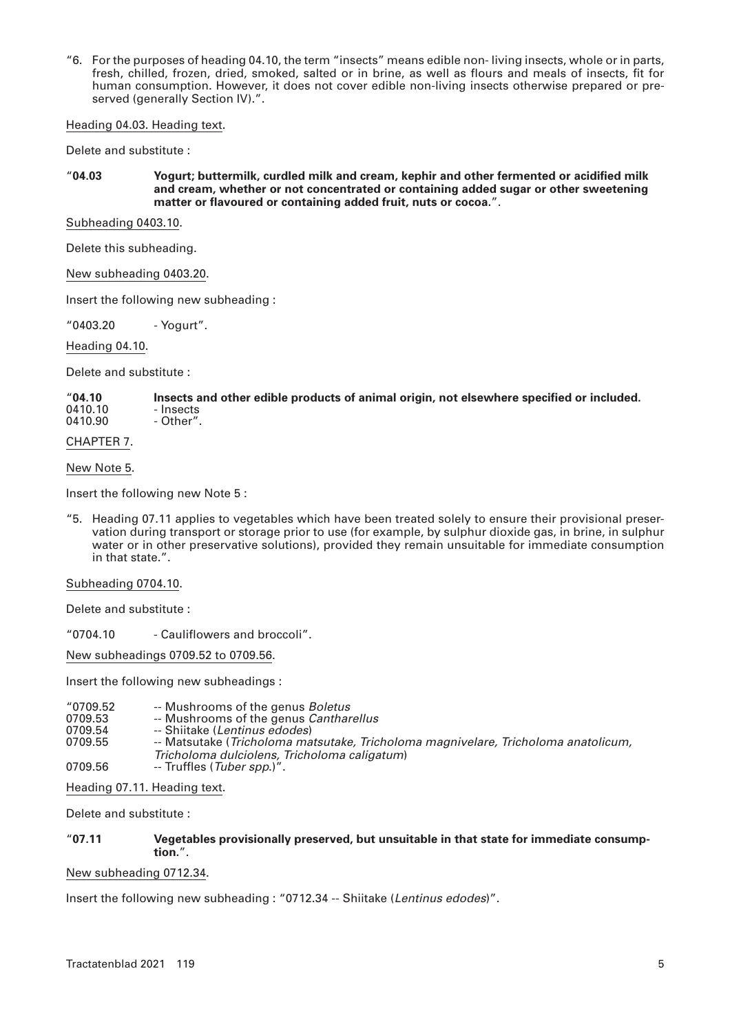"6. For the purposes of heading 04.10, the term "insects" means edible non- living insects, whole or in parts, fresh, chilled, frozen, dried, smoked, salted or in brine, as well as flours and meals of insects, fit for human consumption. However, it does not cover edible non-living insects otherwise prepared or preserved (generally Section IV).".

Heading 04.03. Heading text.

Delete and substitute :

"**04.03** **Yogurt; buttermilk, curdled milk and cream, kephir and other fermented or acidified milk and cream, whether or not concentrated or containing added sugar or other sweetening matter or flavoured or containing added fruit, nuts or cocoa.**".

Subheading 0403.10.

Delete this subheading.

New subheading 0403.20.

Insert the following new subheading :

"0403.20 - Yogurt".

Heading 04.10.

Delete and substitute :

"**04.10** **Insects and other edible products of animal origin, not elsewhere specified or included.**
0410.10 - Insects
0410.90 - Other".

CHAPTER 7.

New Note 5.

Insert the following new Note 5 :

"5. Heading 07.11 applies to vegetables which have been treated solely to ensure their provisional preservation during transport or storage prior to use (for example, by sulphur dioxide gas, in brine, in sulphur water or in other preservative solutions), provided they remain unsuitable for immediate consumption in that state.".

Subheading 0704.10.

Delete and substitute :

"0704.10 - Cauliflowers and broccoli".

New subheadings 0709.52 to 0709.56.

Insert the following new subheadings :

"0709.52 -- Mushrooms of the genus *Boletus*
0709.53 -- Mushrooms of the genus *Cantharellus*
0709.54 -- Shiitake (*Lentinus edodes*)
0709.55 -- Matsutake (*Tricholoma matsutake, Tricholoma magnivelare, Tricholoma anatolicum, Tricholoma dulciolens, Tricholoma caligatum*)
0709.56 -- Truffles (*Tuber spp.*)".

Heading 07.11. Heading text.

Delete and substitute :

"**07.11** **Vegetables provisionally preserved, but unsuitable in that state for immediate consumption.**".

New subheading 0712.34.

Insert the following new subheading : "0712.34 -- Shiitake (*Lentinus edodes*)".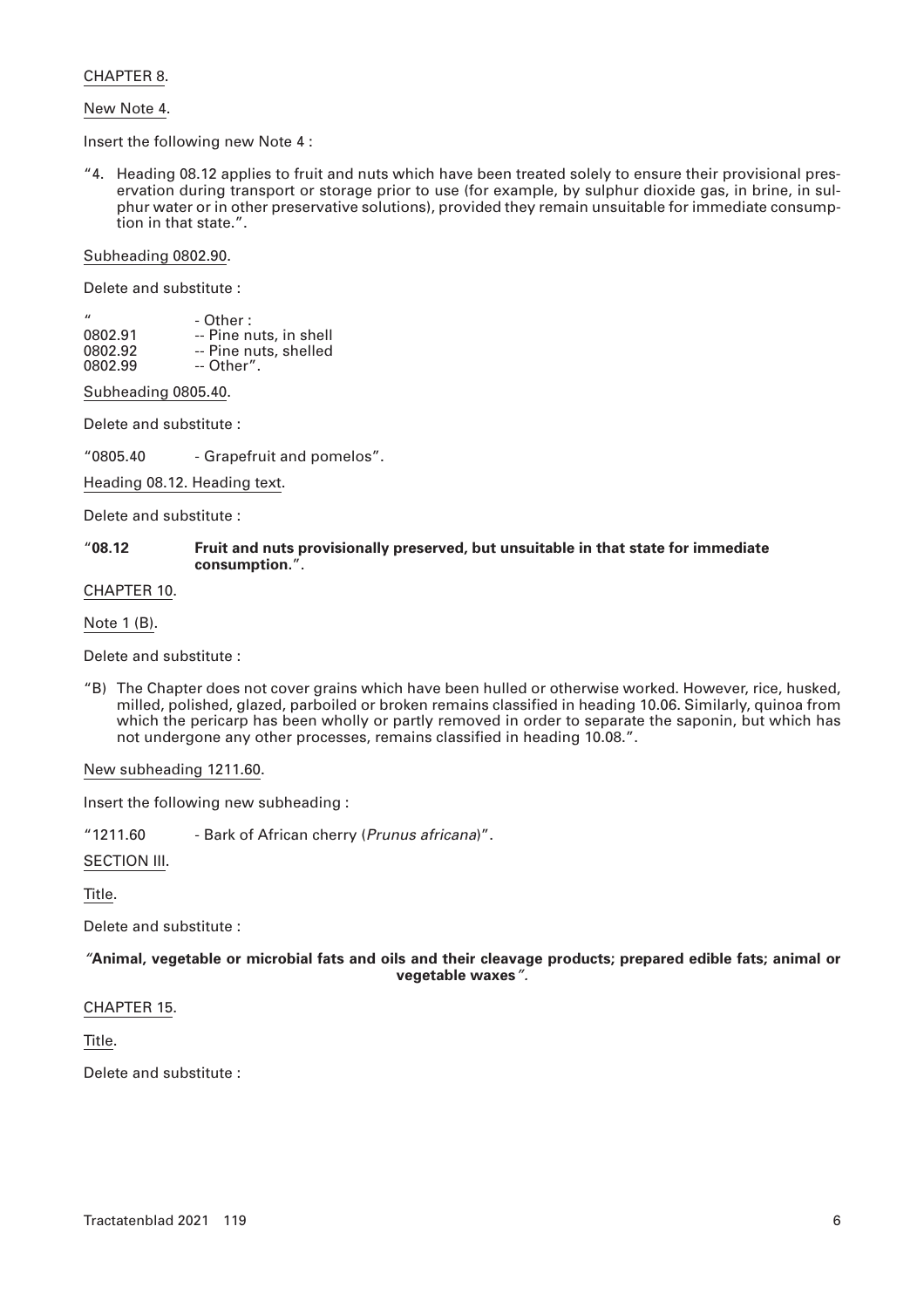CHAPTER 8.

New Note 4.

Insert the following new Note 4 :

"4. Heading 08.12 applies to fruit and nuts which have been treated solely to ensure their provisional preservation during transport or storage prior to use (for example, by sulphur dioxide gas, in brine, in sulphur water or in other preservative solutions), provided they remain unsuitable for immediate consumption in that state.".

Subheading 0802.90.

Delete and substitute :

| | |
|---|---|
| " | - Other : |
| 0802.91 | -- Pine nuts, in shell |
| 0802.92 | -- Pine nuts, shelled |
| 0802.99 | -- Other". |

Subheading 0805.40.

Delete and substitute :

"0805.40 - Grapefruit and pomelos".

Heading 08.12. Heading text.

Delete and substitute :

"**08.12** **Fruit and nuts provisionally preserved, but unsuitable in that state for immediate consumption.**".

CHAPTER 10.

Note 1 (B).

Delete and substitute :

"B) The Chapter does not cover grains which have been hulled or otherwise worked. However, rice, husked, milled, polished, glazed, parboiled or broken remains classified in heading 10.06. Similarly, quinoa from which the pericarp has been wholly or partly removed in order to separate the saponin, but which has not undergone any other processes, remains classified in heading 10.08.".

New subheading 1211.60.

Insert the following new subheading :

"1211.60 - Bark of African cherry (*Prunus africana*)".

SECTION III.

Title.

Delete and substitute :

*"***Animal, vegetable or microbial fats and oils and their cleavage products; prepared edible fats; animal or vegetable waxes***".*

CHAPTER 15.

Title.

Delete and substitute :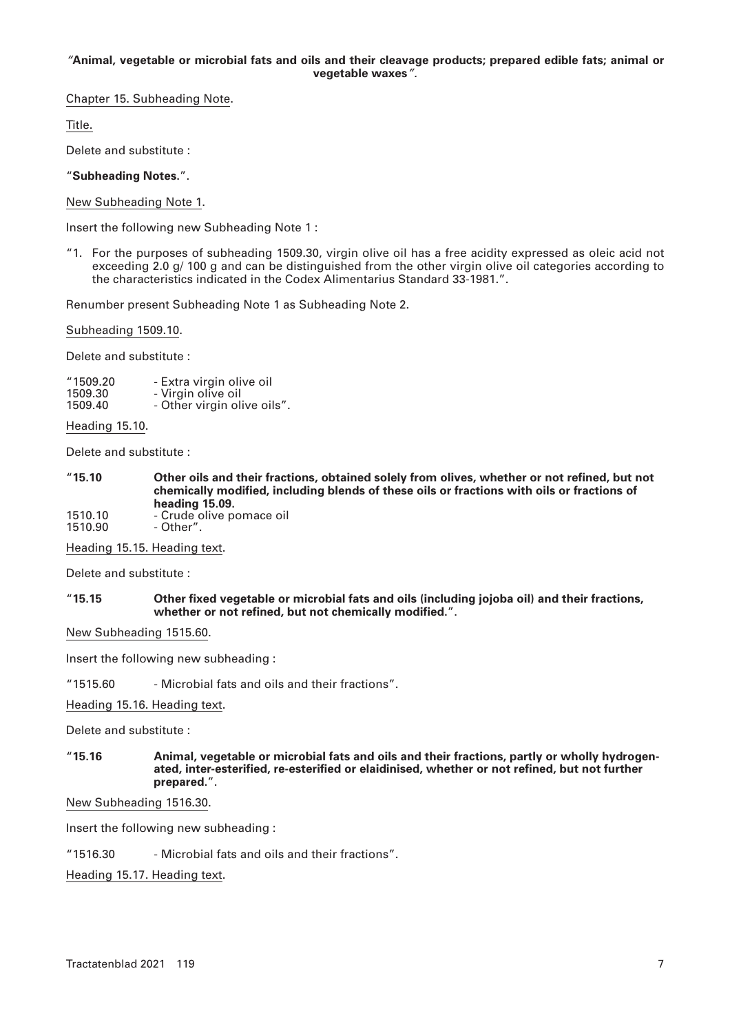*"***Animal, vegetable or microbial fats and oils and their cleavage products; prepared edible fats; animal or vegetable waxes***".*

Chapter 15. Subheading Note.

Title.

Delete and substitute :

"**Subheading Notes.**".

New Subheading Note 1.

Insert the following new Subheading Note 1 :

"1. For the purposes of subheading 1509.30, virgin olive oil has a free acidity expressed as oleic acid not exceeding 2.0 g/ 100 g and can be distinguished from the other virgin olive oil categories according to the characteristics indicated in the Codex Alimentarius Standard 33-1981.".

Renumber present Subheading Note 1 as Subheading Note 2.

Subheading 1509.10.

Delete and substitute :

"1509.20 - Extra virgin olive oil
1509.30 - Virgin olive oil
1509.40 - Other virgin olive oils".

Heading 15.10.

Delete and substitute :

"**15.10** **Other oils and their fractions, obtained solely from olives, whether or not refined, but not chemically modified, including blends of these oils or fractions with oils or fractions of heading 15.09.**
1510.10 - Crude olive pomace oil
1510.90 - Other".

Heading 15.15. Heading text.

Delete and substitute :

"**15.15** **Other fixed vegetable or microbial fats and oils (including jojoba oil) and their fractions, whether or not refined, but not chemically modified.**".

New Subheading 1515.60.

Insert the following new subheading :

"1515.60 - Microbial fats and oils and their fractions".

Heading 15.16. Heading text.

Delete and substitute :

"**15.16** **Animal, vegetable or microbial fats and oils and their fractions, partly or wholly hydrogenated, inter-esterified, re-esterified or elaidinised, whether or not refined, but not further prepared.**".

New Subheading 1516.30.

Insert the following new subheading :

"1516.30 - Microbial fats and oils and their fractions".

Heading 15.17. Heading text.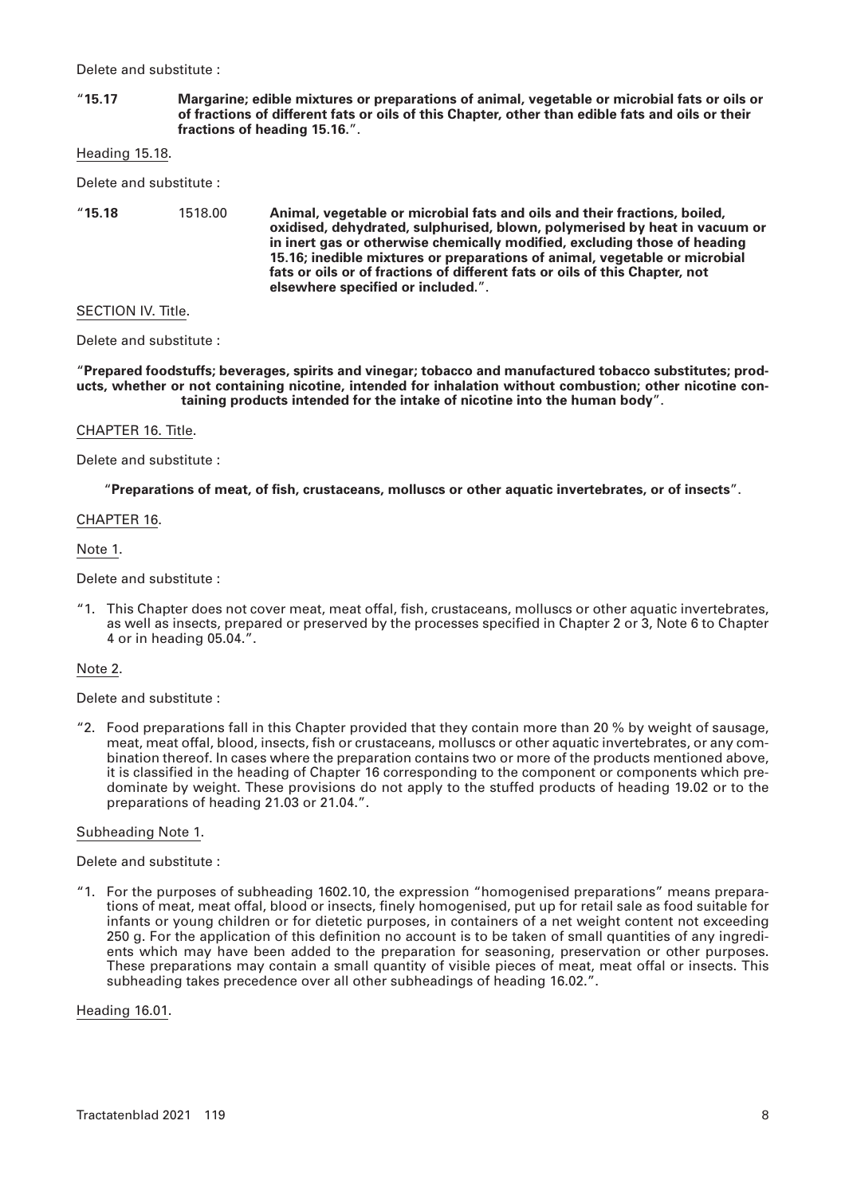Delete and substitute :

"**15.17** **Margarine; edible mixtures or preparations of animal, vegetable or microbial fats or oils or of fractions of different fats or oils of this Chapter, other than edible fats and oils or their fractions of heading 15.16.**".

Heading 15.18.

Delete and substitute :

"**15.18** 1518.00 **Animal, vegetable or microbial fats and oils and their fractions, boiled, oxidised, dehydrated, sulphurised, blown, polymerised by heat in vacuum or in inert gas or otherwise chemically modified, excluding those of heading 15.16; inedible mixtures or preparations of animal, vegetable or microbial fats or oils or of fractions of different fats or oils of this Chapter, not elsewhere specified or included.**".

SECTION IV. Title.

Delete and substitute :

"**Prepared foodstuffs; beverages, spirits and vinegar; tobacco and manufactured tobacco substitutes; products, whether or not containing nicotine, intended for inhalation without combustion; other nicotine containing products intended for the intake of nicotine into the human body**".

CHAPTER 16. Title.

Delete and substitute :

"**Preparations of meat, of fish, crustaceans, molluscs or other aquatic invertebrates, or of insects**".

CHAPTER 16.

Note 1.

Delete and substitute :

"1. This Chapter does not cover meat, meat offal, fish, crustaceans, molluscs or other aquatic invertebrates, as well as insects, prepared or preserved by the processes specified in Chapter 2 or 3, Note 6 to Chapter 4 or in heading 05.04.".

Note 2.

Delete and substitute :

"2. Food preparations fall in this Chapter provided that they contain more than 20 % by weight of sausage, meat, meat offal, blood, insects, fish or crustaceans, molluscs or other aquatic invertebrates, or any combination thereof. In cases where the preparation contains two or more of the products mentioned above, it is classified in the heading of Chapter 16 corresponding to the component or components which predominate by weight. These provisions do not apply to the stuffed products of heading 19.02 or to the preparations of heading 21.03 or 21.04.".

Subheading Note 1.

Delete and substitute :

"1. For the purposes of subheading 1602.10, the expression "homogenised preparations" means preparations of meat, meat offal, blood or insects, finely homogenised, put up for retail sale as food suitable for infants or young children or for dietetic purposes, in containers of a net weight content not exceeding 250 g. For the application of this definition no account is to be taken of small quantities of any ingredients which may have been added to the preparation for seasoning, preservation or other purposes. These preparations may contain a small quantity of visible pieces of meat, meat offal or insects. This subheading takes precedence over all other subheadings of heading 16.02.".

Heading 16.01.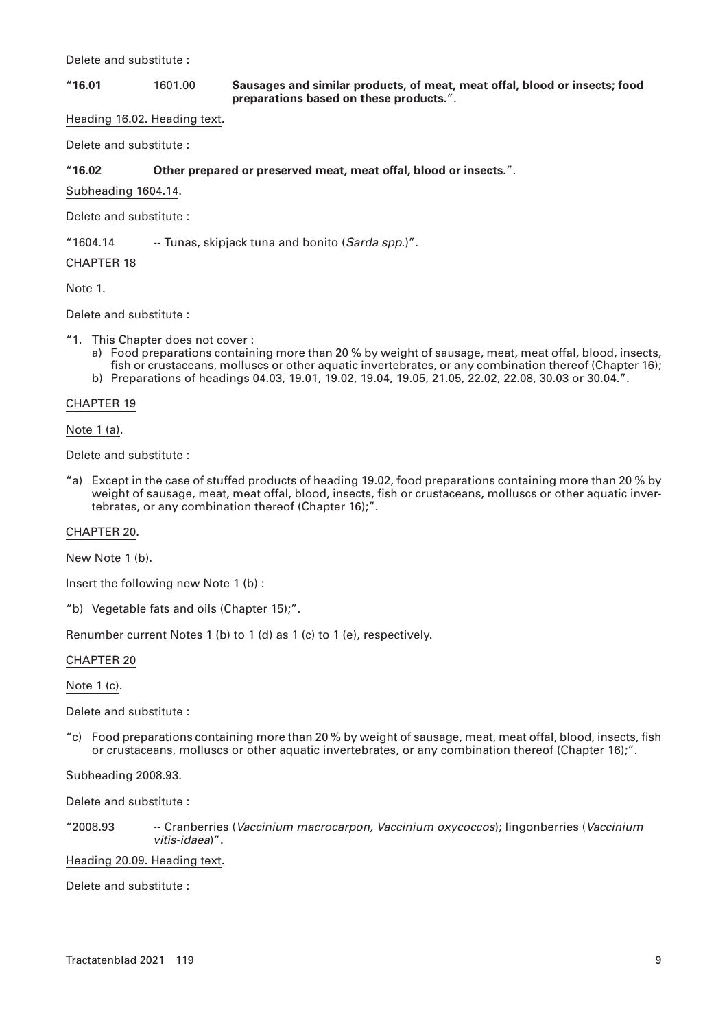Delete and substitute :

"**16.01** 1601.00 **Sausages and similar products, of meat, meat offal, blood or insects; food preparations based on these products.**".

Heading 16.02. Heading text.

Delete and substitute :

"**16.02** **Other prepared or preserved meat, meat offal, blood or insects.**".

Subheading 1604.14.

Delete and substitute :

"1604.14 -- Tunas, skipjack tuna and bonito (*Sarda spp.*)".

CHAPTER 18

Note 1.

Delete and substitute :

"1. This Chapter does not cover :
   a) Food preparations containing more than 20 % by weight of sausage, meat, meat offal, blood, insects, fish or crustaceans, molluscs or other aquatic invertebrates, or any combination thereof (Chapter 16);
   b) Preparations of headings 04.03, 19.01, 19.02, 19.04, 19.05, 21.05, 22.02, 22.08, 30.03 or 30.04.".

CHAPTER 19

Note 1 (a).

Delete and substitute :

"a) Except in the case of stuffed products of heading 19.02, food preparations containing more than 20 % by weight of sausage, meat, meat offal, blood, insects, fish or crustaceans, molluscs or other aquatic invertebrates, or any combination thereof (Chapter 16);".

CHAPTER 20.

New Note 1 (b).

Insert the following new Note 1 (b) :

"b) Vegetable fats and oils (Chapter 15);".

Renumber current Notes 1 (b) to 1 (d) as 1 (c) to 1 (e), respectively.

CHAPTER 20

Note 1 (c).

Delete and substitute :

"c) Food preparations containing more than 20 % by weight of sausage, meat, meat offal, blood, insects, fish or crustaceans, molluscs or other aquatic invertebrates, or any combination thereof (Chapter 16);".

Subheading 2008.93.

Delete and substitute :

"2008.93 -- Cranberries (*Vaccinium macrocarpon, Vaccinium oxycoccos*); lingonberries (*Vaccinium vitis-idaea*)".

Heading 20.09. Heading text.

Delete and substitute :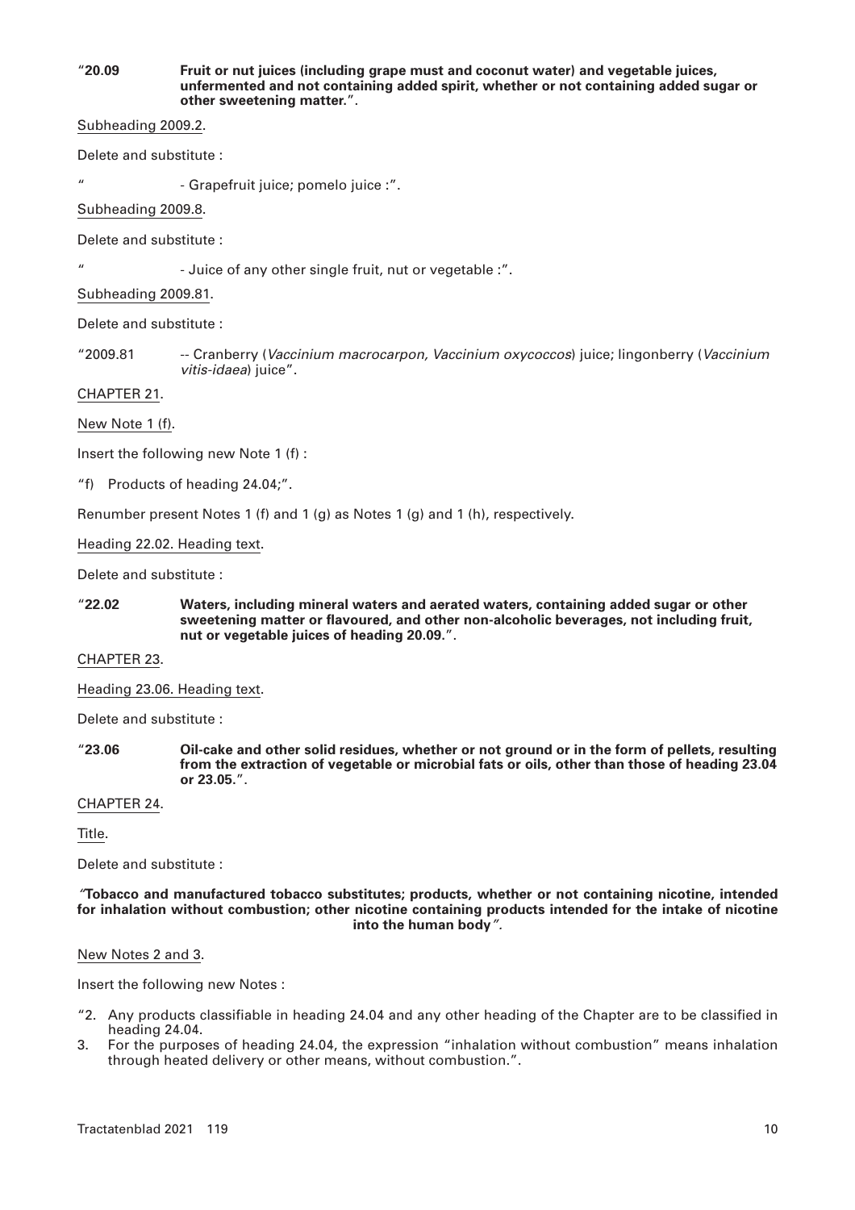"**20.09 Fruit or nut juices (including grape must and coconut water) and vegetable juices, unfermented and not containing added spirit, whether or not containing added sugar or other sweetening matter.**".

Subheading 2009.2.

Delete and substitute :

" - Grapefruit juice; pomelo juice :".

Subheading 2009.8.

Delete and substitute :

" - Juice of any other single fruit, nut or vegetable :".

Subheading 2009.81.

Delete and substitute :

"2009.81 -- Cranberry (*Vaccinium macrocarpon, Vaccinium oxycoccos*) juice; lingonberry (*Vaccinium vitis-idaea*) juice".

CHAPTER 21.

New Note 1 (f).

Insert the following new Note 1 (f) :

"f) Products of heading 24.04;".

Renumber present Notes 1 (f) and 1 (g) as Notes 1 (g) and 1 (h), respectively.

Heading 22.02. Heading text.

Delete and substitute :

"**22.02 Waters, including mineral waters and aerated waters, containing added sugar or other sweetening matter or flavoured, and other non-alcoholic beverages, not including fruit, nut or vegetable juices of heading 20.09.**".

CHAPTER 23.

Heading 23.06. Heading text.

Delete and substitute :

"**23.06 Oil-cake and other solid residues, whether or not ground or in the form of pellets, resulting from the extraction of vegetable or microbial fats or oils, other than those of heading 23.04 or 23.05.**".

CHAPTER 24.

Title.

Delete and substitute :

"**Tobacco and manufactured tobacco substitutes; products, whether or not containing nicotine, intended for inhalation without combustion; other nicotine containing products intended for the intake of nicotine into the human body**".

New Notes 2 and 3.

Insert the following new Notes :

"2. Any products classifiable in heading 24.04 and any other heading of the Chapter are to be classified in heading 24.04.
3. For the purposes of heading 24.04, the expression "inhalation without combustion" means inhalation through heated delivery or other means, without combustion.".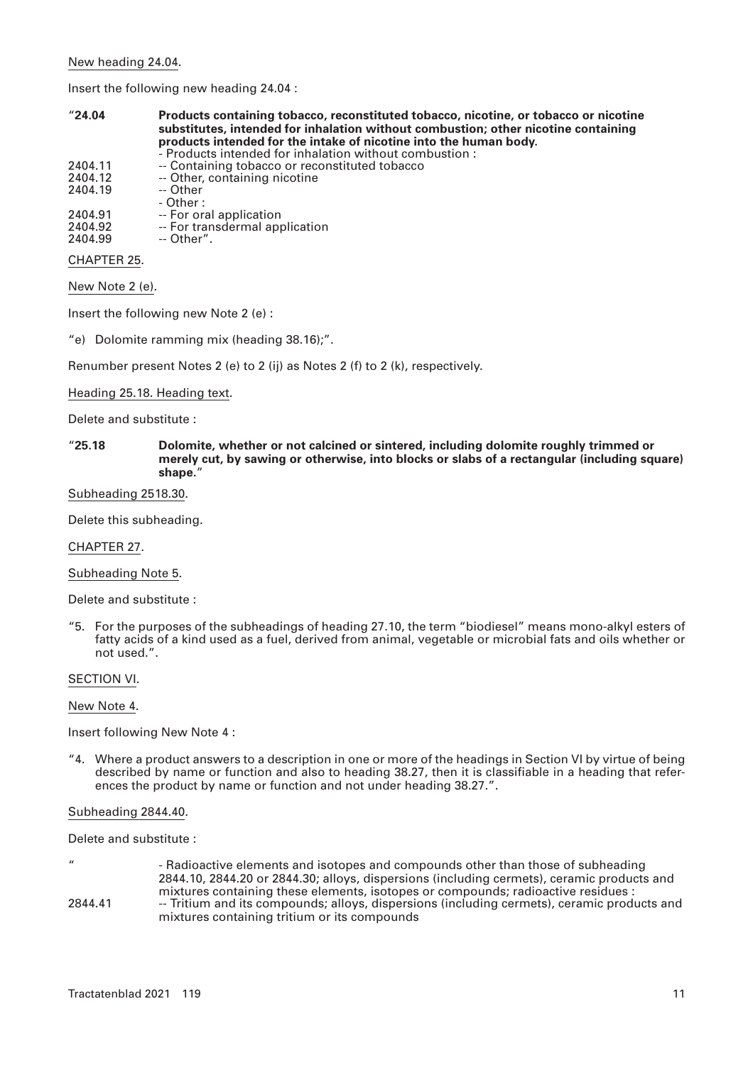New heading 24.04.

Insert the following new heading 24.04 :

| | |
|---|---|
| "**24.04** | **Products containing tobacco, reconstituted tobacco, nicotine, or tobacco or nicotine substitutes, intended for inhalation without combustion; other nicotine containing products intended for the intake of nicotine into the human body.** |
| | - Products intended for inhalation without combustion : |
| 2404.11 | -- Containing tobacco or reconstituted tobacco |
| 2404.12 | -- Other, containing nicotine |
| 2404.19 | -- Other |
| | - Other : |
| 2404.91 | -- For oral application |
| 2404.92 | -- For transdermal application |
| 2404.99 | -- Other". |

CHAPTER 25.

New Note 2 (e).

Insert the following new Note 2 (e) :

"e) Dolomite ramming mix (heading 38.16);".

Renumber present Notes 2 (e) to 2 (ij) as Notes 2 (f) to 2 (k), respectively.

Heading 25.18. Heading text.

Delete and substitute :

"**25.18** **Dolomite, whether or not calcined or sintered, including dolomite roughly trimmed or merely cut, by sawing or otherwise, into blocks or slabs of a rectangular (including square) shape.**"

Subheading 2518.30.

Delete this subheading.

CHAPTER 27.

Subheading Note 5.

Delete and substitute :

"5. For the purposes of the subheadings of heading 27.10, the term "biodiesel" means mono-alkyl esters of fatty acids of a kind used as a fuel, derived from animal, vegetable or microbial fats and oils whether or not used.".

SECTION VI.

New Note 4.

Insert following New Note 4 :

"4. Where a product answers to a description in one or more of the headings in Section VI by virtue of being described by name or function and also to heading 38.27, then it is classifiable in a heading that references the product by name or function and not under heading 38.27.".

Subheading 2844.40.

Delete and substitute :

| | |
|---|---|
| " | - Radioactive elements and isotopes and compounds other than those of subheading 2844.10, 2844.20 or 2844.30; alloys, dispersions (including cermets), ceramic products and mixtures containing these elements, isotopes or compounds; radioactive residues : |
| 2844.41 | -- Tritium and its compounds; alloys, dispersions (including cermets), ceramic products and mixtures containing tritium or its compounds |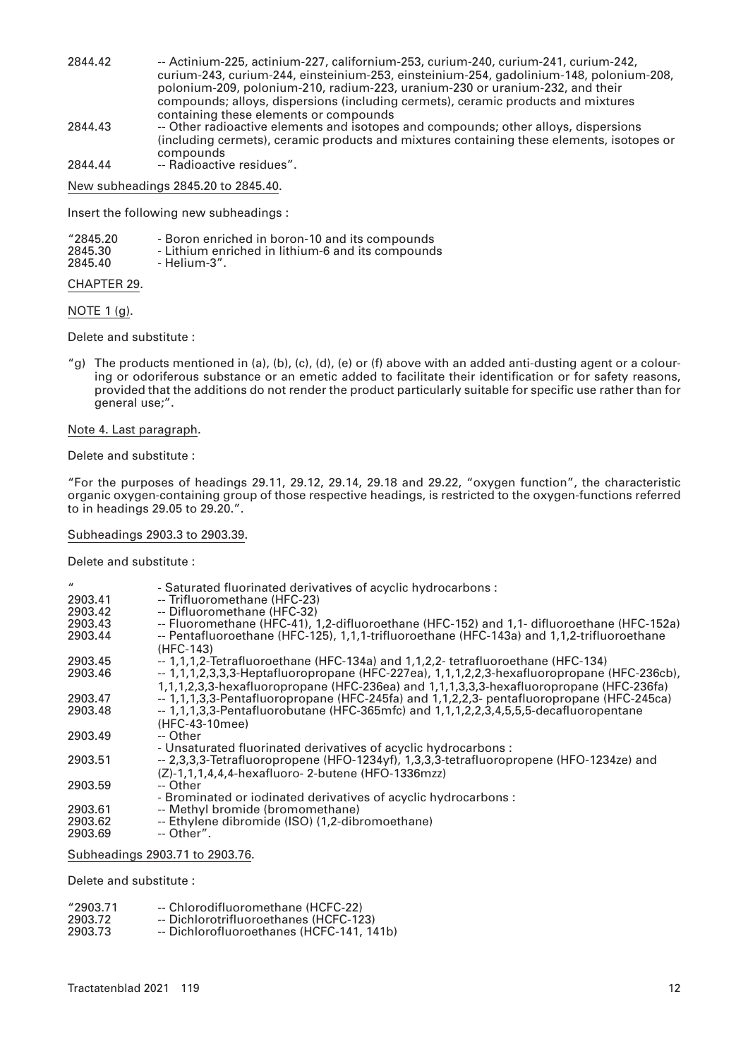| | |
|---|---|
| 2844.42 | -- Actinium-225, actinium-227, californium-253, curium-240, curium-241, curium-242, curium-243, curium-244, einsteinium-253, einsteinium-254, gadolinium-148, polonium-208, polonium-209, polonium-210, radium-223, uranium-230 or uranium-232, and their compounds; alloys, dispersions (including cermets), ceramic products and mixtures containing these elements or compounds |
| 2844.43 | -- Other radioactive elements and isotopes and compounds; other alloys, dispersions (including cermets), ceramic products and mixtures containing these elements, isotopes or compounds |
| 2844.44 | -- Radioactive residues". |

New subheadings 2845.20 to 2845.40.

Insert the following new subheadings :

| | |
|---|---|
| "2845.20 | - Boron enriched in boron-10 and its compounds |
| 2845.30 | - Lithium enriched in lithium-6 and its compounds |
| 2845.40 | - Helium-3". |

CHAPTER 29.

NOTE 1 (g).

Delete and substitute :

"g) The products mentioned in (a), (b), (c), (d), (e) or (f) above with an added anti-dusting agent or a colouring or odoriferous substance or an emetic added to facilitate their identification or for safety reasons, provided that the additions do not render the product particularly suitable for specific use rather than for general use;".

Note 4. Last paragraph.

Delete and substitute :

"For the purposes of headings 29.11, 29.12, 29.14, 29.18 and 29.22, "oxygen function", the characteristic organic oxygen-containing group of those respective headings, is restricted to the oxygen-functions referred to in headings 29.05 to 29.20.".

Subheadings 2903.3 to 2903.39.

Delete and substitute :

| | |
|---|---|
| " | - Saturated fluorinated derivatives of acyclic hydrocarbons : |
| 2903.41 | -- Trifluoromethane (HFC-23) |
| 2903.42 | -- Difluoromethane (HFC-32) |
| 2903.43 | -- Fluoromethane (HFC-41), 1,2-difluoroethane (HFC-152) and 1,1- difluoroethane (HFC-152a) |
| 2903.44 | -- Pentafluoroethane (HFC-125), 1,1,1-trifluoroethane (HFC-143a) and 1,1,2-trifluoroethane (HFC-143) |
| 2903.45 | -- 1,1,1,2-Tetrafluoroethane (HFC-134a) and 1,1,2,2- tetrafluoroethane (HFC-134) |
| 2903.46 | -- 1,1,1,2,3,3,3-Heptafluoropropane (HFC-227ea), 1,1,1,2,2,3-hexafluoropropane (HFC-236cb), 1,1,1,2,3,3-hexafluoropropane (HFC-236ea) and 1,1,1,3,3,3-hexafluoropropane (HFC-236fa) |
| 2903.47 | -- 1,1,1,3,3-Pentafluoropropane (HFC-245fa) and 1,1,2,2,3- pentafluoropropane (HFC-245ca) |
| 2903.48 | -- 1,1,1,3,3-Pentafluorobutane (HFC-365mfc) and 1,1,1,2,2,3,4,5,5,5-decafluoropentane (HFC-43-10mee) |
| 2903.49 | -- Other |
| | - Unsaturated fluorinated derivatives of acyclic hydrocarbons : |
| 2903.51 | -- 2,3,3,3-Tetrafluoropropene (HFO-1234yf), 1,3,3,3-tetrafluoropropene (HFO-1234ze) and (Z)-1,1,1,4,4,4-hexafluoro- 2-butene (HFO-1336mzz) |
| 2903.59 | -- Other |
| | - Brominated or iodinated derivatives of acyclic hydrocarbons : |
| 2903.61 | -- Methyl bromide (bromomethane) |
| 2903.62 | -- Ethylene dibromide (ISO) (1,2-dibromoethane) |
| 2903.69 | -- Other". |

Subheadings 2903.71 to 2903.76.

Delete and substitute :

| | |
|---|---|
| "2903.71 | -- Chlorodifluoromethane (HCFC-22) |
| 2903.72 | -- Dichlorotrifluoroethanes (HCFC-123) |
| 2903.73 | -- Dichlorofluoroethanes (HCFC-141, 141b) |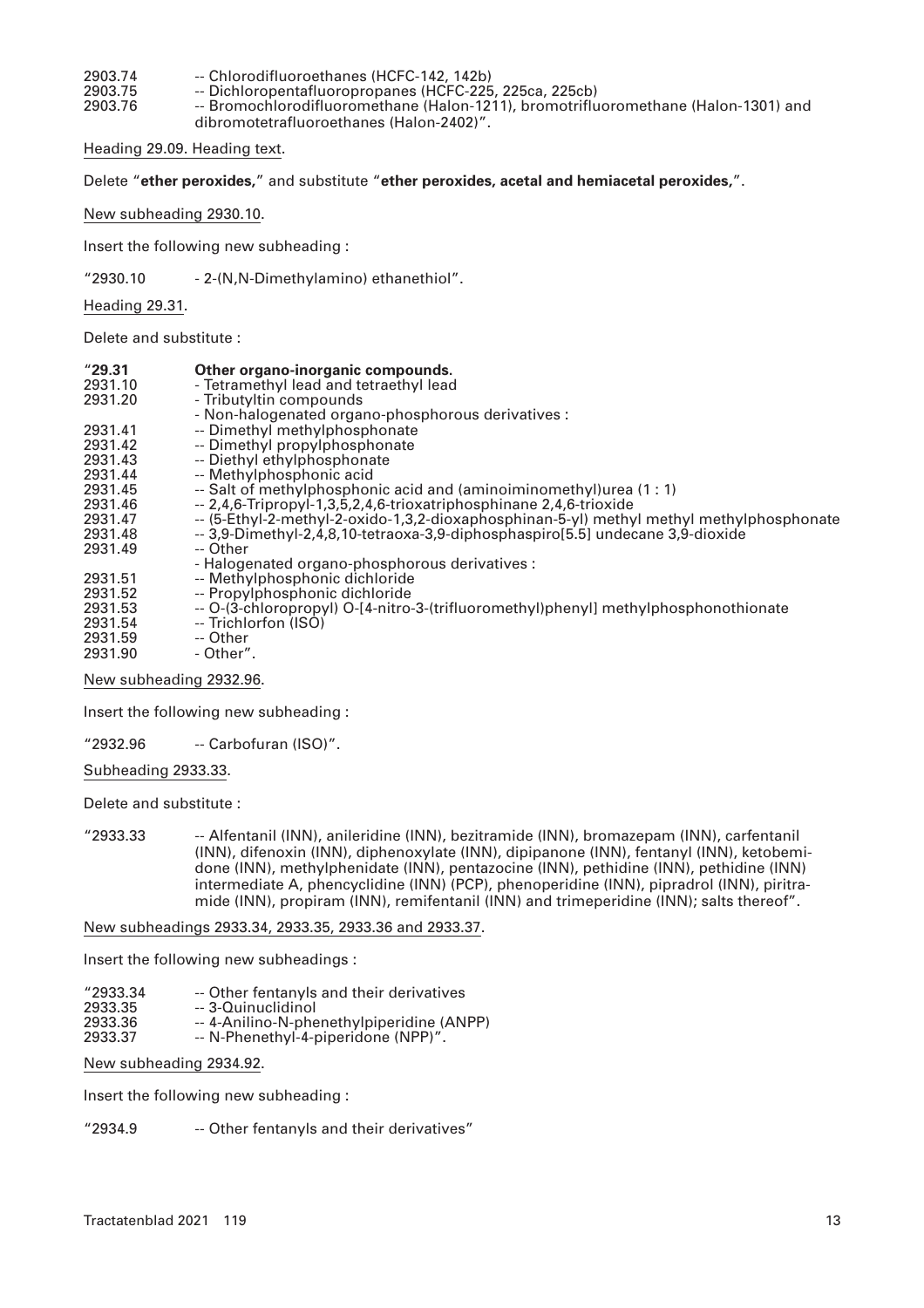2903.74 -- Chlorodifluoroethanes (HCFC-142, 142b)
2903.75 -- Dichloropentafluoropropanes (HCFC-225, 225ca, 225cb)
2903.76 -- Bromochlorodifluoromethane (Halon-1211), bromotrifluoromethane (Halon-1301) and dibromotetrafluoroethanes (Halon-2402)".

Heading 29.09. Heading text.

Delete "**ether peroxides,**" and substitute "**ether peroxides, acetal and hemiacetal peroxides,**".

New subheading 2930.10.

Insert the following new subheading :

"2930.10 - 2-(N,N-Dimethylamino) ethanethiol".

Heading 29.31.

Delete and substitute :

| | |
|---|---|
| "**29.31** | **Other organo-inorganic compounds.** |
| 2931.10 | - Tetramethyl lead and tetraethyl lead |
| 2931.20 | - Tributyltin compounds |
| | - Non-halogenated organo-phosphorous derivatives : |
| 2931.41 | -- Dimethyl methylphosphonate |
| 2931.42 | -- Dimethyl propylphosphonate |
| 2931.43 | -- Diethyl ethylphosphonate |
| 2931.44 | -- Methylphosphonic acid |
| 2931.45 | -- Salt of methylphosphonic acid and (aminoiminomethyl)urea (1 : 1) |
| 2931.46 | -- 2,4,6-Tripropyl-1,3,5,2,4,6-trioxatriphosphinane 2,4,6-trioxide |
| 2931.47 | -- (5-Ethyl-2-methyl-2-oxido-1,3,2-dioxaphosphinan-5-yl) methyl methyl methylphosphonate |
| 2931.48 | -- 3,9-Dimethyl-2,4,8,10-tetraoxa-3,9-diphosphaspiro[5.5] undecane 3,9-dioxide |
| 2931.49 | -- Other |
| | - Halogenated organo-phosphorous derivatives : |
| 2931.51 | -- Methylphosphonic dichloride |
| 2931.52 | -- Propylphosphonic dichloride |
| 2931.53 | -- O-(3-chloropropyl) O-[4-nitro-3-(trifluoromethyl)phenyl] methylphosphonothionate |
| 2931.54 | -- Trichlorfon (ISO) |
| 2931.59 | -- Other |
| 2931.90 | - Other". |

New subheading 2932.96.

Insert the following new subheading :

"2932.96 -- Carbofuran (ISO)".

Subheading 2933.33.

Delete and substitute :

"2933.33 -- Alfentanil (INN), anileridine (INN), bezitramide (INN), bromazepam (INN), carfentanil (INN), difenoxin (INN), diphenoxylate (INN), dipipanone (INN), fentanyl (INN), ketobemidone (INN), methylphenidate (INN), pentazocine (INN), pethidine (INN), pethidine (INN) intermediate A, phencyclidine (INN) (PCP), phenoperidine (INN), pipradrol (INN), piritramide (INN), propiram (INN), remifentanil (INN) and trimeperidine (INN); salts thereof".

New subheadings 2933.34, 2933.35, 2933.36 and 2933.37.

Insert the following new subheadings :

| | |
|---|---|
| "2933.34 | -- Other fentanyls and their derivatives |
| 2933.35 | -- 3-Quinuclidinol |
| 2933.36 | -- 4-Anilino-N-phenethylpiperidine (ANPP) |
| 2933.37 | -- N-Phenethyl-4-piperidone (NPP)". |

New subheading 2934.92.

Insert the following new subheading :

"2934.9 -- Other fentanyls and their derivatives"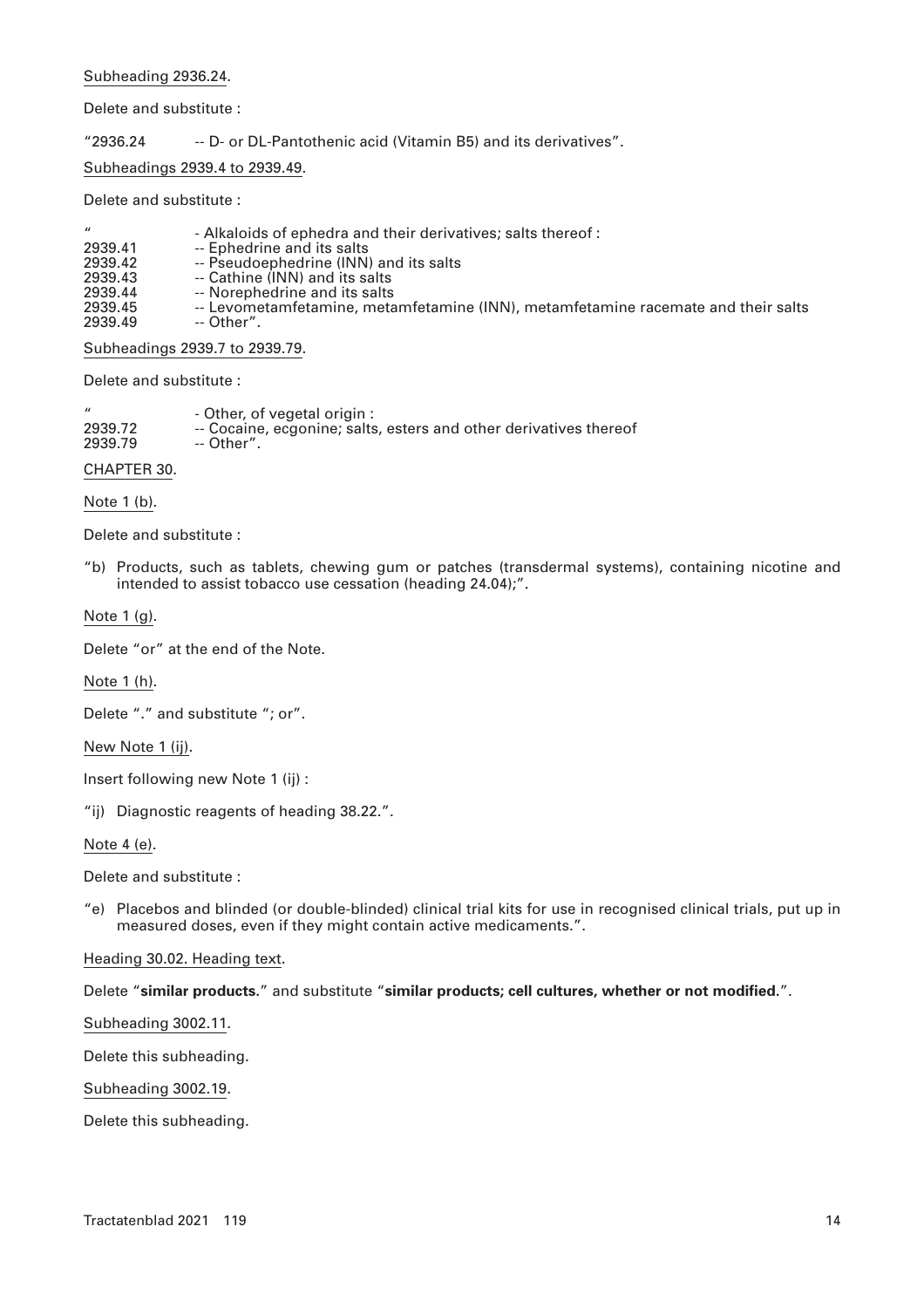Subheading 2936.24.

Delete and substitute :

"2936.24 -- D- or DL-Pantothenic acid (Vitamin B5) and its derivatives".

Subheadings 2939.4 to 2939.49.

Delete and substitute :

| | |
|---|---|
| " | - Alkaloids of ephedra and their derivatives; salts thereof : |
| 2939.41 | -- Ephedrine and its salts |
| 2939.42 | -- Pseudoephedrine (INN) and its salts |
| 2939.43 | -- Cathine (INN) and its salts |
| 2939.44 | -- Norephedrine and its salts |
| 2939.45 | -- Levometamfetamine, metamfetamine (INN), metamfetamine racemate and their salts |
| 2939.49 | -- Other". |

Subheadings 2939.7 to 2939.79.

Delete and substitute :

| | |
|---|---|
| " | - Other, of vegetal origin : |
| 2939.72 | -- Cocaine, ecgonine; salts, esters and other derivatives thereof |
| 2939.79 | -- Other". |

CHAPTER 30.

Note 1 (b).

Delete and substitute :

"b) Products, such as tablets, chewing gum or patches (transdermal systems), containing nicotine and intended to assist tobacco use cessation (heading 24.04);".

Note 1 (g).

Delete "or" at the end of the Note.

Note 1 (h).

Delete "." and substitute "; or".

New Note 1 (ij).

Insert following new Note 1 (ij) :

"ij) Diagnostic reagents of heading 38.22.".

Note 4 (e).

Delete and substitute :

"e) Placebos and blinded (or double-blinded) clinical trial kits for use in recognised clinical trials, put up in measured doses, even if they might contain active medicaments.".

Heading 30.02. Heading text.

Delete "**similar products.**" and substitute "**similar products; cell cultures, whether or not modified.**".

Subheading 3002.11.

Delete this subheading.

Subheading 3002.19.

Delete this subheading.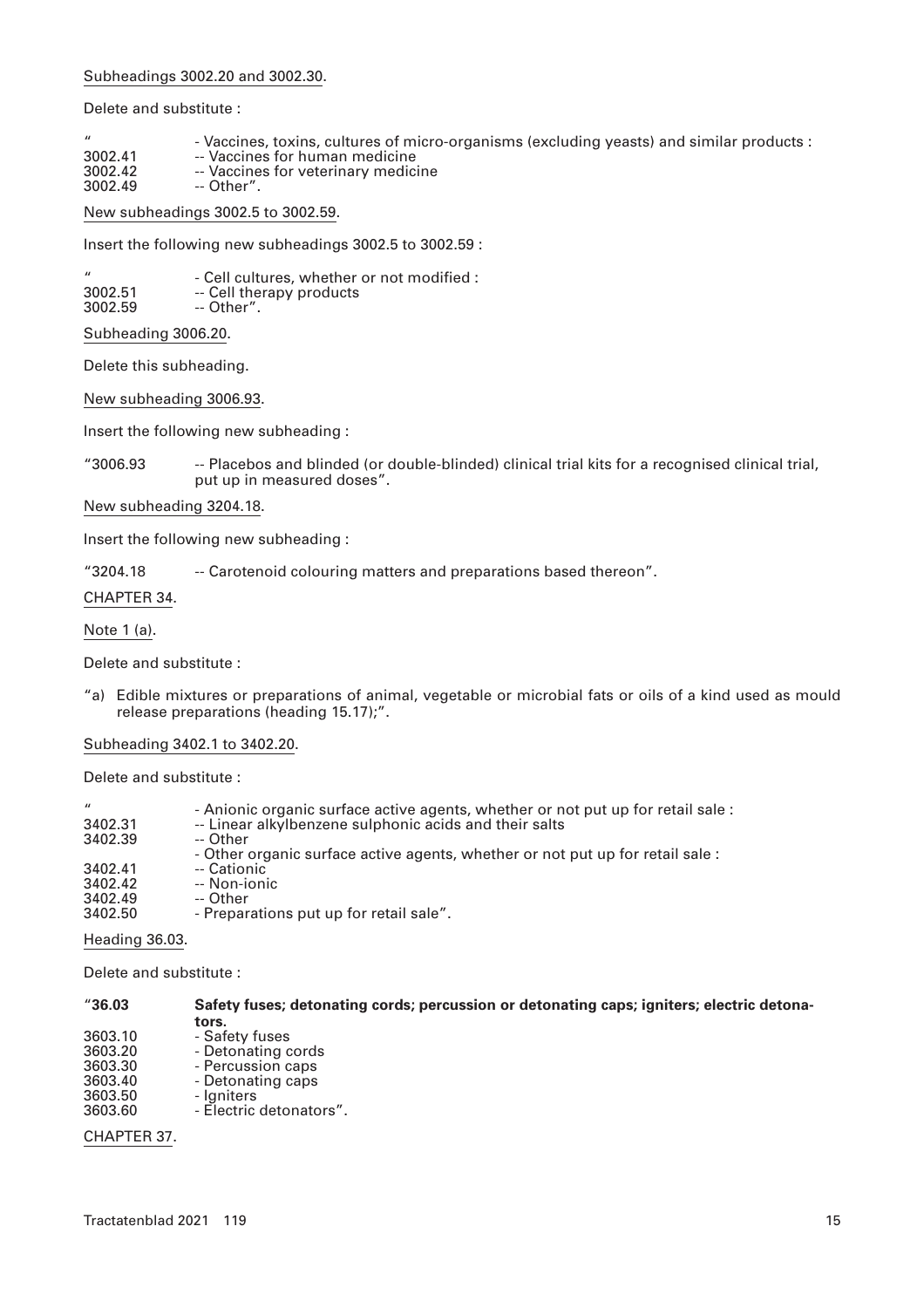Subheadings 3002.20 and 3002.30.

Delete and substitute :

| | |
|---|---|
| " | - Vaccines, toxins, cultures of micro-organisms (excluding yeasts) and similar products : |
| 3002.41 | -- Vaccines for human medicine |
| 3002.42 | -- Vaccines for veterinary medicine |
| 3002.49 | -- Other". |

New subheadings 3002.5 to 3002.59.

Insert the following new subheadings 3002.5 to 3002.59 :

| | |
|---|---|
| " | - Cell cultures, whether or not modified : |
| 3002.51 | -- Cell therapy products |
| 3002.59 | -- Other". |

Subheading 3006.20.

Delete this subheading.

New subheading 3006.93.

Insert the following new subheading :

| | |
|---|---|
| "3006.93 | -- Placebos and blinded (or double-blinded) clinical trial kits for a recognised clinical trial, put up in measured doses". |

New subheading 3204.18.

Insert the following new subheading :

| | |
|---|---|
| "3204.18 | -- Carotenoid colouring matters and preparations based thereon". |

CHAPTER 34.

Note 1 (a).

Delete and substitute :

"a) Edible mixtures or preparations of animal, vegetable or microbial fats or oils of a kind used as mould release preparations (heading 15.17);".

Subheading 3402.1 to 3402.20.

Delete and substitute :

| | |
|---|---|
| " | - Anionic organic surface active agents, whether or not put up for retail sale : |
| 3402.31 | -- Linear alkylbenzene sulphonic acids and their salts |
| 3402.39 | -- Other |
| | - Other organic surface active agents, whether or not put up for retail sale : |
| 3402.41 | -- Cationic |
| 3402.42 | -- Non-ionic |
| 3402.49 | -- Other |
| 3402.50 | - Preparations put up for retail sale". |

Heading 36.03.

Delete and substitute :

| | |
|---|---|
| **"36.03** | **Safety fuses; detonating cords; percussion or detonating caps; igniters; electric detonators.** |
| 3603.10 | - Safety fuses |
| 3603.20 | - Detonating cords |
| 3603.30 | - Percussion caps |
| 3603.40 | - Detonating caps |
| 3603.50 | - Igniters |
| 3603.60 | - Electric detonators". |

CHAPTER 37.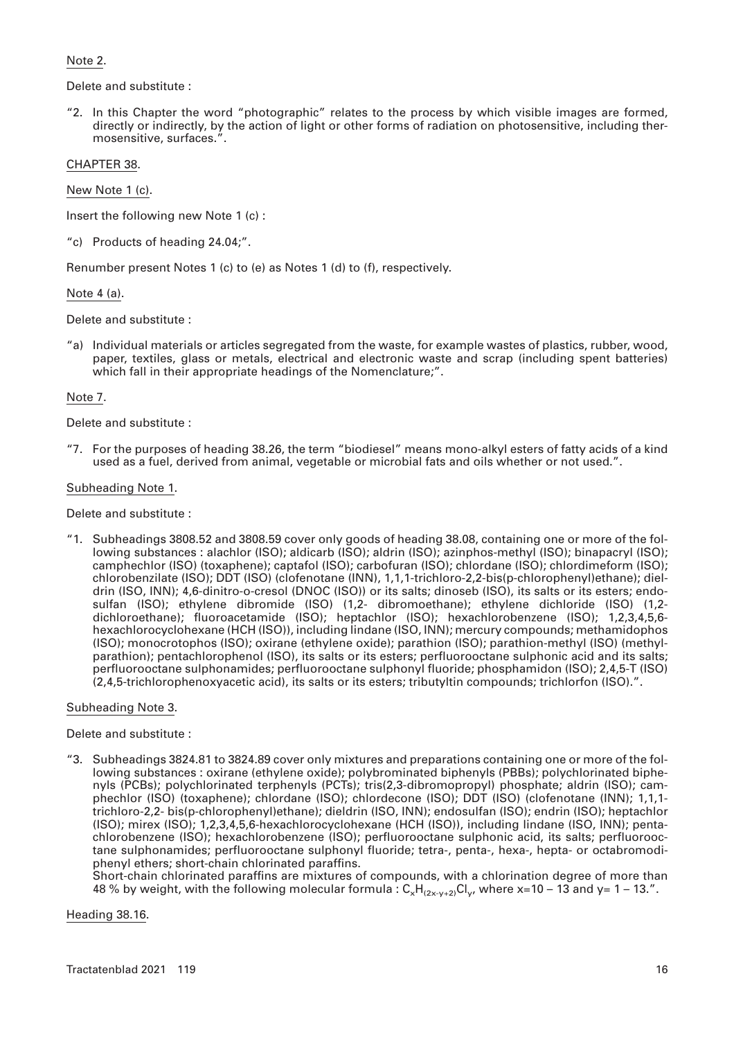Note 2.

Delete and substitute :

"2. In this Chapter the word "photographic" relates to the process by which visible images are formed, directly or indirectly, by the action of light or other forms of radiation on photosensitive, including thermosensitive, surfaces.".

CHAPTER 38.

New Note 1 (c).

Insert the following new Note 1 (c) :

"c) Products of heading 24.04;".

Renumber present Notes 1 (c) to (e) as Notes 1 (d) to (f), respectively.

Note 4 (a).

Delete and substitute :

"a) Individual materials or articles segregated from the waste, for example wastes of plastics, rubber, wood, paper, textiles, glass or metals, electrical and electronic waste and scrap (including spent batteries) which fall in their appropriate headings of the Nomenclature;".

Note 7.

Delete and substitute :

"7. For the purposes of heading 38.26, the term "biodiesel" means mono-alkyl esters of fatty acids of a kind used as a fuel, derived from animal, vegetable or microbial fats and oils whether or not used.".

Subheading Note 1.

Delete and substitute :

"1. Subheadings 3808.52 and 3808.59 cover only goods of heading 38.08, containing one or more of the following substances : alachlor (ISO); aldicarb (ISO); aldrin (ISO); azinphos-methyl (ISO); binapacryl (ISO); camphechlor (ISO) (toxaphene); captafol (ISO); carbofuran (ISO); chlordane (ISO); chlordimeform (ISO); chlorobenzilate (ISO); DDT (ISO) (clofenotane (INN), 1,1,1-trichloro-2,2-bis(p-chlorophenyl)ethane); dieldrin (ISO, INN); 4,6-dinitro-o-cresol (DNOC (ISO)) or its salts; dinoseb (ISO), its salts or its esters; endosulfan (ISO); ethylene dibromide (ISO) (1,2- dibromoethane); ethylene dichloride (ISO) (1,2-dichloroethane); fluoroacetamide (ISO); heptachlor (ISO); hexachlorobenzene (ISO); 1,2,3,4,5,6-hexachlorocyclohexane (HCH (ISO)), including lindane (ISO, INN); mercury compounds; methamidophos (ISO); monocrotophos (ISO); oxirane (ethylene oxide); parathion (ISO); parathion-methyl (ISO) (methyl-parathion); pentachlorophenol (ISO), its salts or its esters; perfluorooctane sulphonic acid and its salts; perfluorooctane sulphonamides; perfluorooctane sulphonyl fluoride; phosphamidon (ISO); 2,4,5-T (ISO) (2,4,5-trichlorophenoxyacetic acid), its salts or its esters; tributyltin compounds; trichlorfon (ISO).".

Subheading Note 3.

Delete and substitute :

"3. Subheadings 3824.81 to 3824.89 cover only mixtures and preparations containing one or more of the following substances : oxirane (ethylene oxide); polybrominated biphenyls (PBBs); polychlorinated biphenyls (PCBs); polychlorinated terphenyls (PCTs); tris(2,3-dibromopropyl) phosphate; aldrin (ISO); camphechlor (ISO) (toxaphene); chlordane (ISO); chlordecone (ISO); DDT (ISO) (clofenotane (INN); 1,1,1-trichloro-2,2- bis(p-chlorophenyl)ethane); dieldrin (ISO, INN); endosulfan (ISO); endrin (ISO); heptachlor (ISO); mirex (ISO); 1,2,3,4,5,6-hexachlorocyclohexane (HCH (ISO)), including lindane (ISO, INN); pentachlorobenzene (ISO); hexachlorobenzene (ISO); perfluorooctane sulphonic acid, its salts; perfluorooctane sulphonamides; perfluorooctane sulphonyl fluoride; tetra-, penta-, hexa-, hepta- or octabromodiphenyl ethers; short-chain chlorinated paraffins.

Short-chain chlorinated paraffins are mixtures of compounds, with a chlorination degree of more than 48 % by weight, with the following molecular formula : $C_xH_{(2x-y+2)}Cl_y$, where x=10 – 13 and y= 1 – 13.".

Heading 38.16.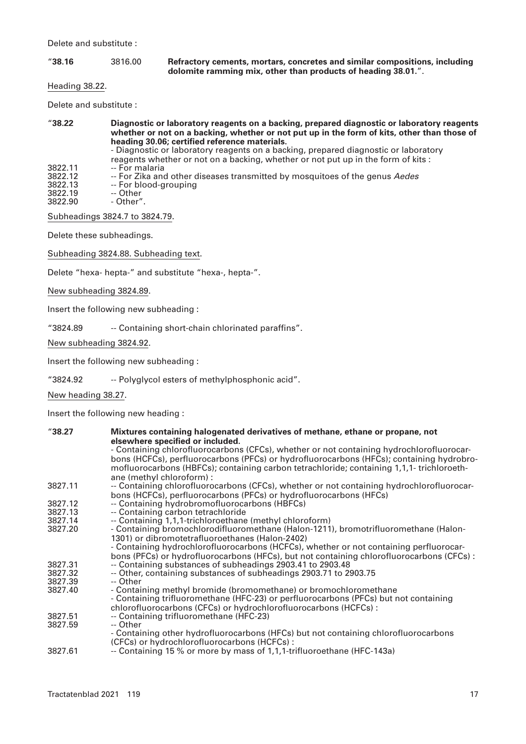Delete and substitute :

| | | |
|---|---|---|
| "**38.16** | 3816.00 | **Refractory cements, mortars, concretes and similar compositions, including dolomite ramming mix, other than products of heading 38.01.**". |

Heading 38.22.

Delete and substitute :

| | |
|---|---|
| "**38.22** | **Diagnostic or laboratory reagents on a backing, prepared diagnostic or laboratory reagents whether or not on a backing, whether or not put up in the form of kits, other than those of heading 30.06; certified reference materials.** |
| | - Diagnostic or laboratory reagents on a backing, prepared diagnostic or laboratory reagents whether or not on a backing, whether or not put up in the form of kits : |
| 3822.11 | -- For malaria |
| 3822.12 | -- For Zika and other diseases transmitted by mosquitoes of the genus *Aedes* |
| 3822.13 | -- For blood-grouping |
| 3822.19 | -- Other |
| 3822.90 | - Other". |

Subheadings 3824.7 to 3824.79.

Delete these subheadings.

Subheading 3824.88. Subheading text.

Delete "hexa- hepta-" and substitute "hexa-, hepta-".

New subheading 3824.89.

Insert the following new subheading :

"3824.89 -- Containing short-chain chlorinated paraffins".

New subheading 3824.92.

Insert the following new subheading :

"3824.92 -- Polyglycol esters of methylphosphonic acid".

New heading 38.27.

Insert the following new heading :

| | |
|---|---|
| "**38.27** | **Mixtures containing halogenated derivatives of methane, ethane or propane, not elsewhere specified or included.** |
| | - Containing chlorofluorocarbons (CFCs), whether or not containing hydrochlorofluorocarbons (HCFCs), perfluorocarbons (PFCs) or hydrofluorocarbons (HFCs); containing hydrobromofluorocarbons (HBFCs); containing carbon tetrachloride; containing 1,1,1- trichloroethane (methyl chloroform) : |
| 3827.11 | -- Containing chlorofluorocarbons (CFCs), whether or not containing hydrochlorofluorocarbons (HCFCs), perfluorocarbons (PFCs) or hydrofluorocarbons (HFCs) |
| 3827.12 | -- Containing hydrobromofluorocarbons (HBFCs) |
| 3827.13 | -- Containing carbon tetrachloride |
| 3827.14 | -- Containing 1,1,1-trichloroethane (methyl chloroform) |
| 3827.20 | - Containing bromochlorodifluoromethane (Halon-1211), bromotrifluoromethane (Halon-1301) or dibromotetrafluoroethanes (Halon-2402) |
| | - Containing hydrochlorofluorocarbons (HCFCs), whether or not containing perfluorocarbons (PFCs) or hydrofluorocarbons (HFCs), but not containing chlorofluorocarbons (CFCs) : |
| 3827.31 | -- Containing substances of subheadings 2903.41 to 2903.48 |
| 3827.32 | -- Other, containing substances of subheadings 2903.71 to 2903.75 |
| 3827.39 | -- Other |
| 3827.40 | - Containing methyl bromide (bromomethane) or bromochloromethane |
| | - Containing trifluoromethane (HFC-23) or perfluorocarbons (PFCs) but not containing chlorofluorocarbons (CFCs) or hydrochlorofluorocarbons (HCFCs) : |
| 3827.51 | -- Containing trifluoromethane (HFC-23) |
| 3827.59 | -- Other |
| | - Containing other hydrofluorocarbons (HFCs) but not containing chlorofluorocarbons (CFCs) or hydrochlorofluorocarbons (HCFCs) : |
| 3827.61 | -- Containing 15 % or more by mass of 1,1,1-trifluoroethane (HFC-143a) |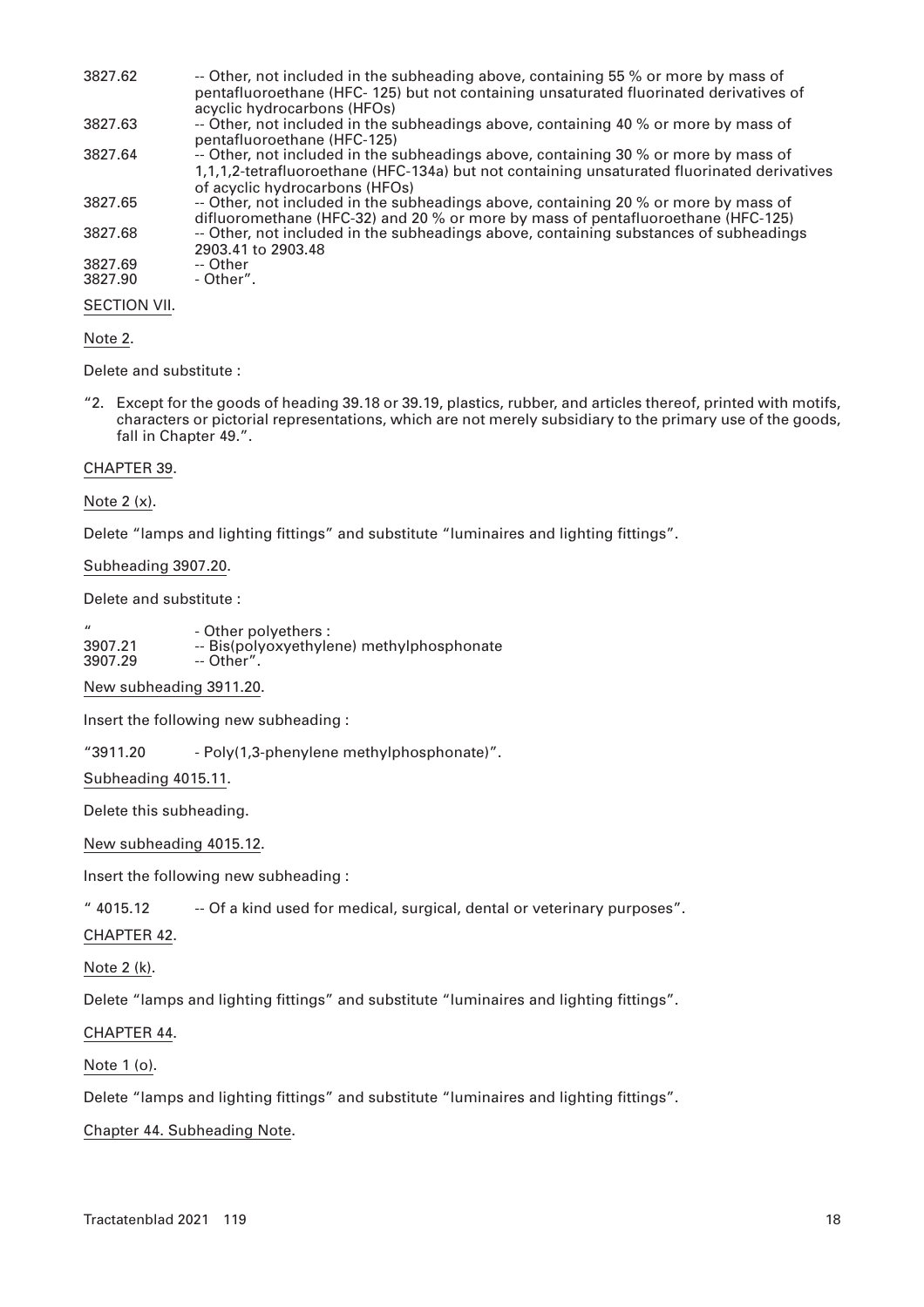| | |
|---|---|
| 3827.62 | -- Other, not included in the subheading above, containing 55 % or more by mass of pentafluoroethane (HFC- 125) but not containing unsaturated fluorinated derivatives of acyclic hydrocarbons (HFOs) |
| 3827.63 | -- Other, not included in the subheadings above, containing 40 % or more by mass of pentafluoroethane (HFC-125) |
| 3827.64 | -- Other, not included in the subheadings above, containing 30 % or more by mass of 1,1,1,2-tetrafluoroethane (HFC-134a) but not containing unsaturated fluorinated derivatives of acyclic hydrocarbons (HFOs) |
| 3827.65 | -- Other, not included in the subheadings above, containing 20 % or more by mass of difluoromethane (HFC-32) and 20 % or more by mass of pentafluoroethane (HFC-125) |
| 3827.68 | -- Other, not included in the subheadings above, containing substances of subheadings 2903.41 to 2903.48 |
| 3827.69 | -- Other |
| 3827.90 | - Other". |

SECTION VII.

Note 2.

Delete and substitute :

"2. Except for the goods of heading 39.18 or 39.19, plastics, rubber, and articles thereof, printed with motifs, characters or pictorial representations, which are not merely subsidiary to the primary use of the goods, fall in Chapter 49.".

CHAPTER 39.

Note 2 (x).

Delete "lamps and lighting fittings" and substitute "luminaires and lighting fittings".

Subheading 3907.20.

Delete and substitute :

| | |
|---|---|
| " | - Other polyethers : |
| 3907.21 | -- Bis(polyoxyethylene) methylphosphonate |
| 3907.29 | -- Other". |

New subheading 3911.20.

Insert the following new subheading :

"3911.20 - Poly(1,3-phenylene methylphosphonate)".

Subheading 4015.11.

Delete this subheading.

New subheading 4015.12.

Insert the following new subheading :

" 4015.12 -- Of a kind used for medical, surgical, dental or veterinary purposes".

CHAPTER 42.

Note 2 (k).

Delete "lamps and lighting fittings" and substitute "luminaires and lighting fittings".

CHAPTER 44.

Note 1 (o).

Delete "lamps and lighting fittings" and substitute "luminaires and lighting fittings".

Chapter 44. Subheading Note.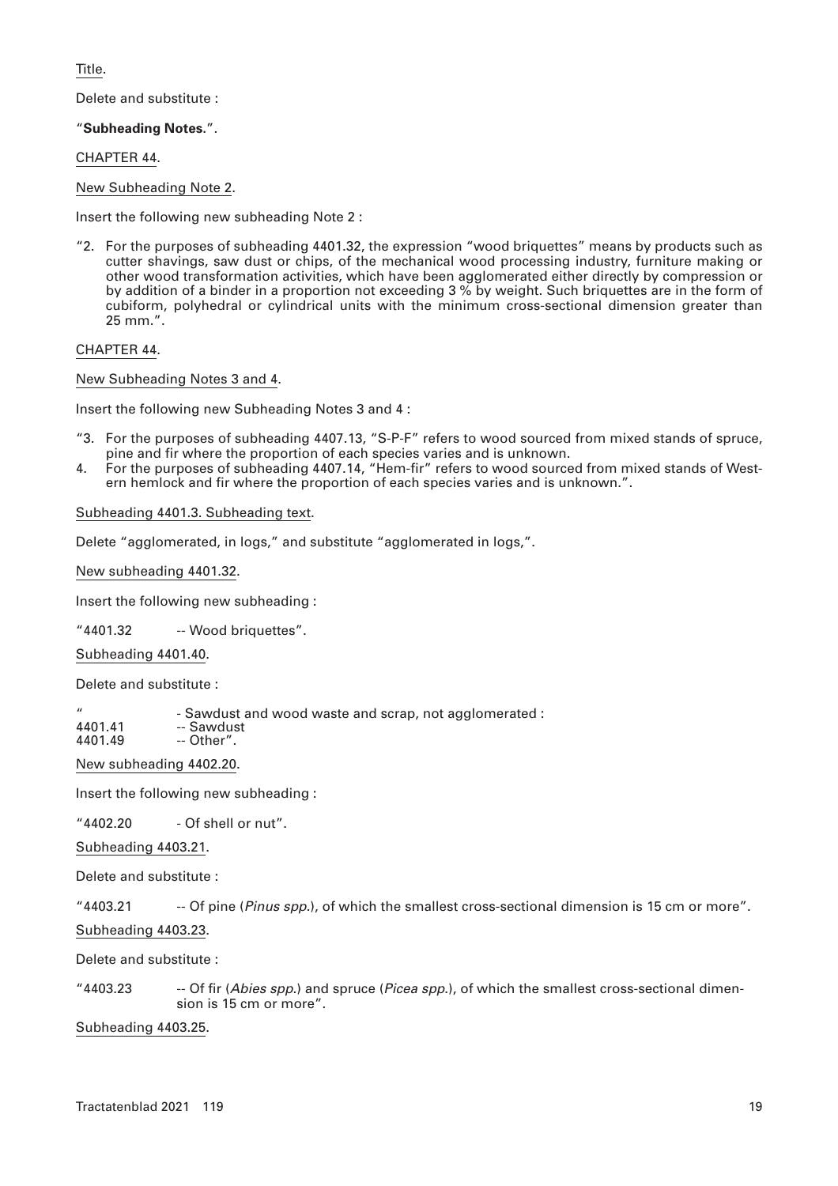Title.

Delete and substitute :

"**Subheading Notes.**".

CHAPTER 44.

New Subheading Note 2.

Insert the following new subheading Note 2 :

"2. For the purposes of subheading 4401.32, the expression "wood briquettes" means by products such as cutter shavings, saw dust or chips, of the mechanical wood processing industry, furniture making or other wood transformation activities, which have been agglomerated either directly by compression or by addition of a binder in a proportion not exceeding 3 % by weight. Such briquettes are in the form of cubiform, polyhedral or cylindrical units with the minimum cross-sectional dimension greater than 25 mm.".

CHAPTER 44.

New Subheading Notes 3 and 4.

Insert the following new Subheading Notes 3 and 4 :

"3. For the purposes of subheading 4407.13, "S-P-F" refers to wood sourced from mixed stands of spruce, pine and fir where the proportion of each species varies and is unknown.
4. For the purposes of subheading 4407.14, "Hem-fir" refers to wood sourced from mixed stands of Western hemlock and fir where the proportion of each species varies and is unknown.".

Subheading 4401.3. Subheading text.

Delete "agglomerated, in logs," and substitute "agglomerated in logs,".

New subheading 4401.32.

Insert the following new subheading :

"4401.32 -- Wood briquettes".

Subheading 4401.40.

Delete and substitute :

" - Sawdust and wood waste and scrap, not agglomerated :
4401.41 -- Sawdust
4401.49 -- Other".

New subheading 4402.20.

Insert the following new subheading :

"4402.20 - Of shell or nut".

Subheading 4403.21.

Delete and substitute :

"4403.21 -- Of pine (*Pinus spp.*), of which the smallest cross-sectional dimension is 15 cm or more".

Subheading 4403.23.

Delete and substitute :

"4403.23 -- Of fir (*Abies spp.*) and spruce (*Picea spp.*), of which the smallest cross-sectional dimension is 15 cm or more".

Subheading 4403.25.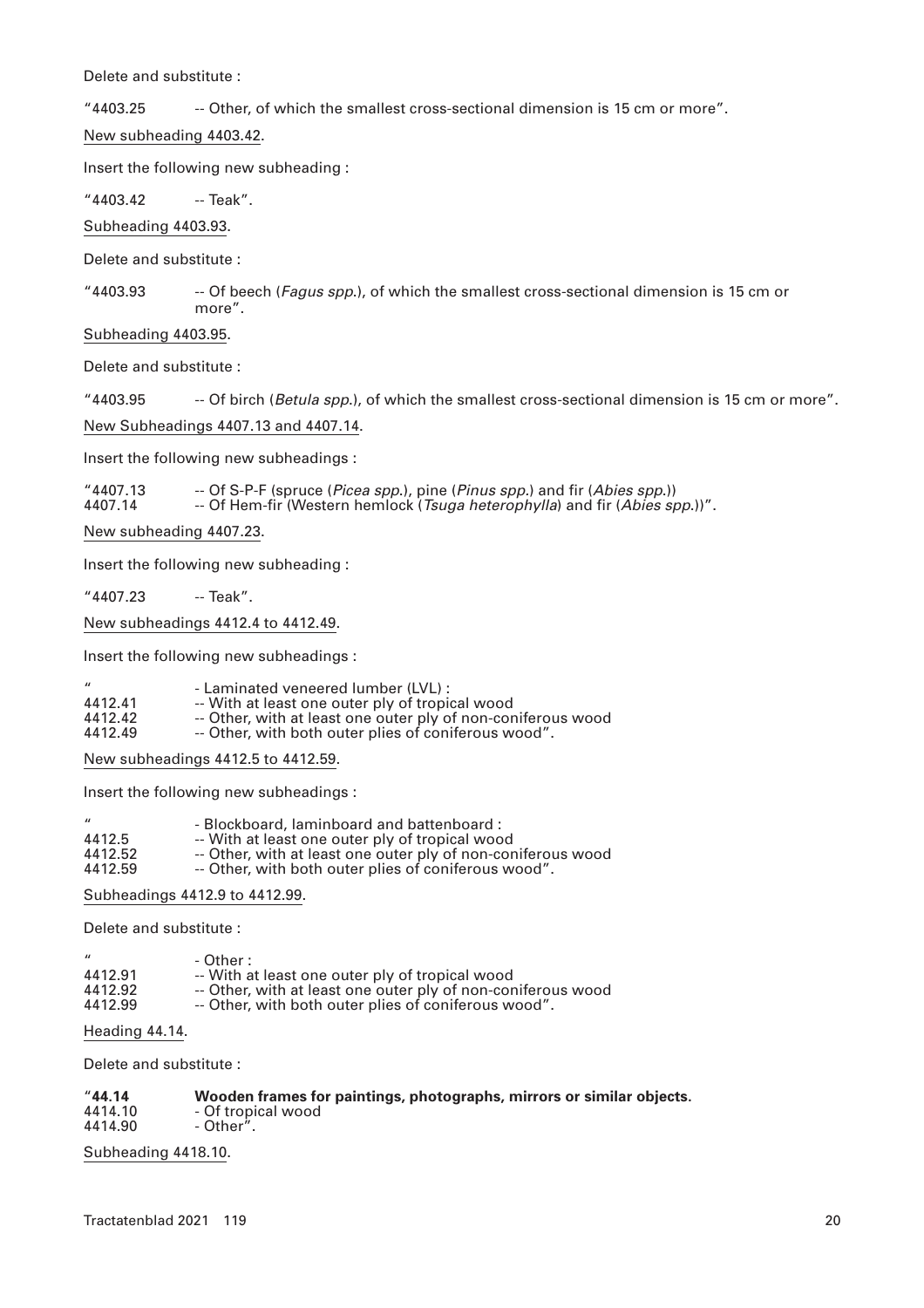Delete and substitute :

"4403.25 -- Other, of which the smallest cross-sectional dimension is 15 cm or more".

<u>New subheading 4403.42</u>.

Insert the following new subheading :

"4403.42 -- Teak".

<u>Subheading 4403.93</u>.

Delete and substitute :

"4403.93 -- Of beech (*Fagus spp.*), of which the smallest cross-sectional dimension is 15 cm or more".

<u>Subheading 4403.95</u>.

Delete and substitute :

"4403.95 -- Of birch (*Betula spp.*), of which the smallest cross-sectional dimension is 15 cm or more".

<u>New Subheadings 4407.13 and 4407.14</u>.

Insert the following new subheadings :

"4407.13 -- Of S-P-F (spruce (*Picea spp.*), pine (*Pinus spp.*) and fir (*Abies spp.*))
4407.14 -- Of Hem-fir (Western hemlock (*Tsuga heterophylla*) and fir (*Abies spp.*))".

<u>New subheading 4407.23</u>.

Insert the following new subheading :

"4407.23 -- Teak".

<u>New subheadings 4412.4 to 4412.49</u>.

Insert the following new subheadings :

" - Laminated veneered lumber (LVL) :
4412.41 -- With at least one outer ply of tropical wood
4412.42 -- Other, with at least one outer ply of non-coniferous wood
4412.49 -- Other, with both outer plies of coniferous wood".

<u>New subheadings 4412.5 to 4412.59</u>.

Insert the following new subheadings :

" - Blockboard, laminboard and battenboard :
4412.5 -- With at least one outer ply of tropical wood
4412.52 -- Other, with at least one outer ply of non-coniferous wood
4412.59 -- Other, with both outer plies of coniferous wood".

<u>Subheadings 4412.9 to 4412.99</u>.

Delete and substitute :

" - Other :
4412.91 -- With at least one outer ply of tropical wood
4412.92 -- Other, with at least one outer ply of non-coniferous wood
4412.99 -- Other, with both outer plies of coniferous wood".

<u>Heading 44.14</u>.

Delete and substitute :

"**44.14** **Wooden frames for paintings, photographs, mirrors or similar objects.**
4414.10 - Of tropical wood
4414.90 - Other".

<u>Subheading 4418.10</u>.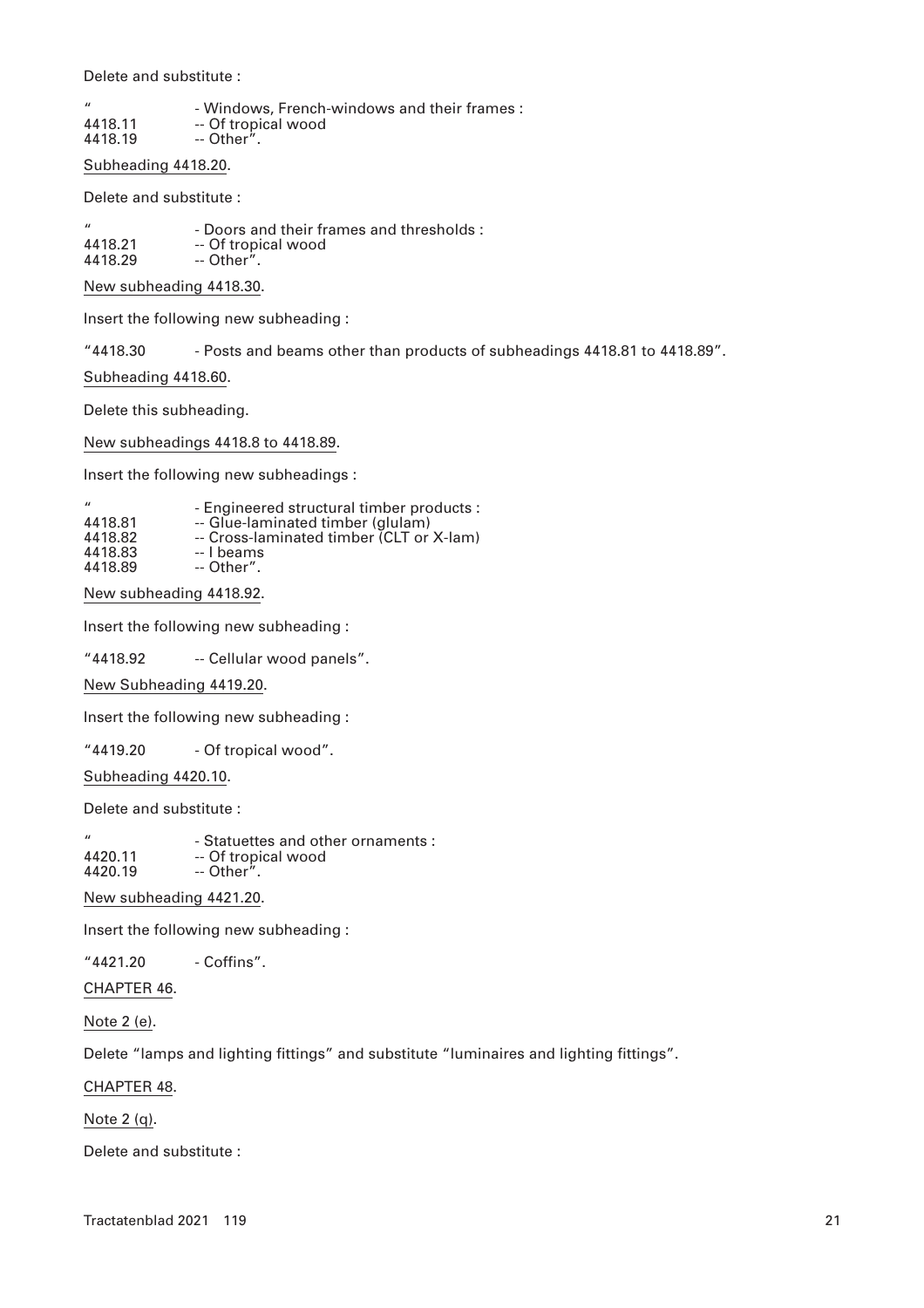Delete and substitute :

" - Windows, French-windows and their frames :
4418.11 -- Of tropical wood
4418.19 -- Other".

Subheading 4418.20.

Delete and substitute :

" - Doors and their frames and thresholds :
4418.21 -- Of tropical wood
4418.29 -- Other".

New subheading 4418.30.

Insert the following new subheading :

"4418.30 - Posts and beams other than products of subheadings 4418.81 to 4418.89".

Subheading 4418.60.

Delete this subheading.

New subheadings 4418.8 to 4418.89.

Insert the following new subheadings :

" - Engineered structural timber products :
4418.81 -- Glue-laminated timber (glulam)
4418.82 -- Cross-laminated timber (CLT or X-lam)
4418.83 -- I beams
4418.89 -- Other".

New subheading 4418.92.

Insert the following new subheading :

"4418.92 -- Cellular wood panels".

New Subheading 4419.20.

Insert the following new subheading :

"4419.20 - Of tropical wood".

Subheading 4420.10.

Delete and substitute :

" - Statuettes and other ornaments :
4420.11 -- Of tropical wood
4420.19 -- Other".

New subheading 4421.20.

Insert the following new subheading :

"4421.20 - Coffins".

CHAPTER 46.

Note 2 (e).

Delete "lamps and lighting fittings" and substitute "luminaires and lighting fittings".

CHAPTER 48.

Note 2 (q).

Delete and substitute :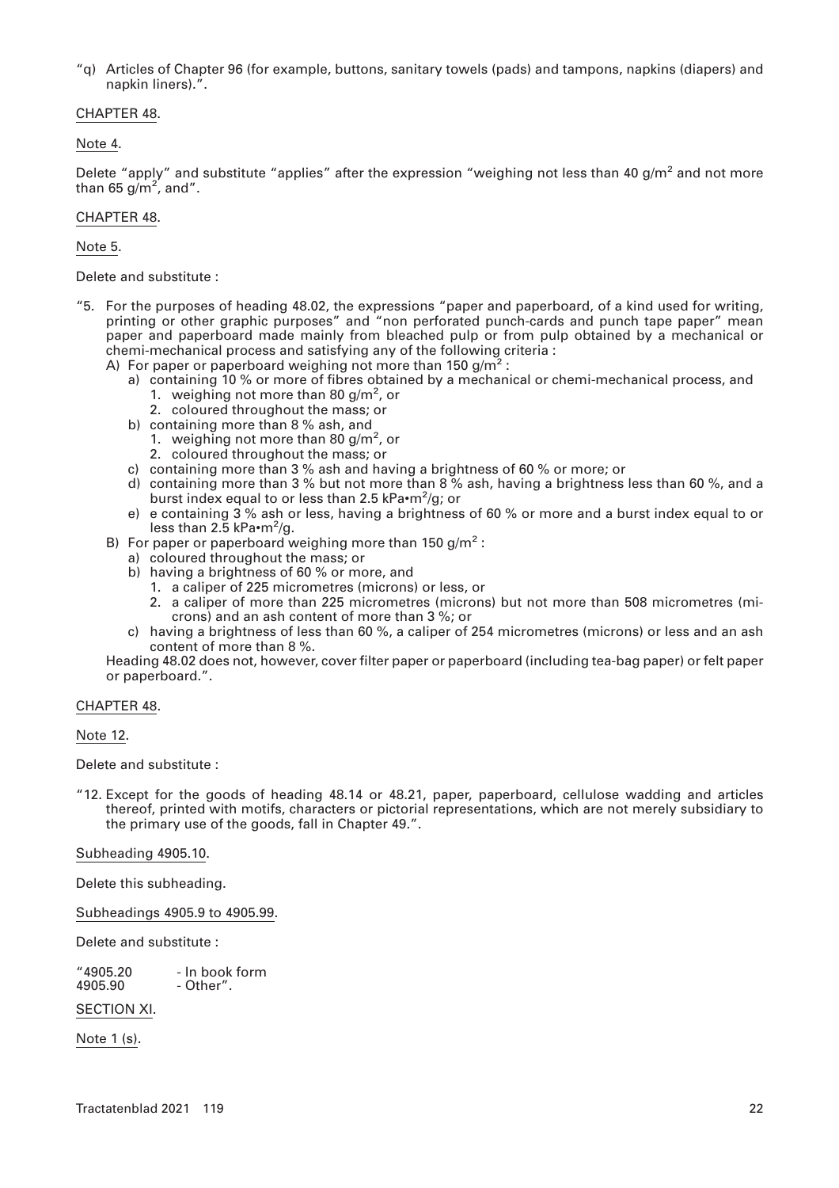"q) Articles of Chapter 96 (for example, buttons, sanitary towels (pads) and tampons, napkins (diapers) and napkin liners).".

CHAPTER 48.

Note 4.

Delete "apply" and substitute "applies" after the expression "weighing not less than 40 g/m$^2$ and not more than 65 g/m$^2$, and".

CHAPTER 48.

Note 5.

Delete and substitute :

"5. For the purposes of heading 48.02, the expressions "paper and paperboard, of a kind used for writing, printing or other graphic purposes" and "non perforated punch-cards and punch tape paper" mean paper and paperboard made mainly from bleached pulp or from pulp obtained by a mechanical or chemi-mechanical process and satisfying any of the following criteria :
   A) For paper or paperboard weighing not more than 150 g/m$^2$ :
      a) containing 10 % or more of fibres obtained by a mechanical or chemi-mechanical process, and
         1. weighing not more than 80 g/m$^2$, or
         2. coloured throughout the mass; or
      b) containing more than 8 % ash, and
         1. weighing not more than 80 g/m$^2$, or
         2. coloured throughout the mass; or
      c) containing more than 3 % ash and having a brightness of 60 % or more; or
      d) containing more than 3 % but not more than 8 % ash, having a brightness less than 60 %, and a burst index equal to or less than 2.5 kPa•m$^2$/g; or
      e) e containing 3 % ash or less, having a brightness of 60 % or more and a burst index equal to or less than 2.5 kPa•m$^2$/g.
   B) For paper or paperboard weighing more than 150 g/m$^2$ :
      a) coloured throughout the mass; or
      b) having a brightness of 60 % or more, and
         1. a caliper of 225 micrometres (microns) or less, or
         2. a caliper of more than 225 micrometres (microns) but not more than 508 micrometres (microns) and an ash content of more than 3 %; or
      c) having a brightness of less than 60 %, a caliper of 254 micrometres (microns) or less and an ash content of more than 8 %.

   Heading 48.02 does not, however, cover filter paper or paperboard (including tea-bag paper) or felt paper or paperboard.".

CHAPTER 48.

Note 12.

Delete and substitute :

"12. Except for the goods of heading 48.14 or 48.21, paper, paperboard, cellulose wadding and articles thereof, printed with motifs, characters or pictorial representations, which are not merely subsidiary to the primary use of the goods, fall in Chapter 49.".

Subheading 4905.10.

Delete this subheading.

Subheadings 4905.9 to 4905.99.

Delete and substitute :

"4905.20 - In book form
4905.90 - Other".

SECTION XI.

Note 1 (s).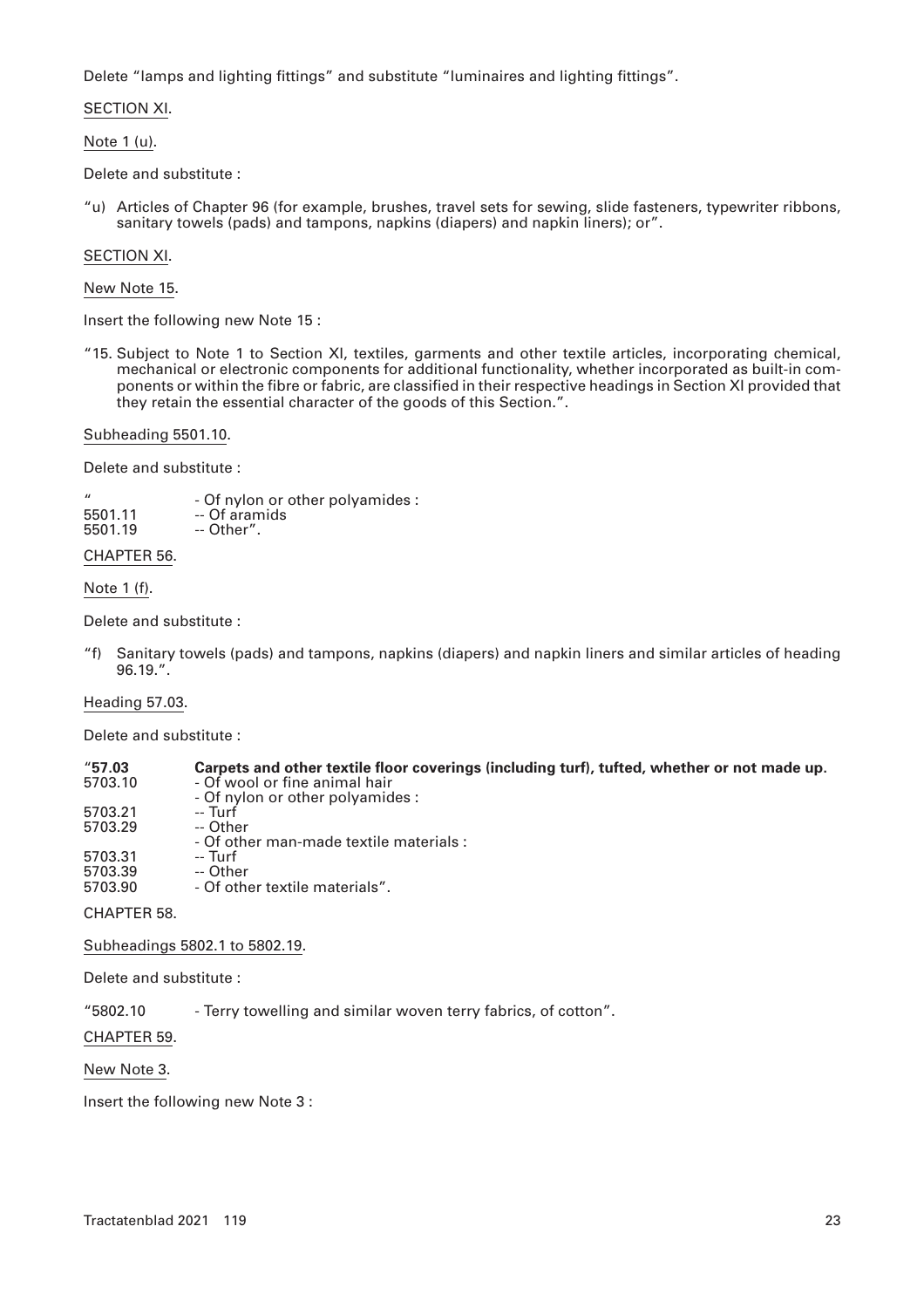Delete “lamps and lighting fittings” and substitute “luminaires and lighting fittings”.

SECTION XI.

Note 1 (u).

Delete and substitute :

“u) Articles of Chapter 96 (for example, brushes, travel sets for sewing, slide fasteners, typewriter ribbons, sanitary towels (pads) and tampons, napkins (diapers) and napkin liners); or”.

SECTION XI.

New Note 15.

Insert the following new Note 15 :

“15. Subject to Note 1 to Section XI, textiles, garments and other textile articles, incorporating chemical, mechanical or electronic components for additional functionality, whether incorporated as built-in components or within the fibre or fabric, are classified in their respective headings in Section XI provided that they retain the essential character of the goods of this Section.”.

Subheading 5501.10.

Delete and substitute :

| | |
|---|---|
| “ | - Of nylon or other polyamides : |
| 5501.11 | -- Of aramids |
| 5501.19 | -- Other”. |

CHAPTER 56.

Note 1 (f).

Delete and substitute :

“f) Sanitary towels (pads) and tampons, napkins (diapers) and napkin liners and similar articles of heading 96.19.”.

Heading 57.03.

Delete and substitute :

| | |
|---|---|
| “**57.03** | **Carpets and other textile floor coverings (including turf), tufted, whether or not made up.** |
| 5703.10 | - Of wool or fine animal hair |
| | - Of nylon or other polyamides : |
| 5703.21 | -- Turf |
| 5703.29 | -- Other |
| | - Of other man-made textile materials : |
| 5703.31 | -- Turf |
| 5703.39 | -- Other |
| 5703.90 | - Of other textile materials”. |

CHAPTER 58.

Subheadings 5802.1 to 5802.19.

Delete and substitute :

“5802.10 - Terry towelling and similar woven terry fabrics, of cotton”.

CHAPTER 59.

New Note 3.

Insert the following new Note 3 :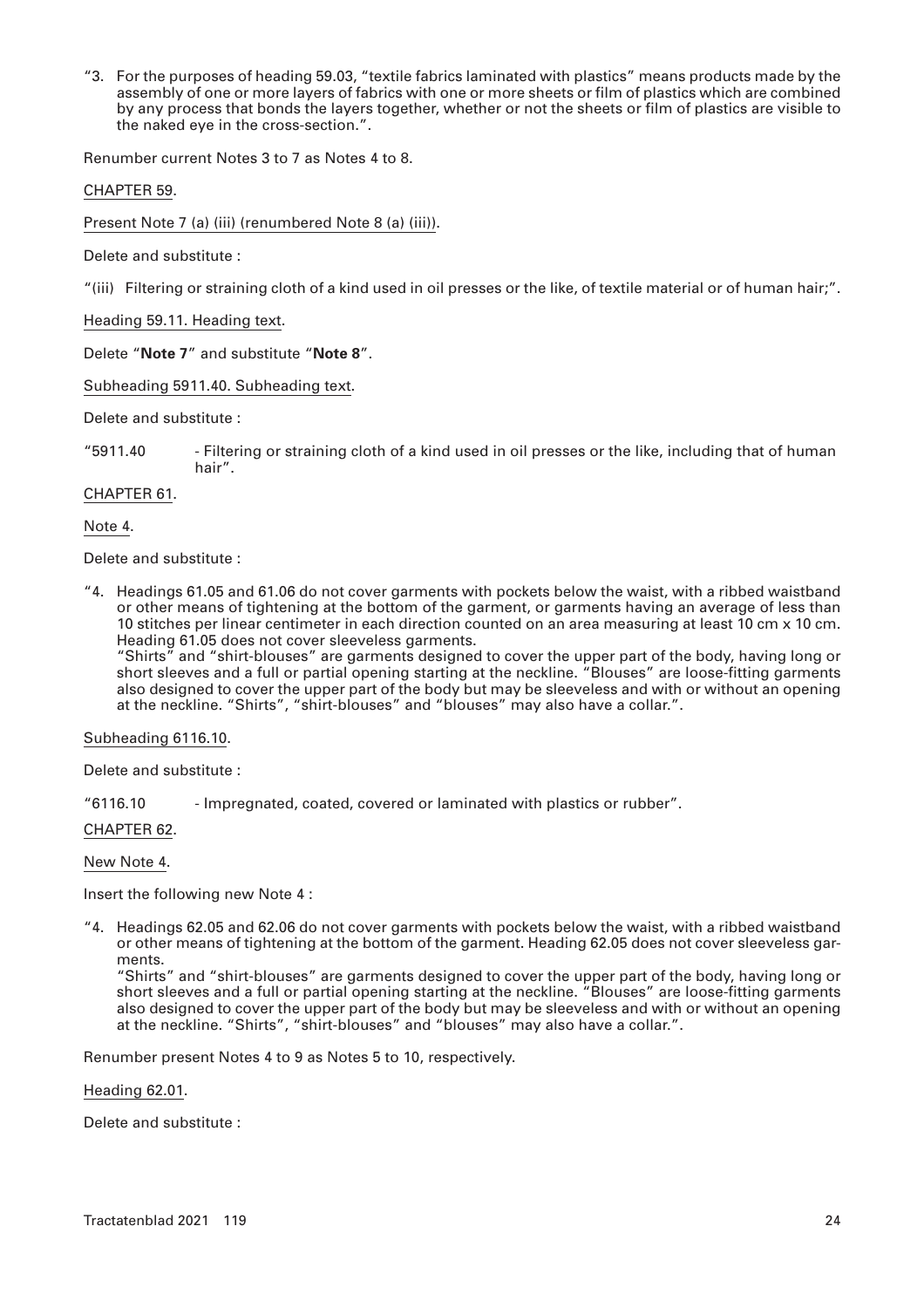"3. For the purposes of heading 59.03, "textile fabrics laminated with plastics" means products made by the assembly of one or more layers of fabrics with one or more sheets or film of plastics which are combined by any process that bonds the layers together, whether or not the sheets or film of plastics are visible to the naked eye in the cross-section.".

Renumber current Notes 3 to 7 as Notes 4 to 8.

CHAPTER 59.

Present Note 7 (a) (iii) (renumbered Note 8 (a) (iii)).

Delete and substitute :

"(iii) Filtering or straining cloth of a kind used in oil presses or the like, of textile material or of human hair;".

Heading 59.11. Heading text.

Delete "**Note 7**" and substitute "**Note 8**".

Subheading 5911.40. Subheading text.

Delete and substitute :

"5911.40 - Filtering or straining cloth of a kind used in oil presses or the like, including that of human hair".

CHAPTER 61.

Note 4.

Delete and substitute :

"4. Headings 61.05 and 61.06 do not cover garments with pockets below the waist, with a ribbed waistband or other means of tightening at the bottom of the garment, or garments having an average of less than 10 stitches per linear centimeter in each direction counted on an area measuring at least 10 cm x 10 cm. Heading 61.05 does not cover sleeveless garments.
"Shirts" and "shirt-blouses" are garments designed to cover the upper part of the body, having long or short sleeves and a full or partial opening starting at the neckline. "Blouses" are loose-fitting garments also designed to cover the upper part of the body but may be sleeveless and with or without an opening at the neckline. "Shirts", "shirt-blouses" and "blouses" may also have a collar.".

Subheading 6116.10.

Delete and substitute :

"6116.10 - Impregnated, coated, covered or laminated with plastics or rubber".

CHAPTER 62.

New Note 4.

Insert the following new Note 4 :

"4. Headings 62.05 and 62.06 do not cover garments with pockets below the waist, with a ribbed waistband or other means of tightening at the bottom of the garment. Heading 62.05 does not cover sleeveless garments.
"Shirts" and "shirt-blouses" are garments designed to cover the upper part of the body, having long or short sleeves and a full or partial opening starting at the neckline. "Blouses" are loose-fitting garments also designed to cover the upper part of the body but may be sleeveless and with or without an opening at the neckline. "Shirts", "shirt-blouses" and "blouses" may also have a collar.".

Renumber present Notes 4 to 9 as Notes 5 to 10, respectively.

Heading 62.01.

Delete and substitute :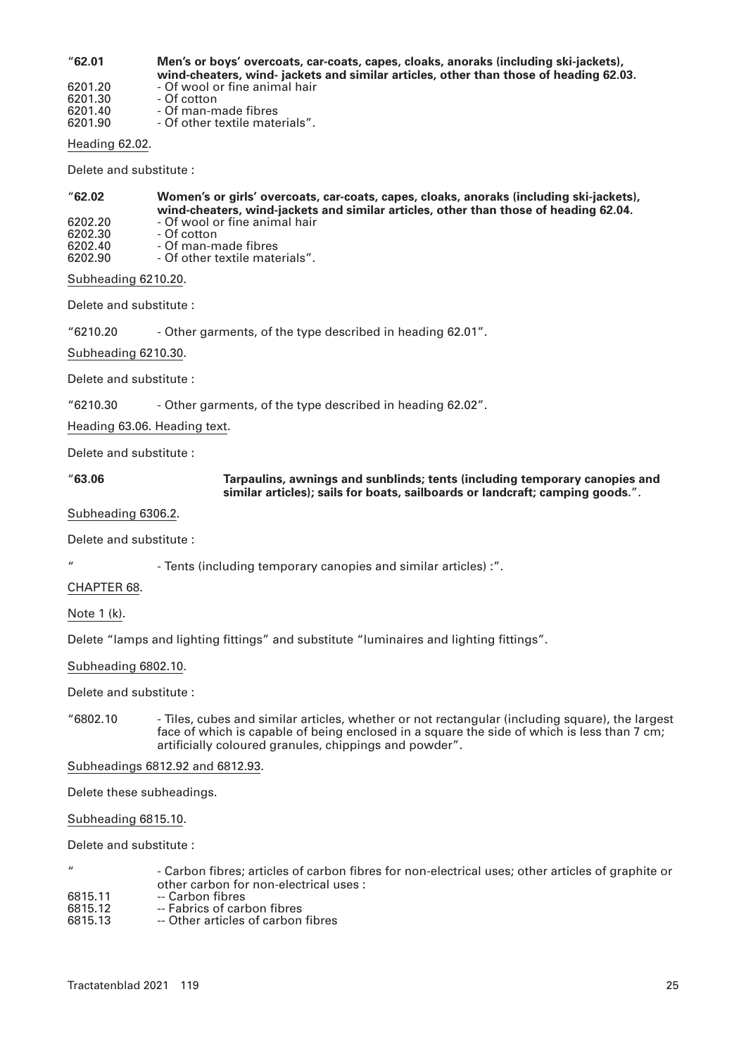| | |
|---|---|
| "**62.01** | **Men's or boys' overcoats, car-coats, capes, cloaks, anoraks (including ski-jackets), wind-cheaters, wind- jackets and similar articles, other than those of heading 62.03.** |
| 6201.20 | - Of wool or fine animal hair |
| 6201.30 | - Of cotton |
| 6201.40 | - Of man-made fibres |
| 6201.90 | - Of other textile materials". |

Heading 62.02.

Delete and substitute :

| | |
|---|---|
| "**62.02** | **Women's or girls' overcoats, car-coats, capes, cloaks, anoraks (including ski-jackets), wind-cheaters, wind-jackets and similar articles, other than those of heading 62.04.** |
| 6202.20 | - Of wool or fine animal hair |
| 6202.30 | - Of cotton |
| 6202.40 | - Of man-made fibres |
| 6202.90 | - Of other textile materials". |

Subheading 6210.20.

Delete and substitute :

"6210.20 - Other garments, of the type described in heading 62.01".

Subheading 6210.30.

Delete and substitute :

"6210.30 - Other garments, of the type described in heading 62.02".

Heading 63.06. Heading text.

Delete and substitute :

"**63.06** **Tarpaulins, awnings and sunblinds; tents (including temporary canopies and similar articles); sails for boats, sailboards or landcraft; camping goods.**".

Subheading 6306.2.

Delete and substitute :

" - Tents (including temporary canopies and similar articles) :".

CHAPTER 68.

Note 1 (k).

Delete "lamps and lighting fittings" and substitute "luminaires and lighting fittings".

Subheading 6802.10.

Delete and substitute :

"6802.10 - Tiles, cubes and similar articles, whether or not rectangular (including square), the largest face of which is capable of being enclosed in a square the side of which is less than 7 cm; artificially coloured granules, chippings and powder".

Subheadings 6812.92 and 6812.93.

Delete these subheadings.

Subheading 6815.10.

Delete and substitute :

| | |
|---|---|
| " | - Carbon fibres; articles of carbon fibres for non-electrical uses; other articles of graphite or other carbon for non-electrical uses : |
| 6815.11 | -- Carbon fibres |
| 6815.12 | -- Fabrics of carbon fibres |
| 6815.13 | -- Other articles of carbon fibres |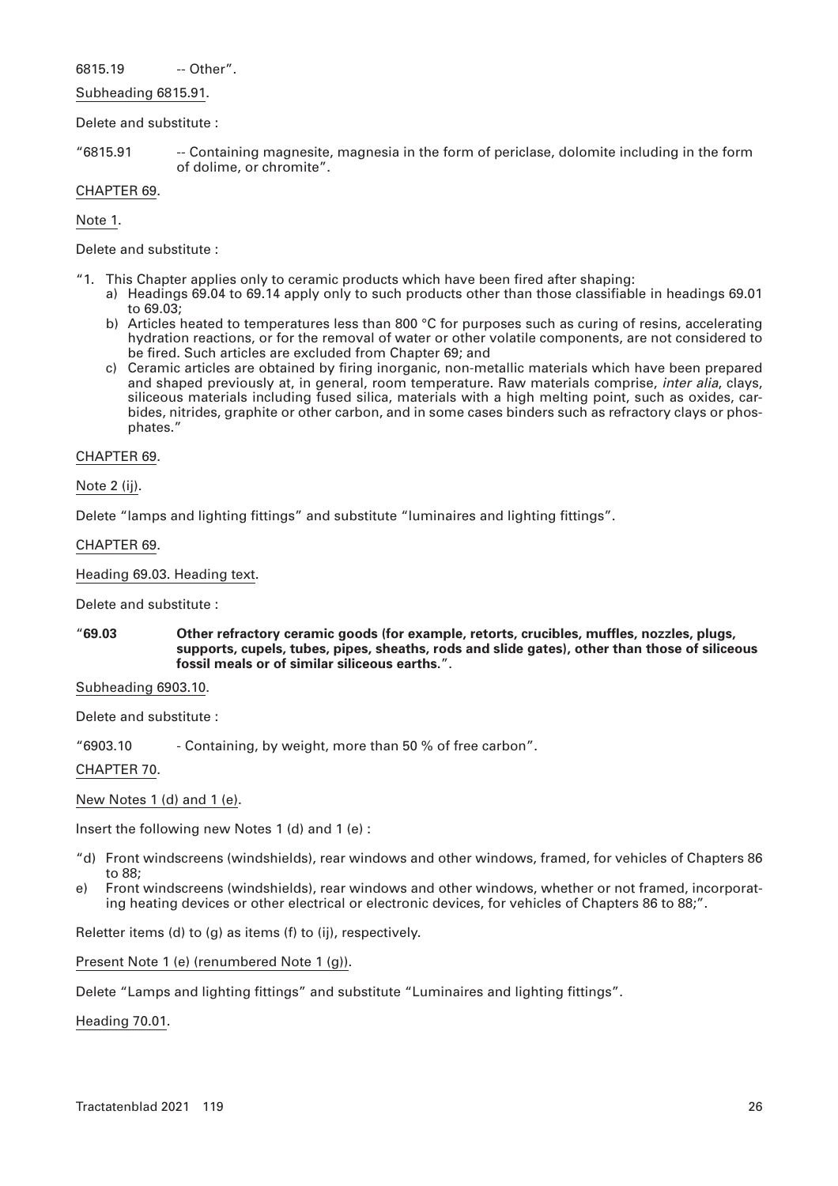6815.19 -- Other".

Subheading 6815.91.

Delete and substitute :

"6815.91 -- Containing magnesite, magnesia in the form of periclase, dolomite including in the form of dolime, or chromite".

CHAPTER 69.

Note 1.

Delete and substitute :

"1. This Chapter applies only to ceramic products which have been fired after shaping:
   a) Headings 69.04 to 69.14 apply only to such products other than those classifiable in headings 69.01 to 69.03;
   b) Articles heated to temperatures less than 800 °C for purposes such as curing of resins, accelerating hydration reactions, or for the removal of water or other volatile components, are not considered to be fired. Such articles are excluded from Chapter 69; and
   c) Ceramic articles are obtained by firing inorganic, non-metallic materials which have been prepared and shaped previously at, in general, room temperature. Raw materials comprise, *inter alia*, clays, siliceous materials including fused silica, materials with a high melting point, such as oxides, carbides, nitrides, graphite or other carbon, and in some cases binders such as refractory clays or phosphates."

CHAPTER 69.

Note 2 (ij).

Delete "lamps and lighting fittings" and substitute "luminaires and lighting fittings".

CHAPTER 69.

Heading 69.03. Heading text.

Delete and substitute :

"**69.03 Other refractory ceramic goods (for example, retorts, crucibles, muffles, nozzles, plugs, supports, cupels, tubes, pipes, sheaths, rods and slide gates), other than those of siliceous fossil meals or of similar siliceous earths.**".

Subheading 6903.10.

Delete and substitute :

"6903.10 - Containing, by weight, more than 50 % of free carbon".

CHAPTER 70.

New Notes 1 (d) and 1 (e).

Insert the following new Notes 1 (d) and 1 (e) :

"d) Front windscreens (windshields), rear windows and other windows, framed, for vehicles of Chapters 86 to 88;
e) Front windscreens (windshields), rear windows and other windows, whether or not framed, incorporating heating devices or other electrical or electronic devices, for vehicles of Chapters 86 to 88;".

Reletter items (d) to (g) as items (f) to (ij), respectively.

Present Note 1 (e) (renumbered Note 1 (g)).

Delete "Lamps and lighting fittings" and substitute "Luminaires and lighting fittings".

Heading 70.01.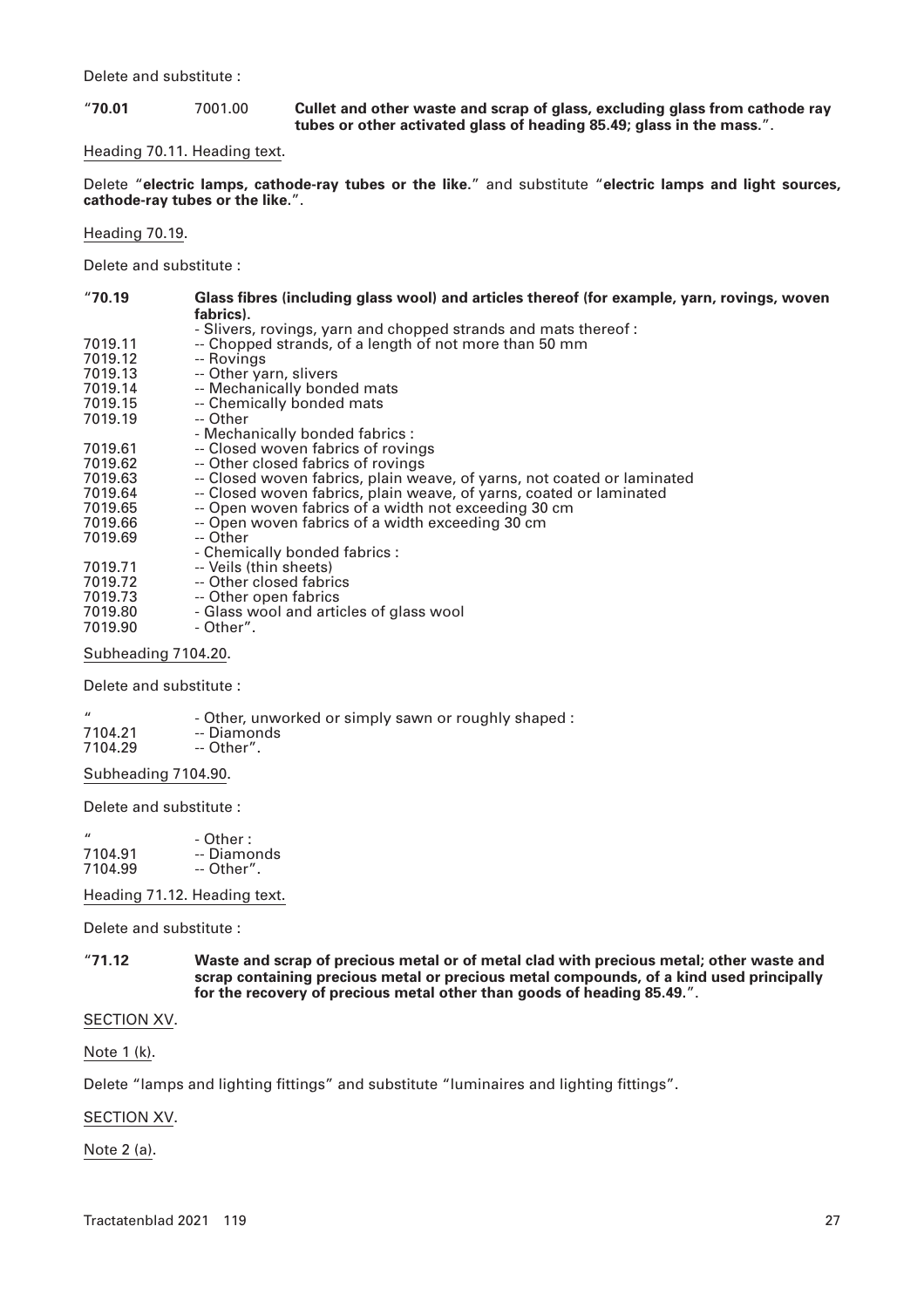Delete and substitute :

| | | |
|---|---|---|
| "**70.01** | 7001.00 | **Cullet and other waste and scrap of glass, excluding glass from cathode ray tubes or other activated glass of heading 85.49; glass in the mass.**". |

Heading 70.11. Heading text.

Delete "**electric lamps, cathode-ray tubes or the like.**" and substitute "**electric lamps and light sources, cathode-ray tubes or the like.**".

Heading 70.19.

Delete and substitute :

| | |
|---|---|
| "**70.19** | **Glass fibres (including glass wool) and articles thereof (for example, yarn, rovings, woven fabrics).** |
| | - Slivers, rovings, yarn and chopped strands and mats thereof : |
| 7019.11 | -- Chopped strands, of a length of not more than 50 mm |
| 7019.12 | -- Rovings |
| 7019.13 | -- Other yarn, slivers |
| 7019.14 | -- Mechanically bonded mats |
| 7019.15 | -- Chemically bonded mats |
| 7019.19 | -- Other |
| | - Mechanically bonded fabrics : |
| 7019.61 | -- Closed woven fabrics of rovings |
| 7019.62 | -- Other closed fabrics of rovings |
| 7019.63 | -- Closed woven fabrics, plain weave, of yarns, not coated or laminated |
| 7019.64 | -- Closed woven fabrics, plain weave, of yarns, coated or laminated |
| 7019.65 | -- Open woven fabrics of a width not exceeding 30 cm |
| 7019.66 | -- Open woven fabrics of a width exceeding 30 cm |
| 7019.69 | -- Other |
| | - Chemically bonded fabrics : |
| 7019.71 | -- Veils (thin sheets) |
| 7019.72 | -- Other closed fabrics |
| 7019.73 | -- Other open fabrics |
| 7019.80 | - Glass wool and articles of glass wool |
| 7019.90 | - Other". |

Subheading 7104.20.

Delete and substitute :

| | |
|---|---|
| " | - Other, unworked or simply sawn or roughly shaped : |
| 7104.21 | -- Diamonds |
| 7104.29 | -- Other". |

Subheading 7104.90.

Delete and substitute :

| | |
|---|---|
| " | - Other : |
| 7104.91 | -- Diamonds |
| 7104.99 | -- Other". |

Heading 71.12. Heading text.

Delete and substitute :

| | |
|---|---|
| "**71.12** | **Waste and scrap of precious metal or of metal clad with precious metal; other waste and scrap containing precious metal or precious metal compounds, of a kind used principally for the recovery of precious metal other than goods of heading 85.49.**". |

SECTION XV.

Note 1 (k).

Delete "lamps and lighting fittings" and substitute "luminaires and lighting fittings".

SECTION XV.

Note 2 (a).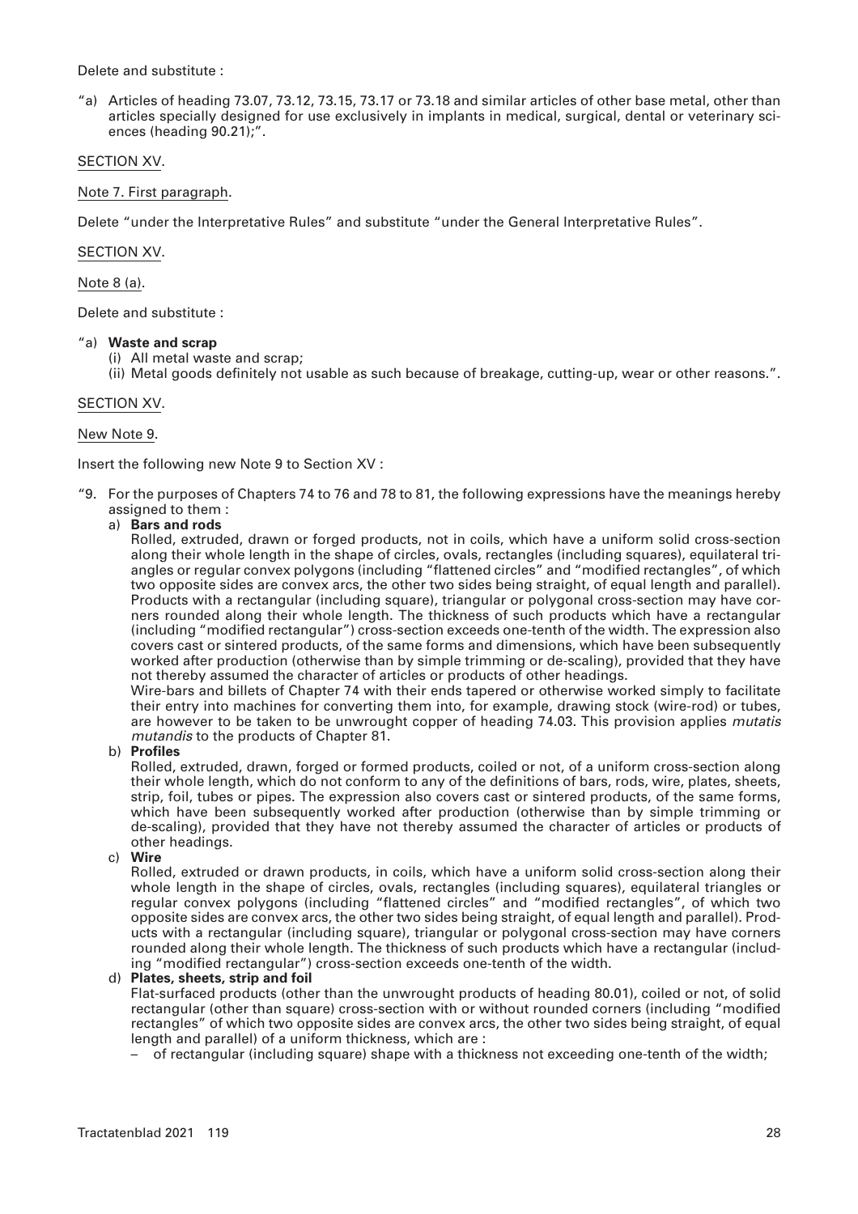Delete and substitute :

"a) Articles of heading 73.07, 73.12, 73.15, 73.17 or 73.18 and similar articles of other base metal, other than articles specially designed for use exclusively in implants in medical, surgical, dental or veterinary sciences (heading 90.21);".

SECTION XV.

Note 7. First paragraph.

Delete "under the Interpretative Rules" and substitute "under the General Interpretative Rules".

SECTION XV.

Note 8 (a).

Delete and substitute :

"a) **Waste and scrap**
   (i) All metal waste and scrap;
   (ii) Metal goods definitely not usable as such because of breakage, cutting-up, wear or other reasons.".

SECTION XV.

New Note 9.

Insert the following new Note 9 to Section XV :

"9. For the purposes of Chapters 74 to 76 and 78 to 81, the following expressions have the meanings hereby assigned to them :

a) **Bars and rods**

Rolled, extruded, drawn or forged products, not in coils, which have a uniform solid cross-section along their whole length in the shape of circles, ovals, rectangles (including squares), equilateral triangles or regular convex polygons (including "flattened circles" and "modified rectangles", of which two opposite sides are convex arcs, the other two sides being straight, of equal length and parallel). Products with a rectangular (including square), triangular or polygonal cross-section may have corners rounded along their whole length. The thickness of such products which have a rectangular (including "modified rectangular") cross-section exceeds one-tenth of the width. The expression also covers cast or sintered products, of the same forms and dimensions, which have been subsequently worked after production (otherwise than by simple trimming or de-scaling), provided that they have not thereby assumed the character of articles or products of other headings.

Wire-bars and billets of Chapter 74 with their ends tapered or otherwise worked simply to facilitate their entry into machines for converting them into, for example, drawing stock (wire-rod) or tubes, are however to be taken to be unwrought copper of heading 74.03. This provision applies *mutatis mutandis* to the products of Chapter 81.

b) **Profiles**

Rolled, extruded, drawn, forged or formed products, coiled or not, of a uniform cross-section along their whole length, which do not conform to any of the definitions of bars, rods, wire, plates, sheets, strip, foil, tubes or pipes. The expression also covers cast or sintered products, of the same forms, which have been subsequently worked after production (otherwise than by simple trimming or de-scaling), provided that they have not thereby assumed the character of articles or products of other headings.

c) **Wire**

Rolled, extruded or drawn products, in coils, which have a uniform solid cross-section along their whole length in the shape of circles, ovals, rectangles (including squares), equilateral triangles or regular convex polygons (including "flattened circles" and "modified rectangles", of which two opposite sides are convex arcs, the other two sides being straight, of equal length and parallel). Products with a rectangular (including square), triangular or polygonal cross-section may have corners rounded along their whole length. The thickness of such products which have a rectangular (including "modified rectangular") cross-section exceeds one-tenth of the width.

d) **Plates, sheets, strip and foil**

Flat-surfaced products (other than the unwrought products of heading 80.01), coiled or not, of solid rectangular (other than square) cross-section with or without rounded corners (including "modified rectangles" of which two opposite sides are convex arcs, the other two sides being straight, of equal length and parallel) of a uniform thickness, which are :

– of rectangular (including square) shape with a thickness not exceeding one-tenth of the width;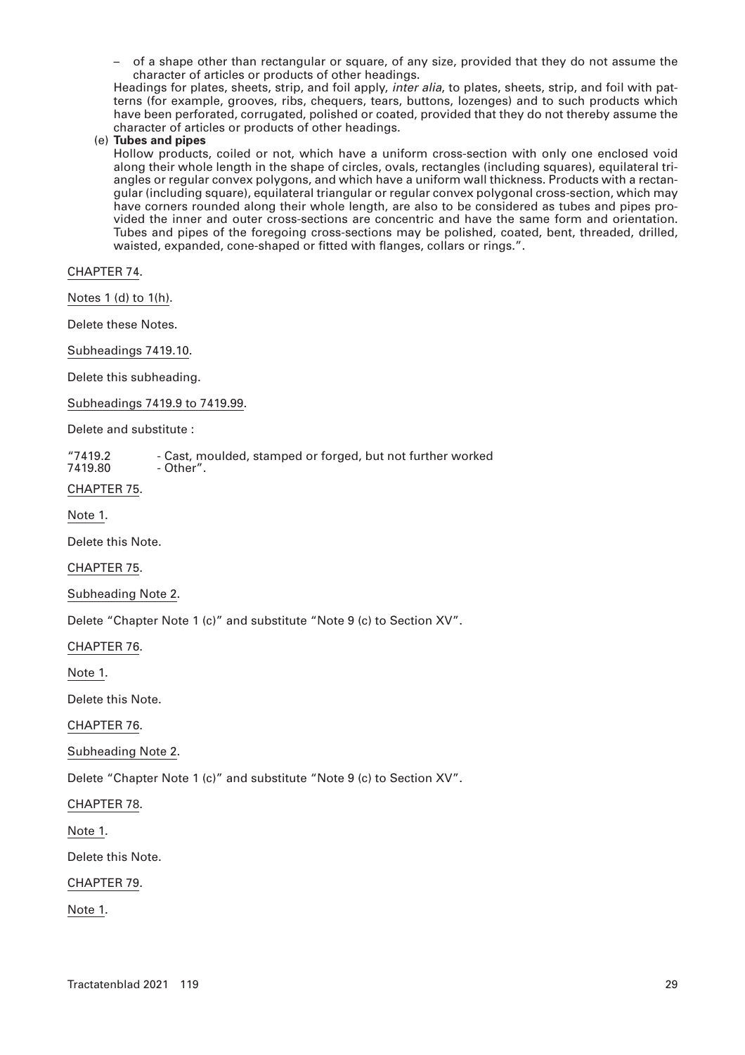– of a shape other than rectangular or square, of any size, provided that they do not assume the character of articles or products of other headings.

Headings for plates, sheets, strip, and foil apply, *inter alia*, to plates, sheets, strip, and foil with patterns (for example, grooves, ribs, chequers, tears, buttons, lozenges) and to such products which have been perforated, corrugated, polished or coated, provided that they do not thereby assume the character of articles or products of other headings.

(e) **Tubes and pipes**

Hollow products, coiled or not, which have a uniform cross-section with only one enclosed void along their whole length in the shape of circles, ovals, rectangles (including squares), equilateral triangles or regular convex polygons, and which have a uniform wall thickness. Products with a rectangular (including square), equilateral triangular or regular convex polygonal cross-section, which may have corners rounded along their whole length, are also to be considered as tubes and pipes provided the inner and outer cross-sections are concentric and have the same form and orientation. Tubes and pipes of the foregoing cross-sections may be polished, coated, bent, threaded, drilled, waisted, expanded, cone-shaped or fitted with flanges, collars or rings.".

CHAPTER 74.

Notes 1 (d) to 1(h).

Delete these Notes.

Subheadings 7419.10.

Delete this subheading.

Subheadings 7419.9 to 7419.99.

Delete and substitute :

"7419.2 - Cast, moulded, stamped or forged, but not further worked
7419.80 - Other".

CHAPTER 75.

Note 1.

Delete this Note.

CHAPTER 75.

Subheading Note 2.

Delete "Chapter Note 1 (c)" and substitute "Note 9 (c) to Section XV".

CHAPTER 76.

Note 1.

Delete this Note.

CHAPTER 76.

Subheading Note 2.

Delete "Chapter Note 1 (c)" and substitute "Note 9 (c) to Section XV".

CHAPTER 78.

Note 1.

Delete this Note.

CHAPTER 79.

Note 1.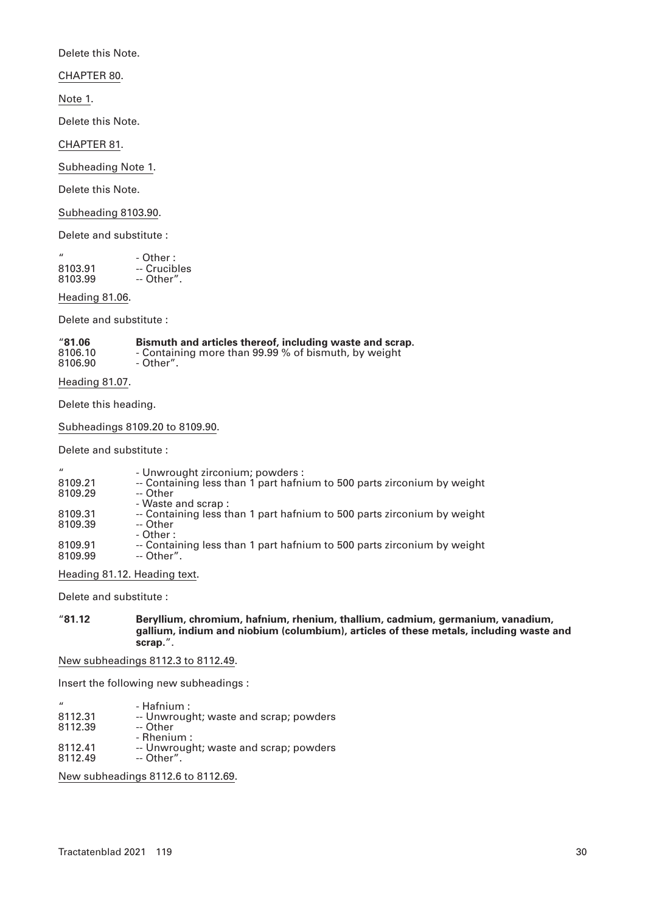Delete this Note.

CHAPTER 80.

Note 1.

Delete this Note.

CHAPTER 81.

Subheading Note 1.

Delete this Note.

Subheading 8103.90.

Delete and substitute :

| | |
|---|---|
| " | - Other : |
| 8103.91 | -- Crucibles |
| 8103.99 | -- Other". |

Heading 81.06.

Delete and substitute :

| | |
|---|---|
| "**81.06** | **Bismuth and articles thereof, including waste and scrap.** |
| 8106.10 | - Containing more than 99.99 % of bismuth, by weight |
| 8106.90 | - Other". |

Heading 81.07.

Delete this heading.

Subheadings 8109.20 to 8109.90.

Delete and substitute :

| | |
|---|---|
| " | - Unwrought zirconium; powders : |
| 8109.21 | -- Containing less than 1 part hafnium to 500 parts zirconium by weight |
| 8109.29 | -- Other |
| | - Waste and scrap : |
| 8109.31 | -- Containing less than 1 part hafnium to 500 parts zirconium by weight |
| 8109.39 | -- Other |
| | - Other : |
| 8109.91 | -- Containing less than 1 part hafnium to 500 parts zirconium by weight |
| 8109.99 | -- Other". |

Heading 81.12. Heading text.

Delete and substitute :

| | |
|---|---|
| "**81.12** | **Beryllium, chromium, hafnium, rhenium, thallium, cadmium, germanium, vanadium, gallium, indium and niobium (columbium), articles of these metals, including waste and scrap.**". |

New subheadings 8112.3 to 8112.49.

Insert the following new subheadings :

| | |
|---|---|
| " | - Hafnium : |
| 8112.31 | -- Unwrought; waste and scrap; powders |
| 8112.39 | -- Other |
| | - Rhenium : |
| 8112.41 | -- Unwrought; waste and scrap; powders |
| 8112.49 | -- Other". |

New subheadings 8112.6 to 8112.69.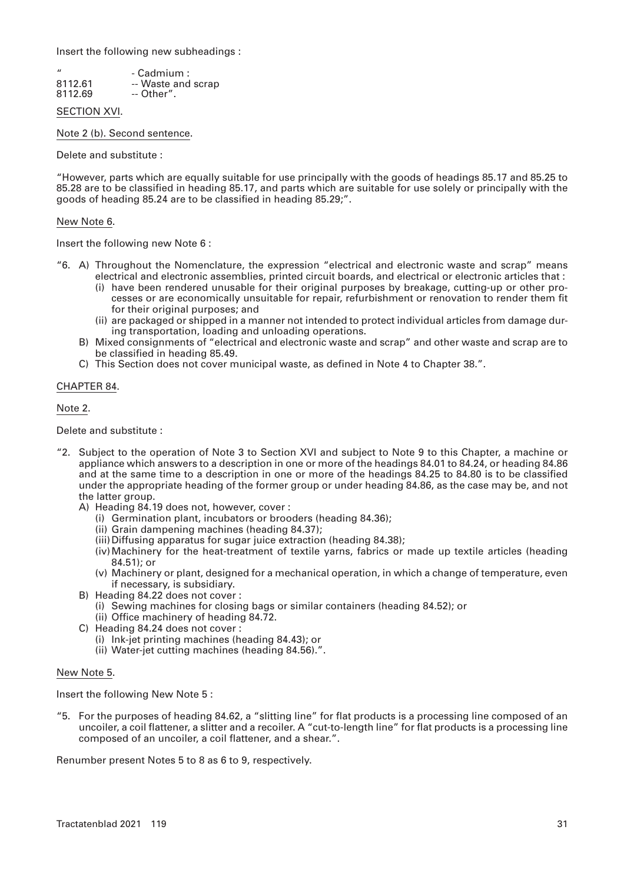Insert the following new subheadings :

| | |
|---|---|
| " | - Cadmium : |
| 8112.61 | -- Waste and scrap |
| 8112.69 | -- Other". |

SECTION XVI.

Note 2 (b). Second sentence.

Delete and substitute :

"However, parts which are equally suitable for use principally with the goods of headings 85.17 and 85.25 to 85.28 are to be classified in heading 85.17, and parts which are suitable for use solely or principally with the goods of heading 85.24 are to be classified in heading 85.29;".

New Note 6.

Insert the following new Note 6 :

"6. A) Throughout the Nomenclature, the expression "electrical and electronic waste and scrap" means electrical and electronic assemblies, printed circuit boards, and electrical or electronic articles that :
   (i) have been rendered unusable for their original purposes by breakage, cutting-up or other processes or are economically unsuitable for repair, refurbishment or renovation to render them fit for their original purposes; and
   (ii) are packaged or shipped in a manner not intended to protect individual articles from damage during transportation, loading and unloading operations.
B) Mixed consignments of "electrical and electronic waste and scrap" and other waste and scrap are to be classified in heading 85.49.
C) This Section does not cover municipal waste, as defined in Note 4 to Chapter 38.".

CHAPTER 84.

Note 2.

Delete and substitute :

"2. Subject to the operation of Note 3 to Section XVI and subject to Note 9 to this Chapter, a machine or appliance which answers to a description in one or more of the headings 84.01 to 84.24, or heading 84.86 and at the same time to a description in one or more of the headings 84.25 to 84.80 is to be classified under the appropriate heading of the former group or under heading 84.86, as the case may be, and not the latter group.
A) Heading 84.19 does not, however, cover :
   (i) Germination plant, incubators or brooders (heading 84.36);
   (ii) Grain dampening machines (heading 84.37);
   (iii) Diffusing apparatus for sugar juice extraction (heading 84.38);
   (iv) Machinery for the heat-treatment of textile yarns, fabrics or made up textile articles (heading 84.51); or
   (v) Machinery or plant, designed for a mechanical operation, in which a change of temperature, even if necessary, is subsidiary.
B) Heading 84.22 does not cover :
   (i) Sewing machines for closing bags or similar containers (heading 84.52); or
   (ii) Office machinery of heading 84.72.
C) Heading 84.24 does not cover :
   (i) Ink-jet printing machines (heading 84.43); or
   (ii) Water-jet cutting machines (heading 84.56).".

New Note 5.

Insert the following New Note 5 :

"5. For the purposes of heading 84.62, a "slitting line" for flat products is a processing line composed of an uncoiler, a coil flattener, a slitter and a recoiler. A "cut-to-length line" for flat products is a processing line composed of an uncoiler, a coil flattener, and a shear.".

Renumber present Notes 5 to 8 as 6 to 9, respectively.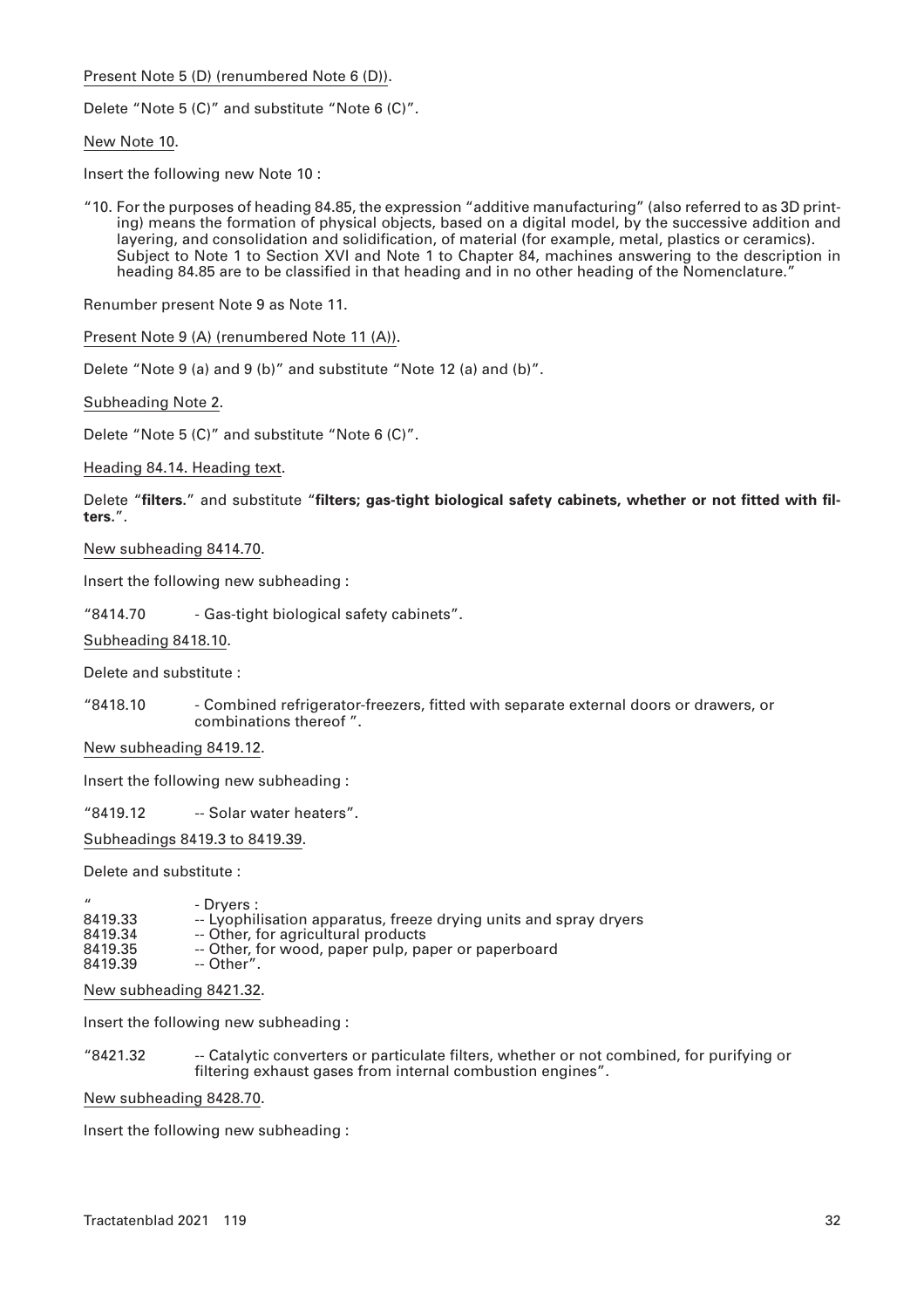Present Note 5 (D) (renumbered Note 6 (D)).

Delete "Note 5 (C)" and substitute "Note 6 (C)".

New Note 10.

Insert the following new Note 10 :

"10. For the purposes of heading 84.85, the expression "additive manufacturing" (also referred to as 3D printing) means the formation of physical objects, based on a digital model, by the successive addition and layering, and consolidation and solidification, of material (for example, metal, plastics or ceramics). Subject to Note 1 to Section XVI and Note 1 to Chapter 84, machines answering to the description in heading 84.85 are to be classified in that heading and in no other heading of the Nomenclature."

Renumber present Note 9 as Note 11.

Present Note 9 (A) (renumbered Note 11 (A)).

Delete "Note 9 (a) and 9 (b)" and substitute "Note 12 (a) and (b)".

Subheading Note 2.

Delete "Note 5 (C)" and substitute "Note 6 (C)".

Heading 84.14. Heading text.

Delete "**filters.**" and substitute "**filters; gas-tight biological safety cabinets, whether or not fitted with filters.**".

New subheading 8414.70.

Insert the following new subheading :

"8414.70 - Gas-tight biological safety cabinets".

Subheading 8418.10.

Delete and substitute :

"8418.10 - Combined refrigerator-freezers, fitted with separate external doors or drawers, or combinations thereof ".

New subheading 8419.12.

Insert the following new subheading :

"8419.12 -- Solar water heaters".

Subheadings 8419.3 to 8419.39.

Delete and substitute :

| | |
|---|---|
| " | - Dryers : |
| 8419.33 | -- Lyophilisation apparatus, freeze drying units and spray dryers |
| 8419.34 | -- Other, for agricultural products |
| 8419.35 | -- Other, for wood, paper pulp, paper or paperboard |
| 8419.39 | -- Other". |

New subheading 8421.32.

Insert the following new subheading :

"8421.32 -- Catalytic converters or particulate filters, whether or not combined, for purifying or filtering exhaust gases from internal combustion engines".

New subheading 8428.70.

Insert the following new subheading :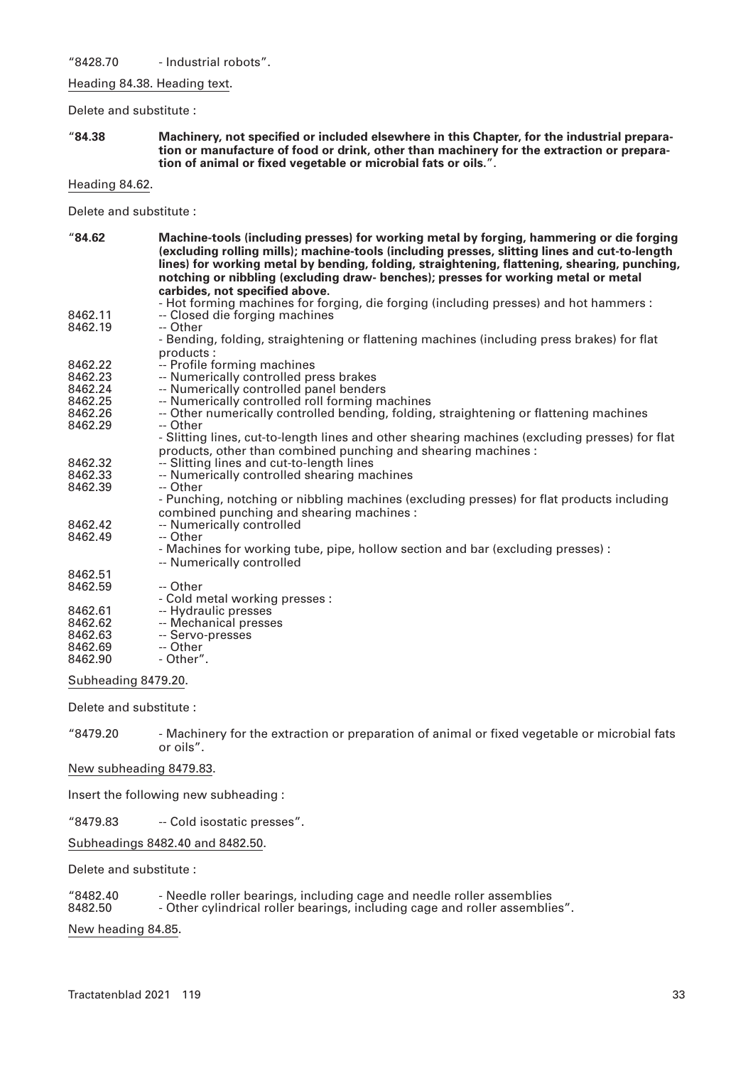"8428.70 - Industrial robots".

Heading 84.38. Heading text.

Delete and substitute :

"**84.38** **Machinery, not specified or included elsewhere in this Chapter, for the industrial preparation or manufacture of food or drink, other than machinery for the extraction or preparation of animal or fixed vegetable or microbial fats or oils.**".

Heading 84.62.

Delete and substitute :

| | |
|---|---|
| "**84.62** | **Machine-tools (including presses) for working metal by forging, hammering or die forging (excluding rolling mills); machine-tools (including presses, slitting lines and cut-to-length lines) for working metal by bending, folding, straightening, flattening, shearing, punching, notching or nibbling (excluding draw- benches); presses for working metal or metal carbides, not specified above.** |
| | - Hot forming machines for forging, die forging (including presses) and hot hammers : |
| 8462.11 | -- Closed die forging machines |
| 8462.19 | -- Other |
| | - Bending, folding, straightening or flattening machines (including press brakes) for flat products : |
| 8462.22 | -- Profile forming machines |
| 8462.23 | -- Numerically controlled press brakes |
| 8462.24 | -- Numerically controlled panel benders |
| 8462.25 | -- Numerically controlled roll forming machines |
| 8462.26 | -- Other numerically controlled bending, folding, straightening or flattening machines |
| 8462.29 | -- Other |
| | - Slitting lines, cut-to-length lines and other shearing machines (excluding presses) for flat products, other than combined punching and shearing machines : |
| 8462.32 | -- Slitting lines and cut-to-length lines |
| 8462.33 | -- Numerically controlled shearing machines |
| 8462.39 | -- Other |
| | - Punching, notching or nibbling machines (excluding presses) for flat products including combined punching and shearing machines : |
| 8462.42 | -- Numerically controlled |
| 8462.49 | -- Other |
| | - Machines for working tube, pipe, hollow section and bar (excluding presses) : |
| 8462.51 | -- Numerically controlled |
| 8462.59 | -- Other |
| | - Cold metal working presses : |
| 8462.61 | -- Hydraulic presses |
| 8462.62 | -- Mechanical presses |
| 8462.63 | -- Servo-presses |
| 8462.69 | -- Other |
| 8462.90 | - Other". |

Subheading 8479.20.

Delete and substitute :

"8479.20 - Machinery for the extraction or preparation of animal or fixed vegetable or microbial fats or oils".

New subheading 8479.83.

Insert the following new subheading :

"8479.83 -- Cold isostatic presses".

Subheadings 8482.40 and 8482.50.

Delete and substitute :

"8482.40 - Needle roller bearings, including cage and needle roller assemblies
8482.50 - Other cylindrical roller bearings, including cage and roller assemblies".

New heading 84.85.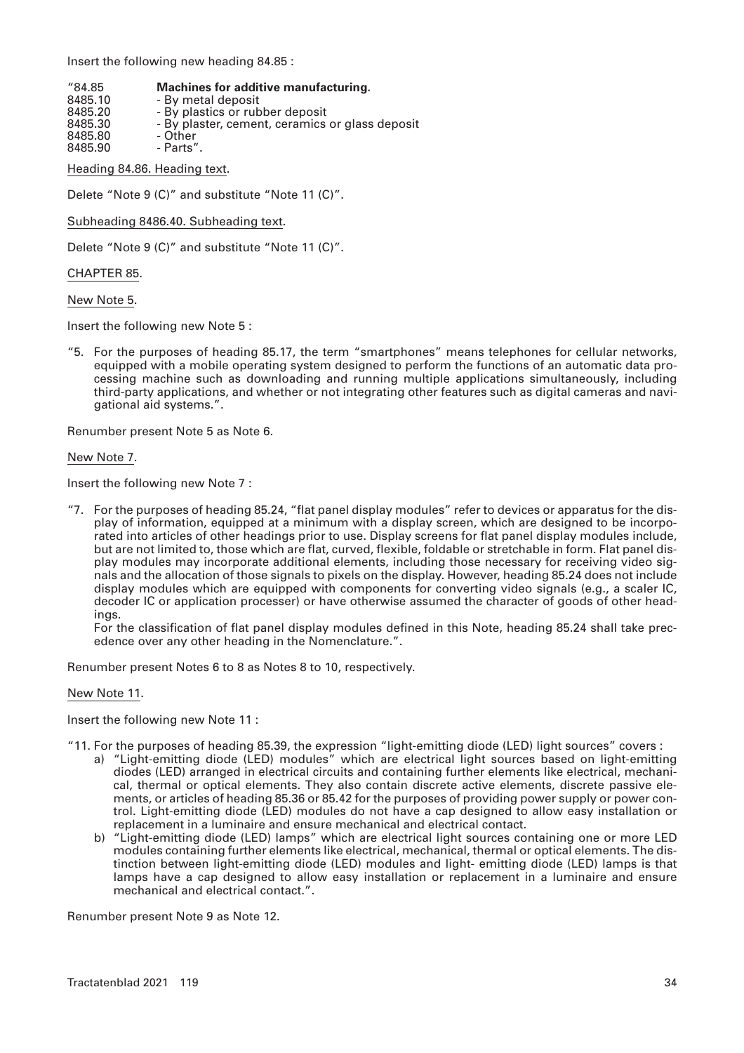Insert the following new heading 84.85 :

| | | |
|---|---|---|
| "84.85 | | **Machines for additive manufacturing.** |
| | 8485.10 | - By metal deposit |
| | 8485.20 | - By plastics or rubber deposit |
| | 8485.30 | - By plaster, cement, ceramics or glass deposit |
| | 8485.80 | - Other |
| | 8485.90 | - Parts". |

Heading 84.86. Heading text.

Delete "Note 9 (C)" and substitute "Note 11 (C)".

Subheading 8486.40. Subheading text.

Delete "Note 9 (C)" and substitute "Note 11 (C)".

CHAPTER 85.

New Note 5.

Insert the following new Note 5 :

"5. For the purposes of heading 85.17, the term "smartphones" means telephones for cellular networks, equipped with a mobile operating system designed to perform the functions of an automatic data processing machine such as downloading and running multiple applications simultaneously, including third-party applications, and whether or not integrating other features such as digital cameras and navigational aid systems.".

Renumber present Note 5 as Note 6.

New Note 7.

Insert the following new Note 7 :

"7. For the purposes of heading 85.24, "flat panel display modules" refer to devices or apparatus for the display of information, equipped at a minimum with a display screen, which are designed to be incorporated into articles of other headings prior to use. Display screens for flat panel display modules include, but are not limited to, those which are flat, curved, flexible, foldable or stretchable in form. Flat panel display modules may incorporate additional elements, including those necessary for receiving video signals and the allocation of those signals to pixels on the display. However, heading 85.24 does not include display modules which are equipped with components for converting video signals (e.g., a scaler IC, decoder IC or application processer) or have otherwise assumed the character of goods of other headings.
For the classification of flat panel display modules defined in this Note, heading 85.24 shall take precedence over any other heading in the Nomenclature.".

Renumber present Notes 6 to 8 as Notes 8 to 10, respectively.

New Note 11.

Insert the following new Note 11 :

"11. For the purposes of heading 85.39, the expression "light-emitting diode (LED) light sources" covers :

a) "Light-emitting diode (LED) modules" which are electrical light sources based on light-emitting diodes (LED) arranged in electrical circuits and containing further elements like electrical, mechanical, thermal or optical elements. They also contain discrete active elements, discrete passive elements, or articles of heading 85.36 or 85.42 for the purposes of providing power supply or power control. Light-emitting diode (LED) modules do not have a cap designed to allow easy installation or replacement in a luminaire and ensure mechanical and electrical contact.

b) "Light-emitting diode (LED) lamps" which are electrical light sources containing one or more LED modules containing further elements like electrical, mechanical, thermal or optical elements. The distinction between light-emitting diode (LED) modules and light- emitting diode (LED) lamps is that lamps have a cap designed to allow easy installation or replacement in a luminaire and ensure mechanical and electrical contact.".

Renumber present Note 9 as Note 12.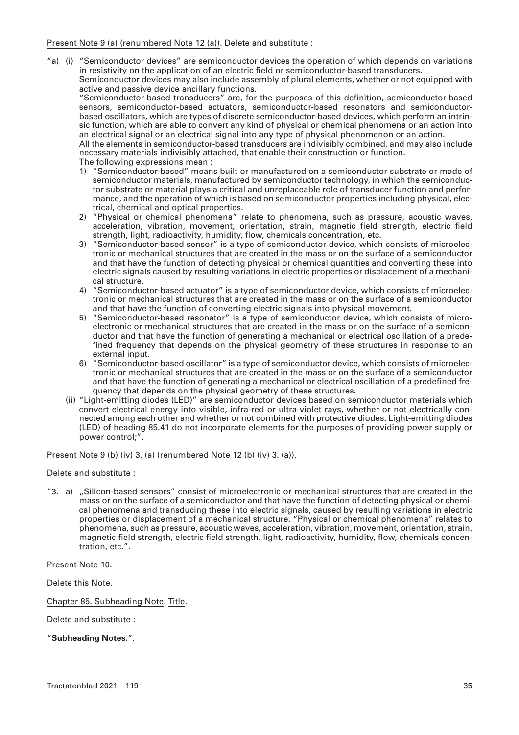Present Note 9 (a) (renumbered Note 12 (a)). Delete and substitute :

“a) (i) “Semiconductor devices” are semiconductor devices the operation of which depends on variations in resistivity on the application of an electric field or semiconductor-based transducers.

Semiconductor devices may also include assembly of plural elements, whether or not equipped with active and passive device ancillary functions.

“Semiconductor-based transducers” are, for the purposes of this definition, semiconductor-based sensors, semiconductor-based actuators, semiconductor-based resonators and semiconductor-based oscillators, which are types of discrete semiconductor-based devices, which perform an intrinsic function, which are able to convert any kind of physical or chemical phenomena or an action into an electrical signal or an electrical signal into any type of physical phenomenon or an action.

All the elements in semiconductor-based transducers are indivisibly combined, and may also include necessary materials indivisibly attached, that enable their construction or function.

The following expressions mean :

1) “Semiconductor-based” means built or manufactured on a semiconductor substrate or made of semiconductor materials, manufactured by semiconductor technology, in which the semiconductor substrate or material plays a critical and unreplaceable role of transducer function and performance, and the operation of which is based on semiconductor properties including physical, electrical, chemical and optical properties.
2) “Physical or chemical phenomena” relate to phenomena, such as pressure, acoustic waves, acceleration, vibration, movement, orientation, strain, magnetic field strength, electric field strength, light, radioactivity, humidity, flow, chemicals concentration, etc.
3) “Semiconductor-based sensor” is a type of semiconductor device, which consists of microelectronic or mechanical structures that are created in the mass or on the surface of a semiconductor and that have the function of detecting physical or chemical quantities and converting these into electric signals caused by resulting variations in electric properties or displacement of a mechanical structure.
4) “Semiconductor-based actuator” is a type of semiconductor device, which consists of microelectronic or mechanical structures that are created in the mass or on the surface of a semiconductor and that have the function of converting electric signals into physical movement.
5) “Semiconductor-based resonator” is a type of semiconductor device, which consists of microelectronic or mechanical structures that are created in the mass or on the surface of a semiconductor and that have the function of generating a mechanical or electrical oscillation of a predefined frequency that depends on the physical geometry of these structures in response to an external input.
6) “Semiconductor-based oscillator” is a type of semiconductor device, which consists of microelectronic or mechanical structures that are created in the mass or on the surface of a semiconductor and that have the function of generating a mechanical or electrical oscillation of a predefined frequency that depends on the physical geometry of these structures.

(ii) “Light-emitting diodes (LED)” are semiconductor devices based on semiconductor materials which convert electrical energy into visible, infra-red or ultra-violet rays, whether or not electrically connected among each other and whether or not combined with protective diodes. Light-emitting diodes (LED) of heading 85.41 do not incorporate elements for the purposes of providing power supply or power control;”.

Present Note 9 (b) (iv) 3. (a) (renumbered Note 12 (b) (iv) 3. (a)).

Delete and substitute :

“3. a) „Silicon-based sensors” consist of microelectronic or mechanical structures that are created in the mass or on the surface of a semiconductor and that have the function of detecting physical or chemical phenomena and transducing these into electric signals, caused by resulting variations in electric properties or displacement of a mechanical structure. “Physical or chemical phenomena” relates to phenomena, such as pressure, acoustic waves, acceleration, vibration, movement, orientation, strain, magnetic field strength, electric field strength, light, radioactivity, humidity, flow, chemicals concentration, etc.”.

Present Note 10.

Delete this Note.

Chapter 85. Subheading Note. Title.

Delete and substitute :

“**Subheading Notes.**”.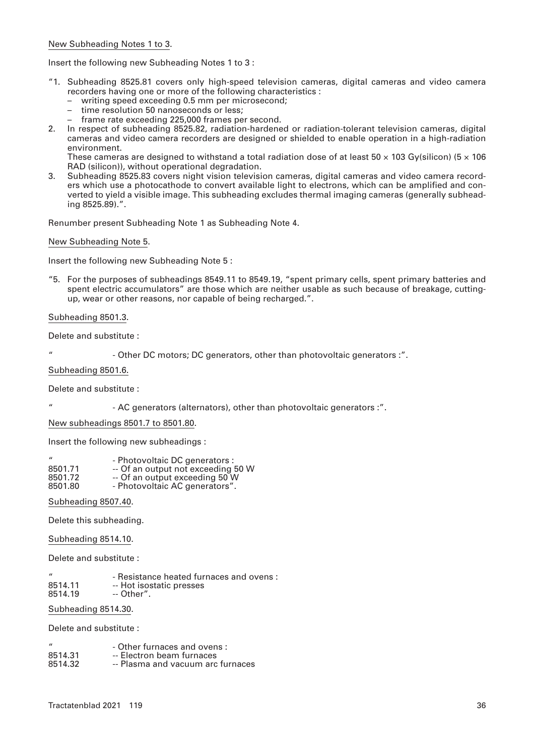New Subheading Notes 1 to 3.

Insert the following new Subheading Notes 1 to 3 :

"1. Subheading 8525.81 covers only high-speed television cameras, digital cameras and video camera recorders having one or more of the following characteristics :
   – writing speed exceeding 0.5 mm per microsecond;
   – time resolution 50 nanoseconds or less;
   – frame rate exceeding 225,000 frames per second.
2. In respect of subheading 8525.82, radiation-hardened or radiation-tolerant television cameras, digital cameras and video camera recorders are designed or shielded to enable operation in a high-radiation environment.
   These cameras are designed to withstand a total radiation dose of at least 50 × 103 Gy(silicon) (5 × 106 RAD (silicon)), without operational degradation.
3. Subheading 8525.83 covers night vision television cameras, digital cameras and video camera recorders which use a photocathode to convert available light to electrons, which can be amplified and converted to yield a visible image. This subheading excludes thermal imaging cameras (generally subheading 8525.89).".

Renumber present Subheading Note 1 as Subheading Note 4.

New Subheading Note 5.

Insert the following new Subheading Note 5 :

"5. For the purposes of subheadings 8549.11 to 8549.19, "spent primary cells, spent primary batteries and spent electric accumulators" are those which are neither usable as such because of breakage, cutting-up, wear or other reasons, nor capable of being recharged.".

Subheading 8501.3.

Delete and substitute :

" - Other DC motors; DC generators, other than photovoltaic generators :".

Subheading 8501.6.

Delete and substitute :

" - AC generators (alternators), other than photovoltaic generators :".

New subheadings 8501.7 to 8501.80.

Insert the following new subheadings :

| | |
|---|---|
| " | - Photovoltaic DC generators : |
| 8501.71 | -- Of an output not exceeding 50 W |
| 8501.72 | -- Of an output exceeding 50 W |
| 8501.80 | - Photovoltaic AC generators". |

Subheading 8507.40.

Delete this subheading.

Subheading 8514.10.

Delete and substitute :

| | |
|---|---|
| " | - Resistance heated furnaces and ovens : |
| 8514.11 | -- Hot isostatic presses |
| 8514.19 | -- Other". |

Subheading 8514.30.

Delete and substitute :

| | |
|---|---|
| " | - Other furnaces and ovens : |
| 8514.31 | -- Electron beam furnaces |
| 8514.32 | -- Plasma and vacuum arc furnaces |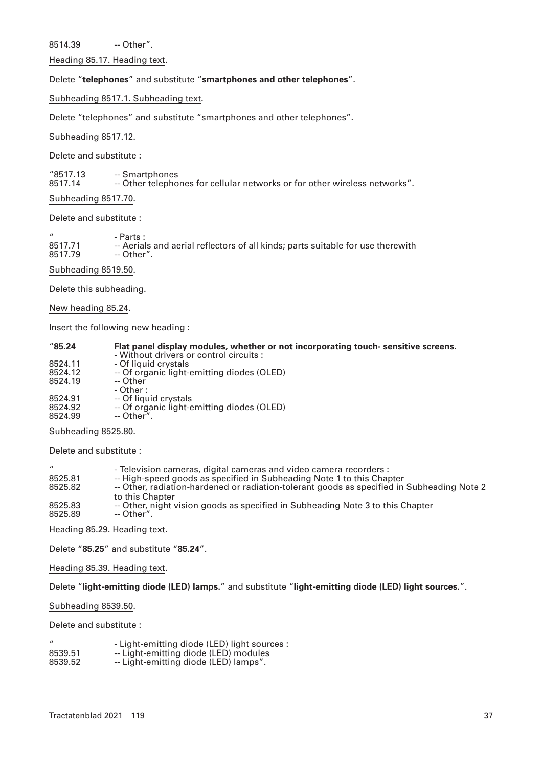8514.39 -- Other".

<u>Heading 85.17. Heading text</u>.

Delete "**telephones**" and substitute "**smartphones and other telephones**".

<u>Subheading 8517.1. Subheading text</u>.

Delete "telephones" and substitute "smartphones and other telephones".

<u>Subheading 8517.12</u>.

Delete and substitute :

| | |
|---|---|
| "8517.13 | -- Smartphones |
| 8517.14 | -- Other telephones for cellular networks or for other wireless networks". |

<u>Subheading 8517.70</u>.

Delete and substitute :

| | |
|---|---|
| " | - Parts : |
| 8517.71 | -- Aerials and aerial reflectors of all kinds; parts suitable for use therewith |
| 8517.79 | -- Other". |

<u>Subheading 8519.50</u>.

Delete this subheading.

<u>New heading 85.24</u>.

Insert the following new heading :

| | |
|---|---|
| "**85.24** | **Flat panel display modules, whether or not incorporating touch- sensitive screens.** |
| | - Without drivers or control circuits : |
| 8524.11 | - Of liquid crystals |
| 8524.12 | -- Of organic light-emitting diodes (OLED) |
| 8524.19 | -- Other |
| | - Other : |
| 8524.91 | -- Of liquid crystals |
| 8524.92 | -- Of organic light-emitting diodes (OLED) |
| 8524.99 | -- Other". |

<u>Subheading 8525.80</u>.

Delete and substitute :

| | |
|---|---|
| " | - Television cameras, digital cameras and video camera recorders : |
| 8525.81 | -- High-speed goods as specified in Subheading Note 1 to this Chapter |
| 8525.82 | -- Other, radiation-hardened or radiation-tolerant goods as specified in Subheading Note 2 to this Chapter |
| 8525.83 | -- Other, night vision goods as specified in Subheading Note 3 to this Chapter |
| 8525.89 | -- Other". |

<u>Heading 85.29. Heading text</u>.

Delete "**85.25**" and substitute "**85.24**".

<u>Heading 85.39. Heading text</u>.

Delete "**light-emitting diode (LED) lamps.**" and substitute "**light-emitting diode (LED) light sources.**".

<u>Subheading 8539.50</u>.

Delete and substitute :

| | |
|---|---|
| " | - Light-emitting diode (LED) light sources : |
| 8539.51 | -- Light-emitting diode (LED) modules |
| 8539.52 | -- Light-emitting diode (LED) lamps". |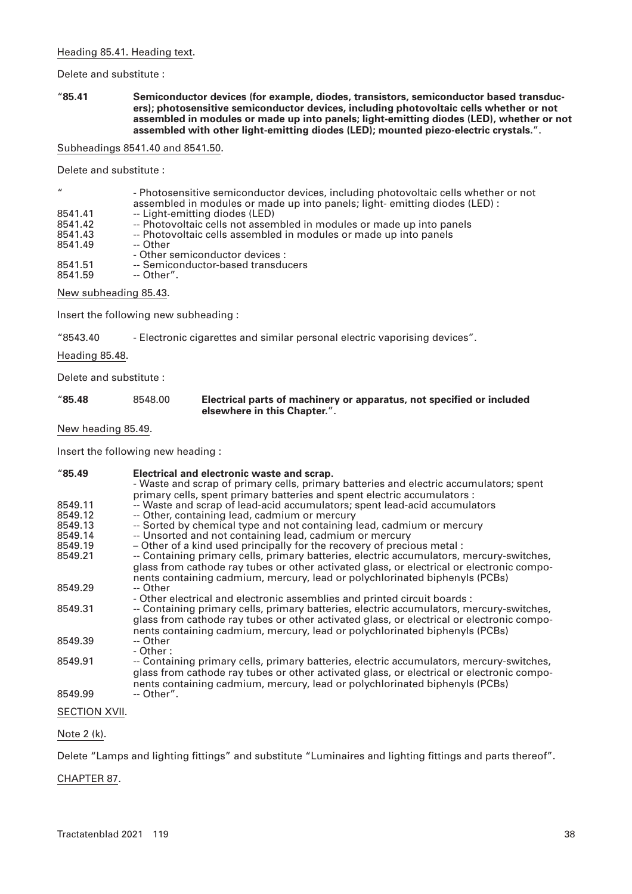Heading 85.41. Heading text.

Delete and substitute :

“**85.41** **Semiconductor devices (for example, diodes, transistors, semiconductor based transducers); photosensitive semiconductor devices, including photovoltaic cells whether or not assembled in modules or made up into panels; light-emitting diodes (LED), whether or not assembled with other light-emitting diodes (LED); mounted piezo-electric crystals.**”.

Subheadings 8541.40 and 8541.50.

Delete and substitute :

| | |
|---|---|
| “ | - Photosensitive semiconductor devices, including photovoltaic cells whether or not assembled in modules or made up into panels; light- emitting diodes (LED) : |
| 8541.41 | -- Light-emitting diodes (LED) |
| 8541.42 | -- Photovoltaic cells not assembled in modules or made up into panels |
| 8541.43 | -- Photovoltaic cells assembled in modules or made up into panels |
| 8541.49 | -- Other |
| | - Other semiconductor devices : |
| 8541.51 | -- Semiconductor-based transducers |
| 8541.59 | -- Other”. |

New subheading 85.43.

Insert the following new subheading :

“8543.40 - Electronic cigarettes and similar personal electric vaporising devices”.

Heading 85.48.

Delete and substitute :

“**85.48** 8548.00 **Electrical parts of machinery or apparatus, not specified or included elsewhere in this Chapter.**”.

New heading 85.49.

Insert the following new heading :

| | |
|---|---|
| “**85.49** | **Electrical and electronic waste and scrap.** |
| | - Waste and scrap of primary cells, primary batteries and electric accumulators; spent primary cells, spent primary batteries and spent electric accumulators : |
| 8549.11 | -- Waste and scrap of lead-acid accumulators; spent lead-acid accumulators |
| 8549.12 | -- Other, containing lead, cadmium or mercury |
| 8549.13 | -- Sorted by chemical type and not containing lead, cadmium or mercury |
| 8549.14 | -- Unsorted and not containing lead, cadmium or mercury |
| 8549.19 | – Other of a kind used principally for the recovery of precious metal : |
| 8549.21 | -- Containing primary cells, primary batteries, electric accumulators, mercury-switches, glass from cathode ray tubes or other activated glass, or electrical or electronic components containing cadmium, mercury, lead or polychlorinated biphenyls (PCBs) |
| 8549.29 | -- Other |
| | - Other electrical and electronic assemblies and printed circuit boards : |
| 8549.31 | -- Containing primary cells, primary batteries, electric accumulators, mercury-switches, glass from cathode ray tubes or other activated glass, or electrical or electronic components containing cadmium, mercury, lead or polychlorinated biphenyls (PCBs) |
| 8549.39 | -- Other |
| | - Other : |
| 8549.91 | -- Containing primary cells, primary batteries, electric accumulators, mercury-switches, glass from cathode ray tubes or other activated glass, or electrical or electronic components containing cadmium, mercury, lead or polychlorinated biphenyls (PCBs) |
| 8549.99 | -- Other”. |

SECTION XVII.

Note 2 (k).

Delete “Lamps and lighting fittings” and substitute “Luminaires and lighting fittings and parts thereof”.

CHAPTER 87.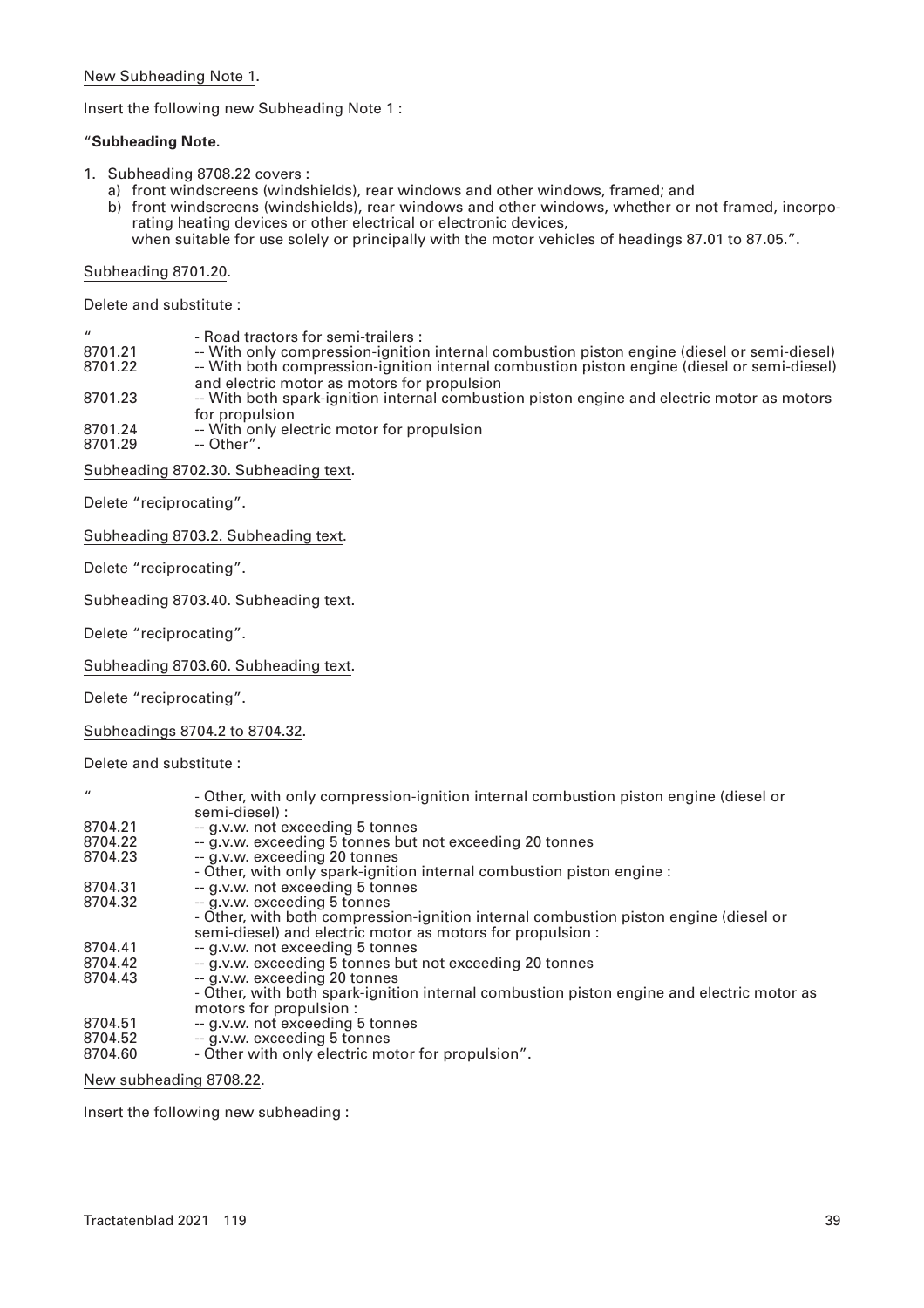New Subheading Note 1.

Insert the following new Subheading Note 1 :

"**Subheading Note.**

1. Subheading 8708.22 covers :
   a) front windscreens (windshields), rear windows and other windows, framed; and
   b) front windscreens (windshields), rear windows and other windows, whether or not framed, incorporating heating devices or other electrical or electronic devices,
   
   when suitable for use solely or principally with the motor vehicles of headings 87.01 to 87.05.".

Subheading 8701.20.

Delete and substitute :

| | |
|---|---|
| " | - Road tractors for semi-trailers : |
| 8701.21 | -- With only compression-ignition internal combustion piston engine (diesel or semi-diesel) |
| 8701.22 | -- With both compression-ignition internal combustion piston engine (diesel or semi-diesel) and electric motor as motors for propulsion |
| 8701.23 | -- With both spark-ignition internal combustion piston engine and electric motor as motors for propulsion |
| 8701.24 | -- With only electric motor for propulsion |
| 8701.29 | -- Other". |

Subheading 8702.30. Subheading text.

Delete "reciprocating".

Subheading 8703.2. Subheading text.

Delete "reciprocating".

Subheading 8703.40. Subheading text.

Delete "reciprocating".

Subheading 8703.60. Subheading text.

Delete "reciprocating".

Subheadings 8704.2 to 8704.32.

Delete and substitute :

| | |
|---|---|
| " | - Other, with only compression-ignition internal combustion piston engine (diesel or semi-diesel) : |
| 8704.21 | -- g.v.w. not exceeding 5 tonnes |
| 8704.22 | -- g.v.w. exceeding 5 tonnes but not exceeding 20 tonnes |
| 8704.23 | -- g.v.w. exceeding 20 tonnes |
| | - Other, with only spark-ignition internal combustion piston engine : |
| 8704.31 | -- g.v.w. not exceeding 5 tonnes |
| 8704.32 | -- g.v.w. exceeding 5 tonnes |
| | - Other, with both compression-ignition internal combustion piston engine (diesel or semi-diesel) and electric motor as motors for propulsion : |
| 8704.41 | -- g.v.w. not exceeding 5 tonnes |
| 8704.42 | -- g.v.w. exceeding 5 tonnes but not exceeding 20 tonnes |
| 8704.43 | -- g.v.w. exceeding 20 tonnes |
| | - Other, with both spark-ignition internal combustion piston engine and electric motor as motors for propulsion : |
| 8704.51 | -- g.v.w. not exceeding 5 tonnes |
| 8704.52 | -- g.v.w. exceeding 5 tonnes |
| 8704.60 | - Other with only electric motor for propulsion". |

New subheading 8708.22.

Insert the following new subheading :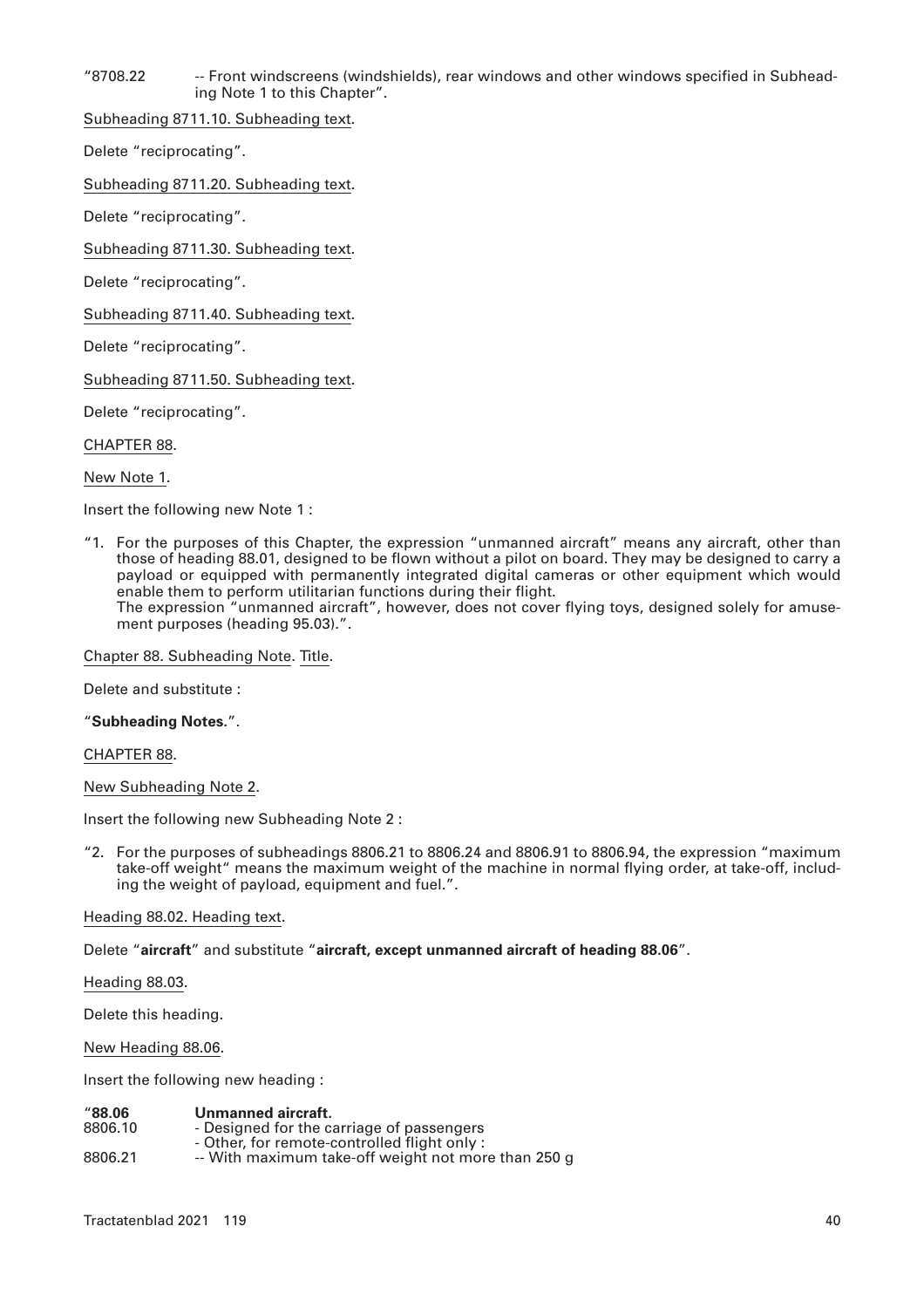"8708.22 -- Front windscreens (windshields), rear windows and other windows specified in Subheading Note 1 to this Chapter".

Subheading 8711.10. Subheading text.

Delete "reciprocating".

Subheading 8711.20. Subheading text.

Delete "reciprocating".

Subheading 8711.30. Subheading text.

Delete "reciprocating".

Subheading 8711.40. Subheading text.

Delete "reciprocating".

Subheading 8711.50. Subheading text.

Delete "reciprocating".

CHAPTER 88.

New Note 1.

Insert the following new Note 1 :

"1. For the purposes of this Chapter, the expression "unmanned aircraft" means any aircraft, other than those of heading 88.01, designed to be flown without a pilot on board. They may be designed to carry a payload or equipped with permanently integrated digital cameras or other equipment which would enable them to perform utilitarian functions during their flight.
The expression "unmanned aircraft", however, does not cover flying toys, designed solely for amusement purposes (heading 95.03).".

Chapter 88. Subheading Note. Title.

Delete and substitute :

"**Subheading Notes.**".

CHAPTER 88.

New Subheading Note 2.

Insert the following new Subheading Note 2 :

"2. For the purposes of subheadings 8806.21 to 8806.24 and 8806.91 to 8806.94, the expression "maximum take-off weight" means the maximum weight of the machine in normal flying order, at take-off, including the weight of payload, equipment and fuel.".

Heading 88.02. Heading text.

Delete "**aircraft**" and substitute "**aircraft, except unmanned aircraft of heading 88.06**".

Heading 88.03.

Delete this heading.

New Heading 88.06.

Insert the following new heading :

| | |
|---|---|
| "**88.06** | **Unmanned aircraft.** |
| 8806.10 | - Designed for the carriage of passengers |
| | - Other, for remote-controlled flight only : |
| 8806.21 | -- With maximum take-off weight not more than 250 g |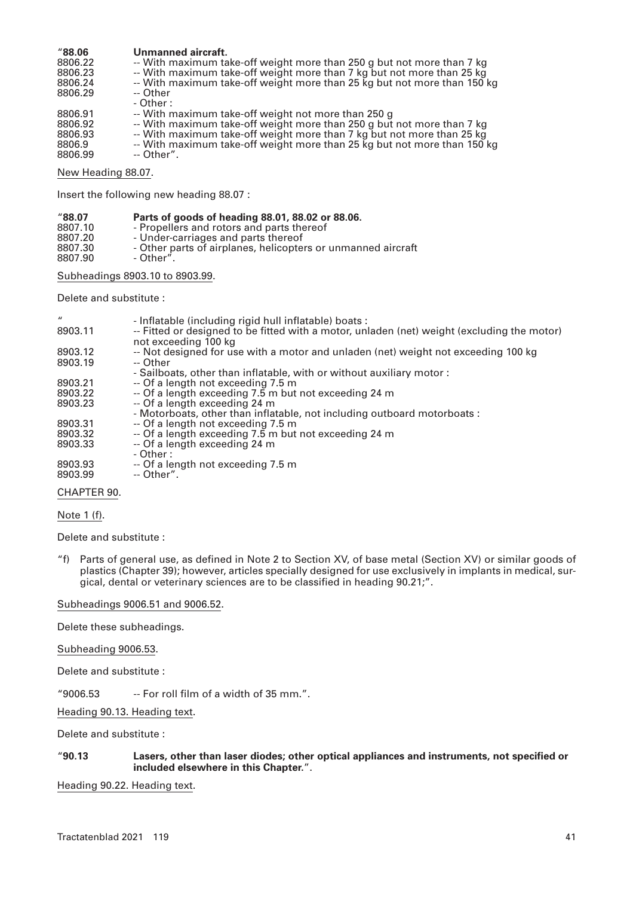| | |
|---|---|
| “**88.06** | **Unmanned aircraft.** |
| 8806.22 | -- With maximum take-off weight more than 250 g but not more than 7 kg |
| 8806.23 | -- With maximum take-off weight more than 7 kg but not more than 25 kg |
| 8806.24 | -- With maximum take-off weight more than 25 kg but not more than 150 kg |
| 8806.29 | -- Other |
| | - Other : |
| 8806.91 | -- With maximum take-off weight not more than 250 g |
| 8806.92 | -- With maximum take-off weight more than 250 g but not more than 7 kg |
| 8806.93 | -- With maximum take-off weight more than 7 kg but not more than 25 kg |
| 8806.9 | -- With maximum take-off weight more than 25 kg but not more than 150 kg |
| 8806.99 | -- Other”. |

New Heading 88.07.

Insert the following new heading 88.07 :

| | |
|---|---|
| “**88.07** | **Parts of goods of heading 88.01, 88.02 or 88.06.** |
| 8807.10 | - Propellers and rotors and parts thereof |
| 8807.20 | - Under-carriages and parts thereof |
| 8807.30 | - Other parts of airplanes, helicopters or unmanned aircraft |
| 8807.90 | - Other”. |

Subheadings 8903.10 to 8903.99.

Delete and substitute :

| | |
|---|---|
| “ | - Inflatable (including rigid hull inflatable) boats : |
| 8903.11 | -- Fitted or designed to be fitted with a motor, unladen (net) weight (excluding the motor) not exceeding 100 kg |
| 8903.12 | -- Not designed for use with a motor and unladen (net) weight not exceeding 100 kg |
| 8903.19 | -- Other |
| | - Sailboats, other than inflatable, with or without auxiliary motor : |
| 8903.21 | -- Of a length not exceeding 7.5 m |
| 8903.22 | -- Of a length exceeding 7.5 m but not exceeding 24 m |
| 8903.23 | -- Of a length exceeding 24 m |
| | - Motorboats, other than inflatable, not including outboard motorboats : |
| 8903.31 | -- Of a length not exceeding 7.5 m |
| 8903.32 | -- Of a length exceeding 7.5 m but not exceeding 24 m |
| 8903.33 | -- Of a length exceeding 24 m |
| | - Other : |
| 8903.93 | -- Of a length not exceeding 7.5 m |
| 8903.99 | -- Other”. |

CHAPTER 90.

Note 1 (f).

Delete and substitute :

“f) Parts of general use, as defined in Note 2 to Section XV, of base metal (Section XV) or similar goods of plastics (Chapter 39); however, articles specially designed for use exclusively in implants in medical, surgical, dental or veterinary sciences are to be classified in heading 90.21;”.

Subheadings 9006.51 and 9006.52.

Delete these subheadings.

Subheading 9006.53.

Delete and substitute :

“9006.53 -- For roll film of a width of 35 mm.”.

Heading 90.13. Heading text.

Delete and substitute :

“**90.13** **Lasers, other than laser diodes; other optical appliances and instruments, not specified or included elsewhere in this Chapter.**”.

Heading 90.22. Heading text.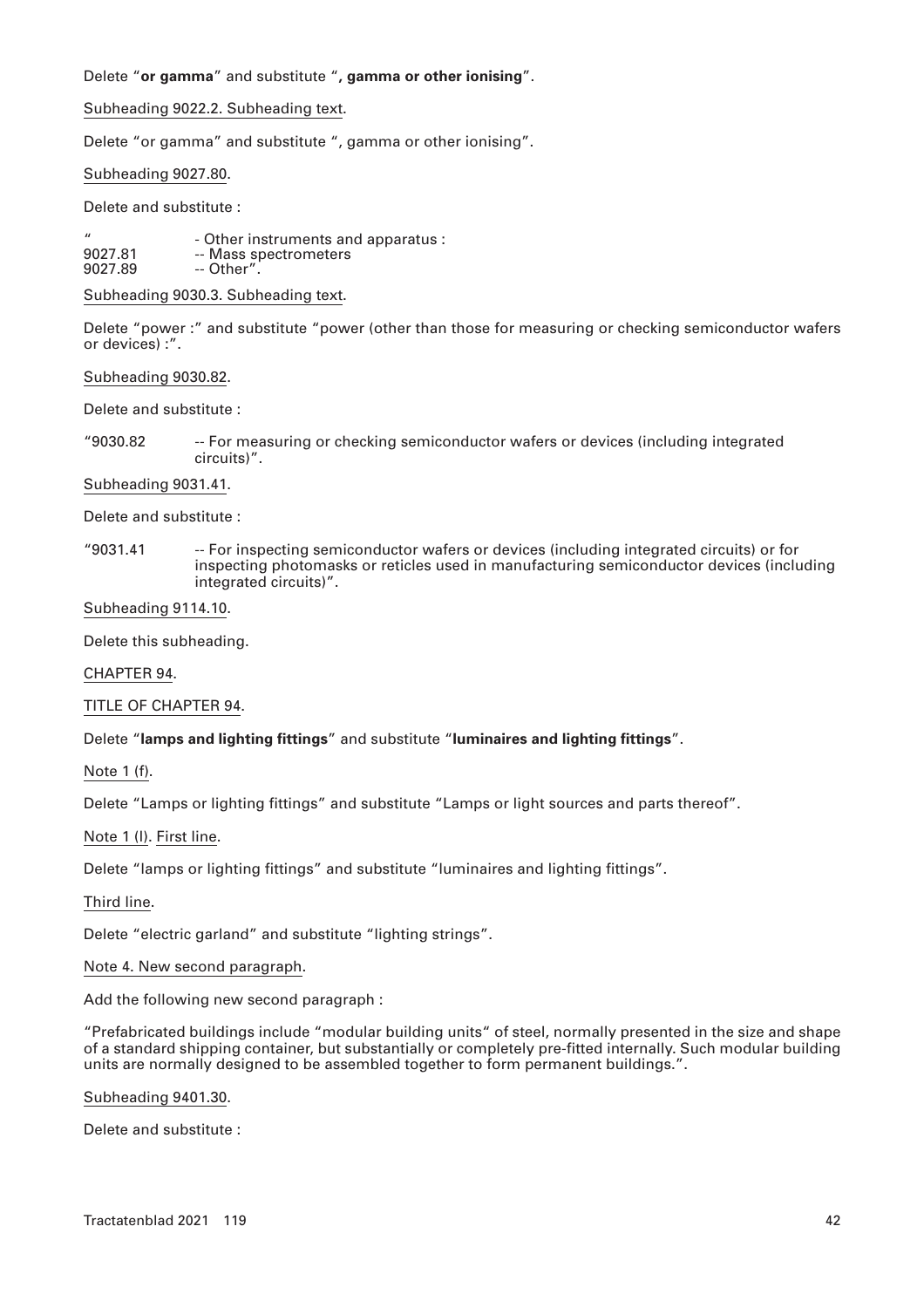Delete "**or gamma**" and substitute "**, gamma or other ionising**".

Subheading 9022.2. Subheading text.

Delete "or gamma" and substitute ", gamma or other ionising".

Subheading 9027.80.

Delete and substitute :

| | |
|---|---|
| " | - Other instruments and apparatus : |
| 9027.81 | -- Mass spectrometers |
| 9027.89 | -- Other". |

Subheading 9030.3. Subheading text.

Delete "power :" and substitute "power (other than those for measuring or checking semiconductor wafers or devices) :".

Subheading 9030.82.

Delete and substitute :

"9030.82 -- For measuring or checking semiconductor wafers or devices (including integrated circuits)".

Subheading 9031.41.

Delete and substitute :

"9031.41 -- For inspecting semiconductor wafers or devices (including integrated circuits) or for inspecting photomasks or reticles used in manufacturing semiconductor devices (including integrated circuits)".

Subheading 9114.10.

Delete this subheading.

CHAPTER 94.

TITLE OF CHAPTER 94.

Delete "**lamps and lighting fittings**" and substitute "**luminaires and lighting fittings**".

Note 1 (f).

Delete "Lamps or lighting fittings" and substitute "Lamps or light sources and parts thereof".

Note 1 (l). First line.

Delete "lamps or lighting fittings" and substitute "luminaires and lighting fittings".

Third line.

Delete "electric garland" and substitute "lighting strings".

Note 4. New second paragraph.

Add the following new second paragraph :

"Prefabricated buildings include "modular building units" of steel, normally presented in the size and shape of a standard shipping container, but substantially or completely pre-fitted internally. Such modular building units are normally designed to be assembled together to form permanent buildings.".

Subheading 9401.30.

Delete and substitute :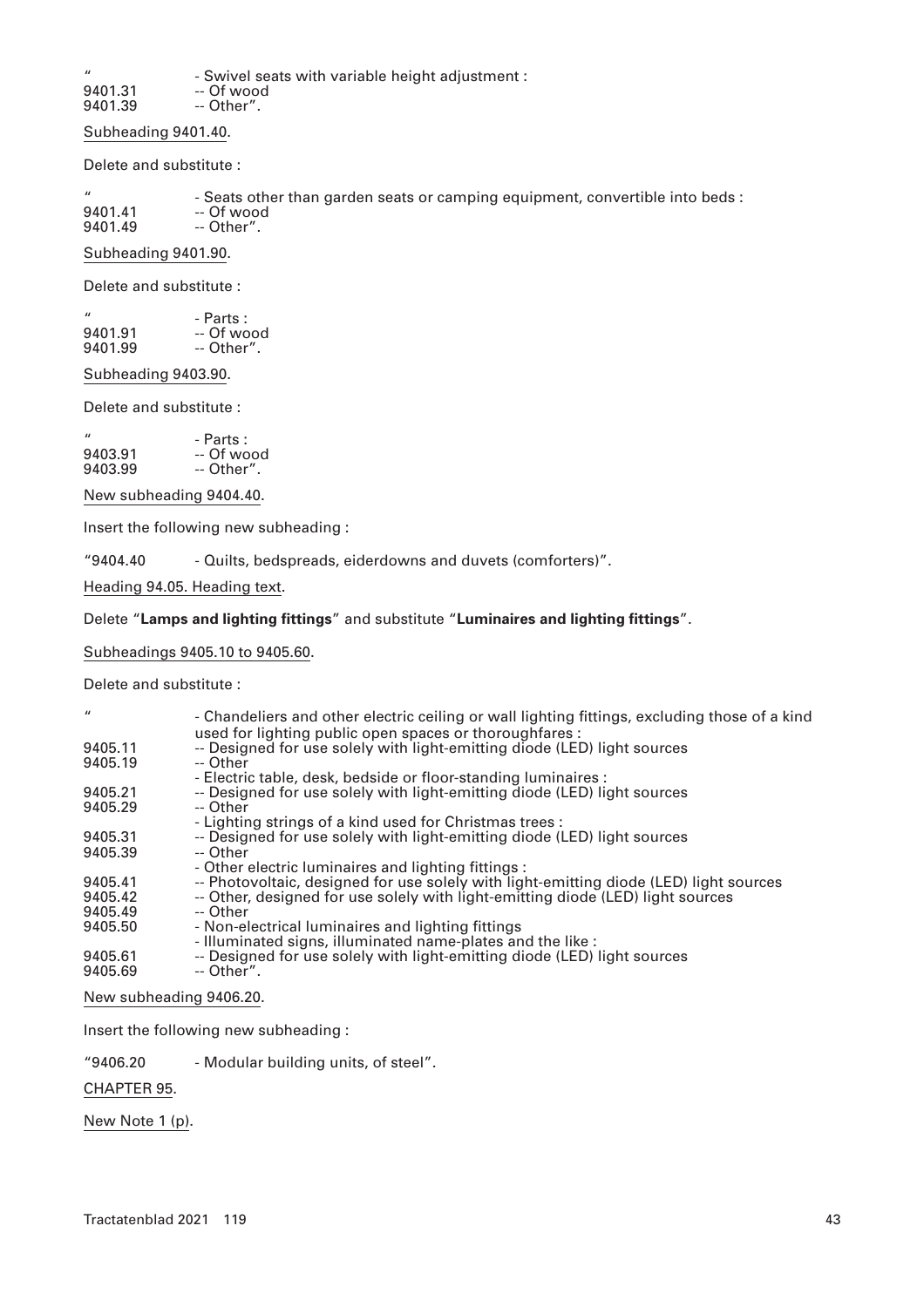| | |
|---|---|
| " | - Swivel seats with variable height adjustment : |
| 9401.31 | -- Of wood |
| 9401.39 | -- Other". |

Subheading 9401.40.

Delete and substitute :

| | |
|---|---|
| " | - Seats other than garden seats or camping equipment, convertible into beds : |
| 9401.41 | -- Of wood |
| 9401.49 | -- Other". |

Subheading 9401.90.

Delete and substitute :

| | |
|---|---|
| " | - Parts : |
| 9401.91 | -- Of wood |
| 9401.99 | -- Other". |

Subheading 9403.90.

Delete and substitute :

| | |
|---|---|
| " | - Parts : |
| 9403.91 | -- Of wood |
| 9403.99 | -- Other". |

New subheading 9404.40.

Insert the following new subheading :

"9404.40 - Quilts, bedspreads, eiderdowns and duvets (comforters)".

Heading 94.05. Heading text.

Delete "**Lamps and lighting fittings**" and substitute "**Luminaires and lighting fittings**".

Subheadings 9405.10 to 9405.60.

Delete and substitute :

| | |
|---|---|
| " | - Chandeliers and other electric ceiling or wall lighting fittings, excluding those of a kind used for lighting public open spaces or thoroughfares : |
| 9405.11 | -- Designed for use solely with light-emitting diode (LED) light sources |
| 9405.19 | -- Other |
| | - Electric table, desk, bedside or floor-standing luminaires : |
| 9405.21 | -- Designed for use solely with light-emitting diode (LED) light sources |
| 9405.29 | -- Other |
| | - Lighting strings of a kind used for Christmas trees : |
| 9405.31 | -- Designed for use solely with light-emitting diode (LED) light sources |
| 9405.39 | -- Other |
| | - Other electric luminaires and lighting fittings : |
| 9405.41 | -- Photovoltaic, designed for use solely with light-emitting diode (LED) light sources |
| 9405.42 | -- Other, designed for use solely with light-emitting diode (LED) light sources |
| 9405.49 | -- Other |
| 9405.50 | - Non-electrical luminaires and lighting fittings |
| | - Illuminated signs, illuminated name-plates and the like : |
| 9405.61 | -- Designed for use solely with light-emitting diode (LED) light sources |
| 9405.69 | -- Other". |

New subheading 9406.20.

Insert the following new subheading :

"9406.20 - Modular building units, of steel".

CHAPTER 95.

New Note 1 (p).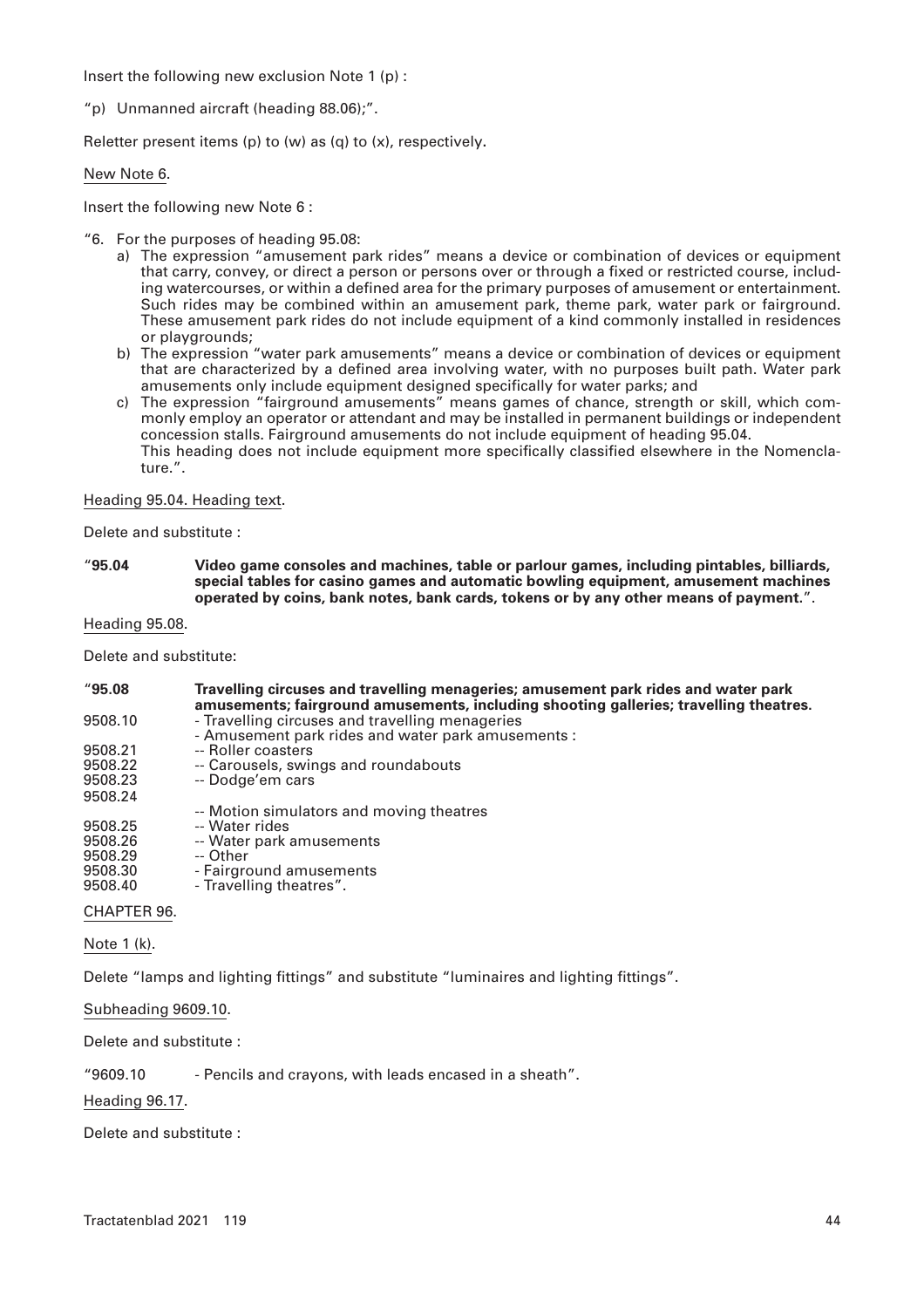Insert the following new exclusion Note 1 (p) :

"p) Unmanned aircraft (heading 88.06);".

Reletter present items (p) to (w) as (q) to (x), respectively.

New Note 6.

Insert the following new Note 6 :

"6. For the purposes of heading 95.08:
   a) The expression "amusement park rides" means a device or combination of devices or equipment that carry, convey, or direct a person or persons over or through a fixed or restricted course, including watercourses, or within a defined area for the primary purposes of amusement or entertainment. Such rides may be combined within an amusement park, theme park, water park or fairground. These amusement park rides do not include equipment of a kind commonly installed in residences or playgrounds;
   b) The expression "water park amusements" means a device or combination of devices or equipment that are characterized by a defined area involving water, with no purposes built path. Water park amusements only include equipment designed specifically for water parks; and
   c) The expression "fairground amusements" means games of chance, strength or skill, which commonly employ an operator or attendant and may be installed in permanent buildings or independent concession stalls. Fairground amusements do not include equipment of heading 95.04.
   This heading does not include equipment more specifically classified elsewhere in the Nomenclature.".

Heading 95.04. Heading text.

Delete and substitute :

"**95.04** **Video game consoles and machines, table or parlour games, including pintables, billiards, special tables for casino games and automatic bowling equipment, amusement machines operated by coins, bank notes, bank cards, tokens or by any other means of payment.**".

Heading 95.08.

Delete and substitute:

| | |
|---|---|
| "**95.08** | **Travelling circuses and travelling menageries; amusement park rides and water park amusements; fairground amusements, including shooting galleries; travelling theatres.** |
| 9508.10 | - Travelling circuses and travelling menageries |
| | - Amusement park rides and water park amusements : |
| 9508.21 | -- Roller coasters |
| 9508.22 | -- Carousels, swings and roundabouts |
| 9508.23 | -- Dodge'em cars |
| 9508.24 | -- Motion simulators and moving theatres |
| 9508.25 | -- Water rides |
| 9508.26 | -- Water park amusements |
| 9508.29 | -- Other |
| 9508.30 | - Fairground amusements |
| 9508.40 | - Travelling theatres". |

CHAPTER 96.

Note 1 (k).

Delete "lamps and lighting fittings" and substitute "luminaires and lighting fittings".

Subheading 9609.10.

Delete and substitute :

"9609.10 - Pencils and crayons, with leads encased in a sheath".

Heading 96.17.

Delete and substitute :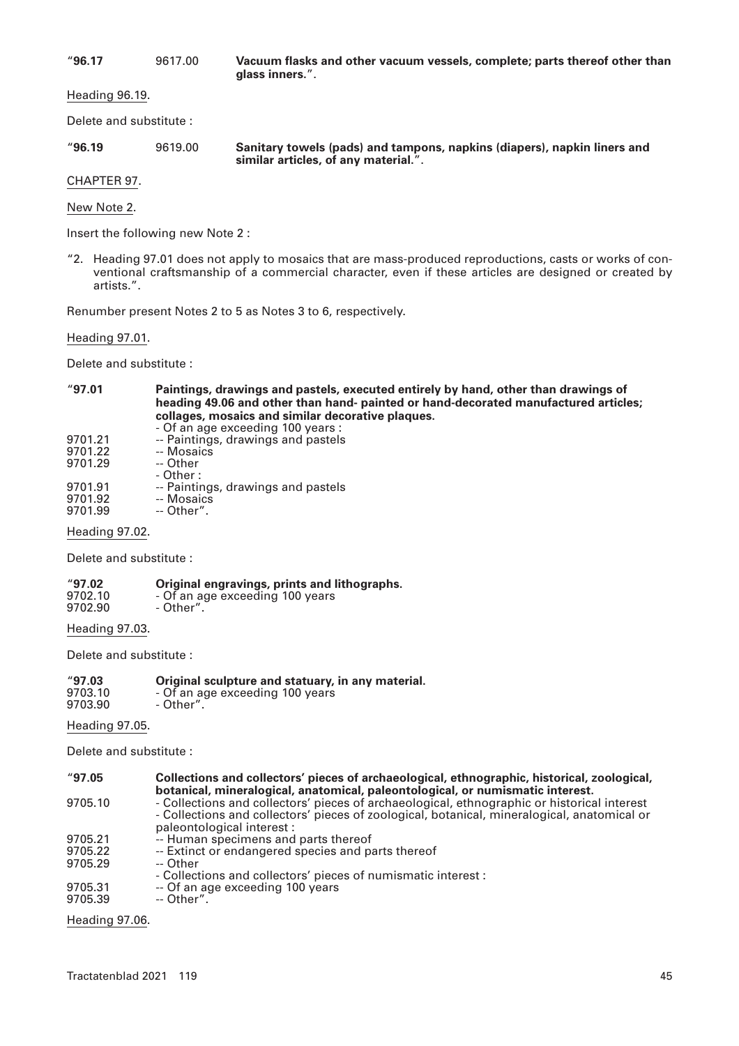| | | |
|---|---|---|
| "**96.17** | 9617.00 | **Vacuum flasks and other vacuum vessels, complete; parts thereof other than glass inners.**". |

Heading 96.19.

Delete and substitute :

| | | |
|---|---|---|
| "**96.19** | 9619.00 | **Sanitary towels (pads) and tampons, napkins (diapers), napkin liners and similar articles, of any material.**". |

CHAPTER 97.

New Note 2.

Insert the following new Note 2 :

"2. Heading 97.01 does not apply to mosaics that are mass-produced reproductions, casts or works of conventional craftsmanship of a commercial character, even if these articles are designed or created by artists.".

Renumber present Notes 2 to 5 as Notes 3 to 6, respectively.

Heading 97.01.

Delete and substitute :

| | |
|---|---|
| "**97.01** | **Paintings, drawings and pastels, executed entirely by hand, other than drawings of heading 49.06 and other than hand- painted or hand-decorated manufactured articles; collages, mosaics and similar decorative plaques.** |
| | - Of an age exceeding 100 years : |
| 9701.21 | -- Paintings, drawings and pastels |
| 9701.22 | -- Mosaics |
| 9701.29 | -- Other |
| | - Other : |
| 9701.91 | -- Paintings, drawings and pastels |
| 9701.92 | -- Mosaics |
| 9701.99 | -- Other". |

Heading 97.02.

Delete and substitute :

| | |
|---|---|
| "**97.02** | **Original engravings, prints and lithographs.** |
| 9702.10 | - Of an age exceeding 100 years |
| 9702.90 | - Other". |

Heading 97.03.

Delete and substitute :

| | |
|---|---|
| "**97.03** | **Original sculpture and statuary, in any material.** |
| 9703.10 | - Of an age exceeding 100 years |
| 9703.90 | - Other". |

Heading 97.05.

Delete and substitute :

| | |
|---|---|
| "**97.05** | **Collections and collectors' pieces of archaeological, ethnographic, historical, zoological, botanical, mineralogical, anatomical, paleontological, or numismatic interest.** |
| 9705.10 | - Collections and collectors' pieces of archaeological, ethnographic or historical interest |
| | - Collections and collectors' pieces of zoological, botanical, mineralogical, anatomical or paleontological interest : |
| 9705.21 | -- Human specimens and parts thereof |
| 9705.22 | -- Extinct or endangered species and parts thereof |
| 9705.29 | -- Other |
| | - Collections and collectors' pieces of numismatic interest : |
| 9705.31 | -- Of an age exceeding 100 years |
| 9705.39 | -- Other". |

Heading 97.06.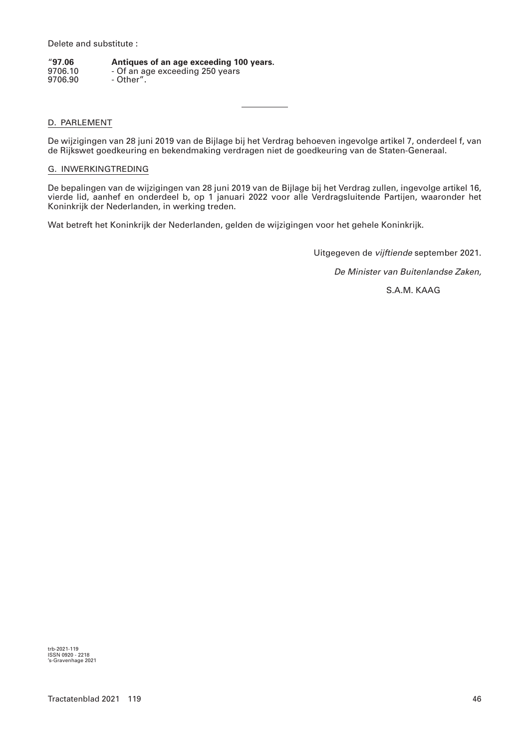Delete and substitute :

| | |
|---|---|
| "**97.06** | **Antiques of an age exceeding 100 years.** |
| 9706.10 | - Of an age exceeding 250 years |
| 9706.90 | - Other". |

---

## D. PARLEMENT

De wijzigingen van 28 juni 2019 van de Bijlage bij het Verdrag behoeven ingevolge artikel 7, onderdeel f, van de Rijkswet goedkeuring en bekendmaking verdragen niet de goedkeuring van de Staten-Generaal.

## G. INWERKINGTREDING

De bepalingen van de wijzigingen van 28 juni 2019 van de Bijlage bij het Verdrag zullen, ingevolge artikel 16, vierde lid, aanhef en onderdeel b, op 1 januari 2022 voor alle Verdragsluitende Partijen, waaronder het Koninkrijk der Nederlanden, in werking treden.

Wat betreft het Koninkrijk der Nederlanden, gelden de wijzigingen voor het gehele Koninkrijk.

Uitgegeven de *vijftiende* september 2021.

*De Minister van Buitenlandse Zaken,*

S.A.M. KAAG

trb-2021-119
ISSN 0920 - 2218
's-Gravenhage 2021